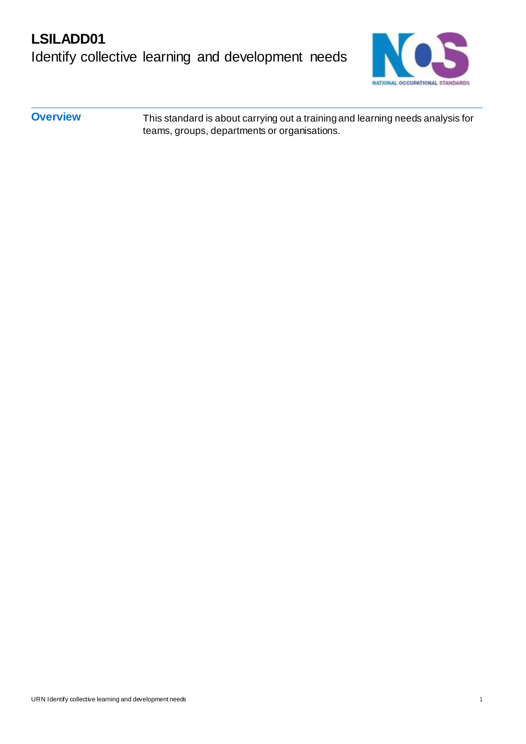# LSILADD01

Identify collective learning and development needs

## Overview

This standard is about carrying out a training and learning needs analysis for teams, groups, departments or organisations.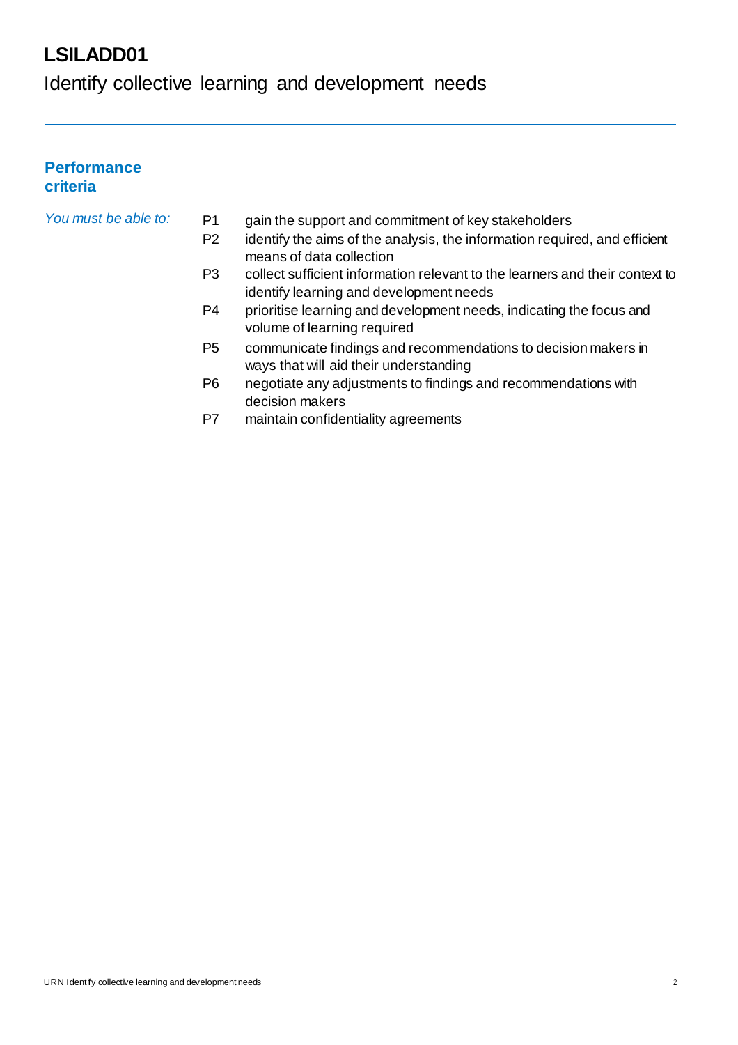# LSILADD01

Identify collective learning and development needs

## Performance criteria

*You must be able to:*

- P1 gain the support and commitment of key stakeholders
- P2 identify the aims of the analysis, the information required, and efficient means of data collection
- P3 collect sufficient information relevant to the learners and their context to identify learning and development needs
- P4 prioritise learning and development needs, indicating the focus and volume of learning required
- P5 communicate findings and recommendations to decision makers in ways that will aid their understanding
- P6 negotiate any adjustments to findings and recommendations with decision makers
- P7 maintain confidentiality agreements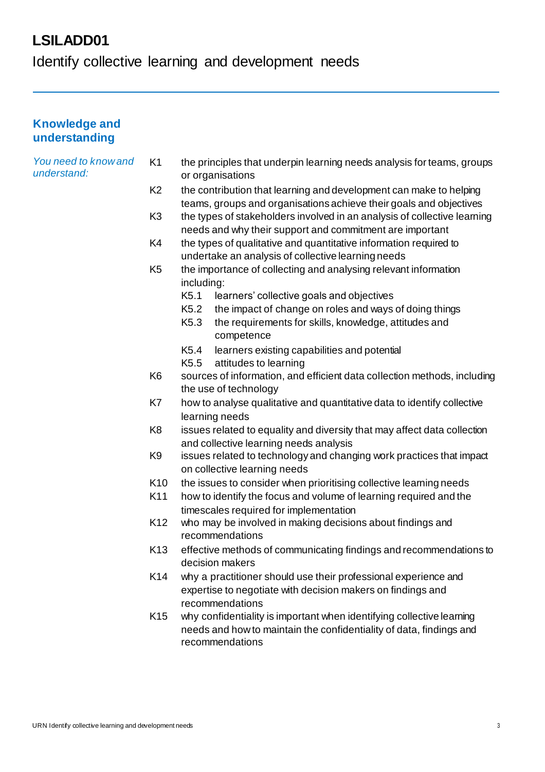# LSILADD01

Identify collective learning and development needs

## Knowledge and understanding

*You need to know and understand:*

- K1 the principles that underpin learning needs analysis for teams, groups or organisations
- K2 the contribution that learning and development can make to helping teams, groups and organisations achieve their goals and objectives
- K3 the types of stakeholders involved in an analysis of collective learning needs and why their support and commitment are important
- K4 the types of qualitative and quantitative information required to undertake an analysis of collective learning needs
- K5 the importance of collecting and analysing relevant information including:
  - K5.1 learners' collective goals and objectives
  - K5.2 the impact of change on roles and ways of doing things
  - K5.3 the requirements for skills, knowledge, attitudes and competence
  - K5.4 learners existing capabilities and potential
  - K5.5 attitudes to learning
- K6 sources of information, and efficient data collection methods, including the use of technology
- K7 how to analyse qualitative and quantitative data to identify collective learning needs
- K8 issues related to equality and diversity that may affect data collection and collective learning needs analysis
- K9 issues related to technology and changing work practices that impact on collective learning needs
- K10 the issues to consider when prioritising collective learning needs
- K11 how to identify the focus and volume of learning required and the timescales required for implementation
- K12 who may be involved in making decisions about findings and recommendations
- K13 effective methods of communicating findings and recommendations to decision makers
- K14 why a practitioner should use their professional experience and expertise to negotiate with decision makers on findings and recommendations
- K15 why confidentiality is important when identifying collective learning needs and how to maintain the confidentiality of data, findings and recommendations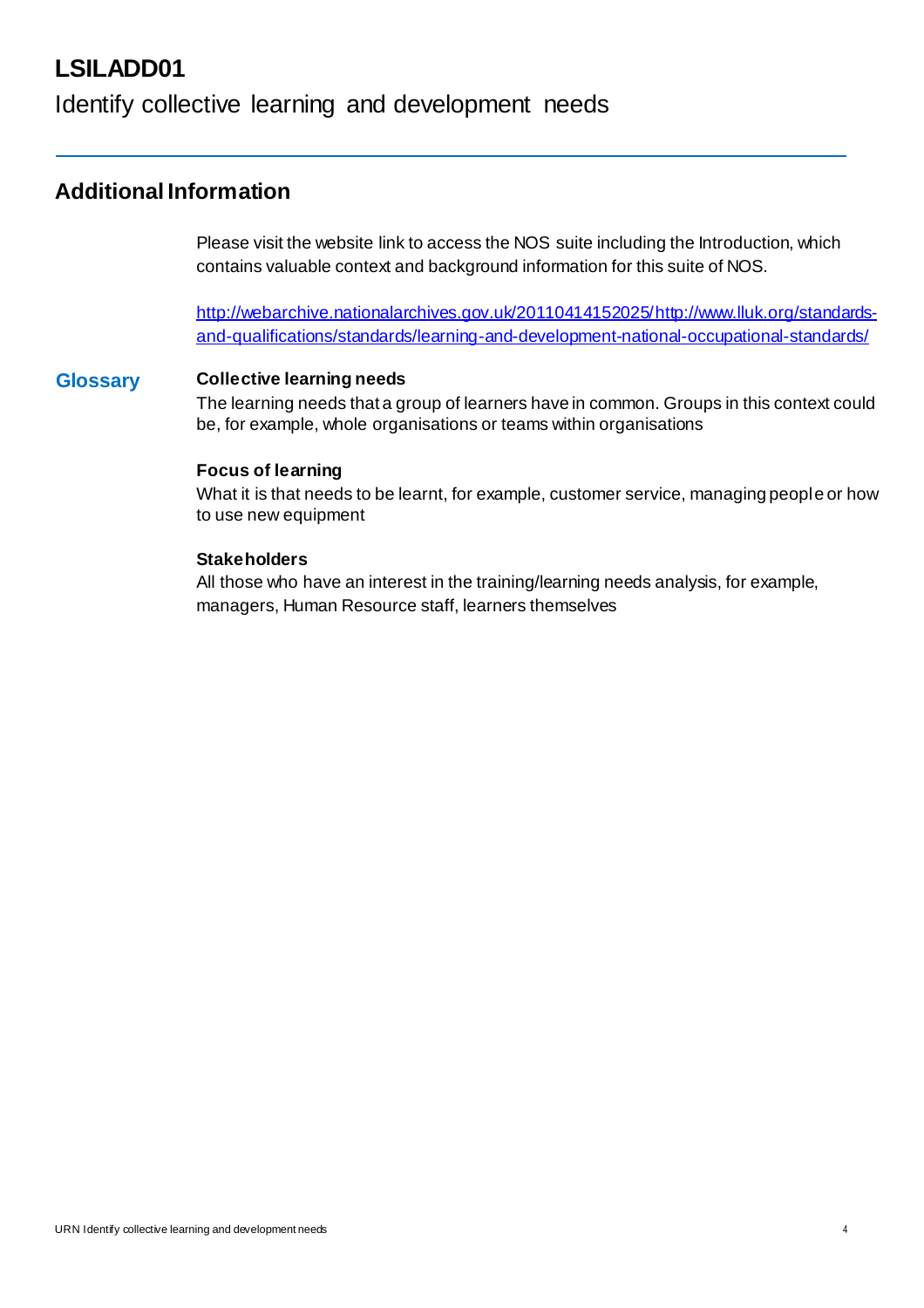# LSILADD01

Identify collective learning and development needs

## Additional Information

Please visit the website link to access the NOS suite including the Introduction, which contains valuable context and background information for this suite of NOS.

[http://webarchive.nationalarchives.gov.uk/20110414152025/http://www.lluk.org/standards-and-qualifications/standards/learning-and-development-national-occupational-standards/](http://webarchive.nationalarchives.gov.uk/20110414152025/http://www.lluk.org/standards-and-qualifications/standards/learning-and-development-national-occupational-standards/)

### Glossary

**Collective learning needs**
The learning needs that a group of learners have in common. Groups in this context could be, for example, whole organisations or teams within organisations

**Focus of learning**
What it is that needs to be learnt, for example, customer service, managing people or how to use new equipment

**Stakeholders**
All those who have an interest in the training/learning needs analysis, for example, managers, Human Resource staff, learners themselves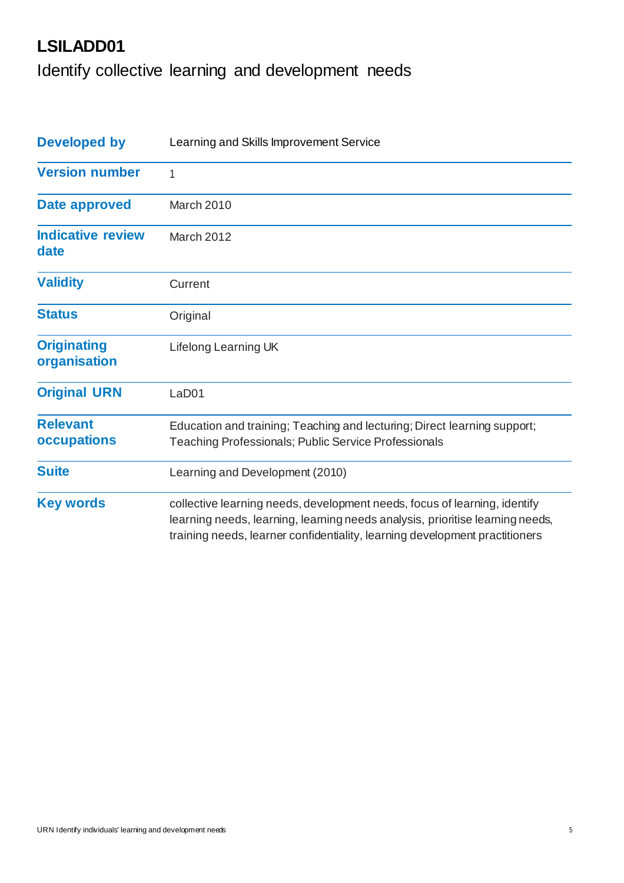# LSILADD01

## Identify collective learning and development needs

| | |
|---|---|
| **Developed by** | Learning and Skills Improvement Service |
| **Version number** | 1 |
| **Date approved** | March 2010 |
| **Indicative review date** | March 2012 |
| **Validity** | Current |
| **Status** | Original |
| **Originating organisation** | Lifelong Learning UK |
| **Original URN** | LaD01 |
| **Relevant occupations** | Education and training; Teaching and lecturing; Direct learning support; Teaching Professionals; Public Service Professionals |
| **Suite** | Learning and Development (2010) |
| **Key words** | collective learning needs, development needs, focus of learning, identify learning needs, learning, learning needs analysis, prioritise learning needs, training needs, learner confidentiality, learning development practitioners |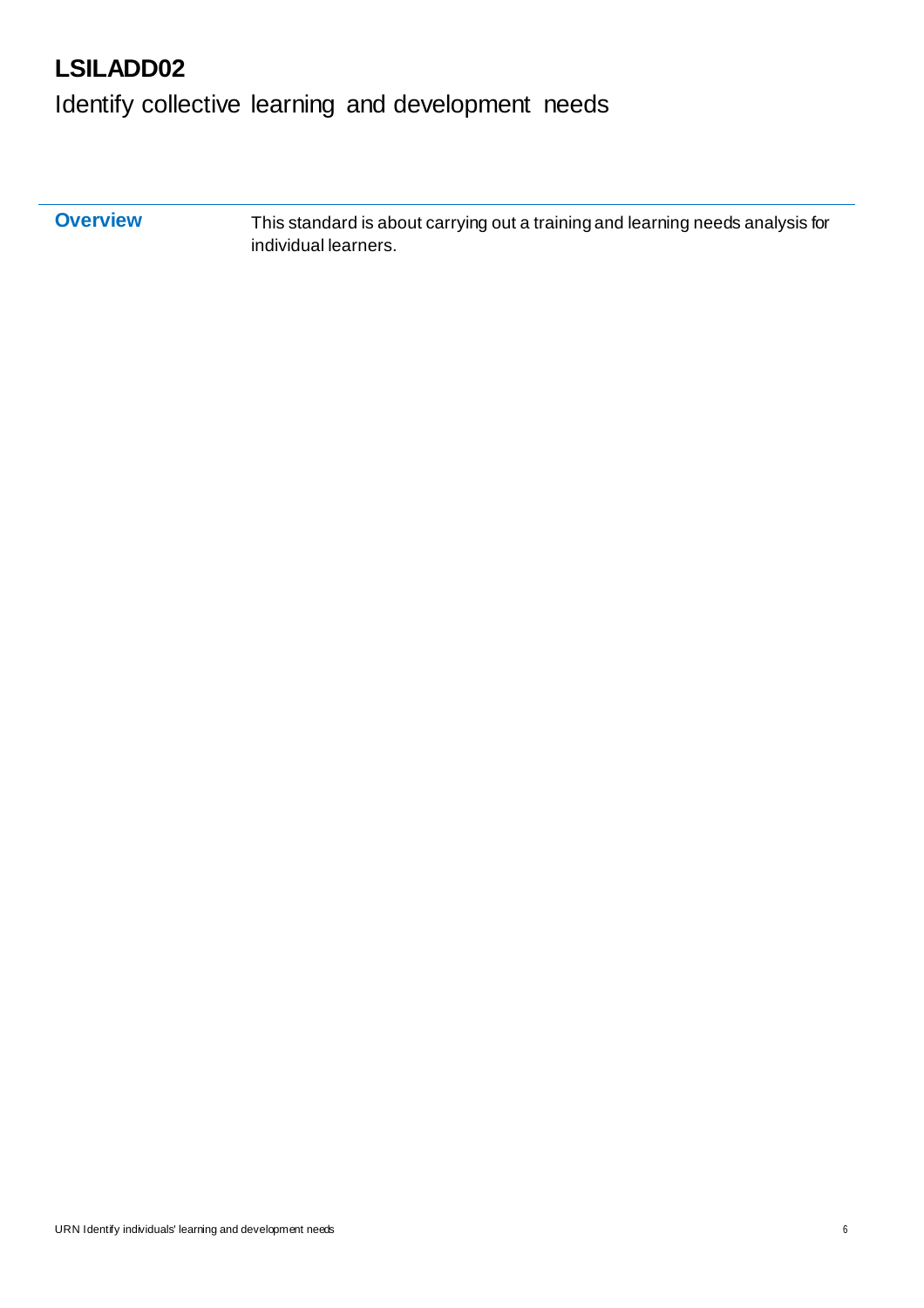# LSILADD02

## Identify collective learning and development needs

| | |
|---|---|
| **Overview** | This standard is about carrying out a training and learning needs analysis for individual learners. |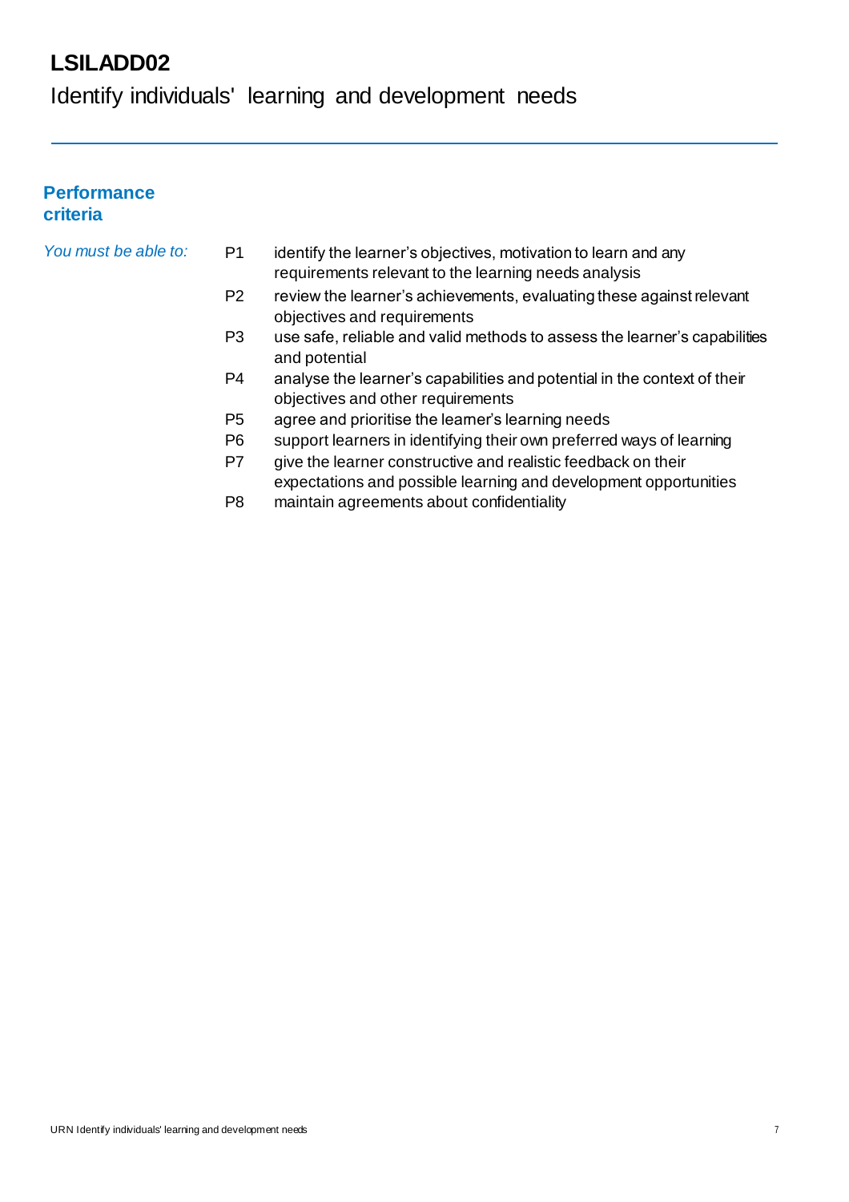# LSILADD02

Identify individuals' learning and development needs

## Performance criteria

*You must be able to:*

- P1 identify the learner's objectives, motivation to learn and any requirements relevant to the learning needs analysis
- P2 review the learner's achievements, evaluating these against relevant objectives and requirements
- P3 use safe, reliable and valid methods to assess the learner's capabilities and potential
- P4 analyse the learner's capabilities and potential in the context of their objectives and other requirements
- P5 agree and prioritise the learner's learning needs
- P6 support learners in identifying their own preferred ways of learning
- P7 give the learner constructive and realistic feedback on their expectations and possible learning and development opportunities
- P8 maintain agreements about confidentiality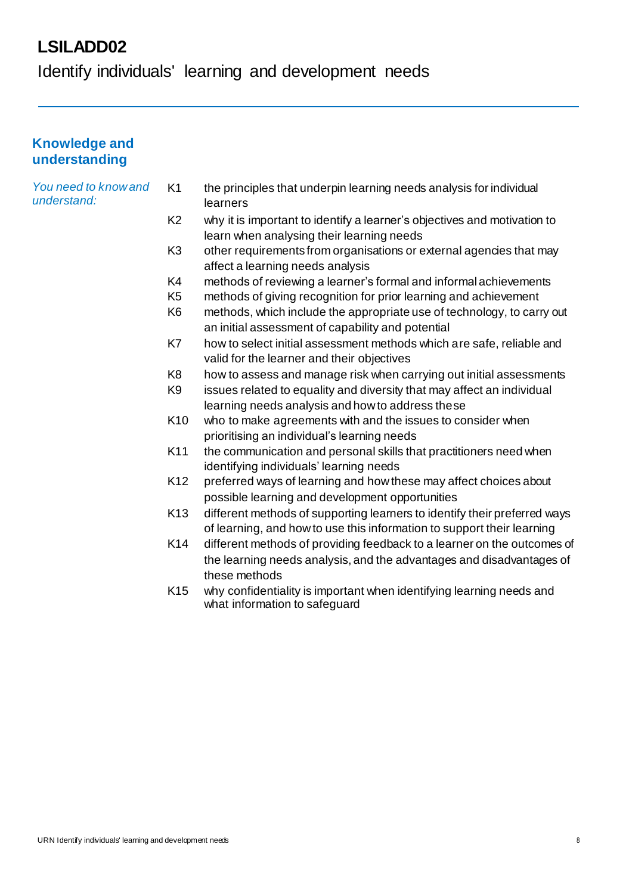# LSILADD02

Identify individuals' learning and development needs

## Knowledge and understanding

*You need to know and understand:*

| | |
|---|---|
| K1 | the principles that underpin learning needs analysis for individual learners |
| K2 | why it is important to identify a learner's objectives and motivation to learn when analysing their learning needs |
| K3 | other requirements from organisations or external agencies that may affect a learning needs analysis |
| K4 | methods of reviewing a learner's formal and informal achievements |
| K5 | methods of giving recognition for prior learning and achievement |
| K6 | methods, which include the appropriate use of technology, to carry out an initial assessment of capability and potential |
| K7 | how to select initial assessment methods which are safe, reliable and valid for the learner and their objectives |
| K8 | how to assess and manage risk when carrying out initial assessments |
| K9 | issues related to equality and diversity that may affect an individual learning needs analysis and how to address these |
| K10 | who to make agreements with and the issues to consider when prioritising an individual's learning needs |
| K11 | the communication and personal skills that practitioners need when identifying individuals' learning needs |
| K12 | preferred ways of learning and how these may affect choices about possible learning and development opportunities |
| K13 | different methods of supporting learners to identify their preferred ways of learning, and how to use this information to support their learning |
| K14 | different methods of providing feedback to a learner on the outcomes of the learning needs analysis, and the advantages and disadvantages of these methods |
| K15 | why confidentiality is important when identifying learning needs and what information to safeguard |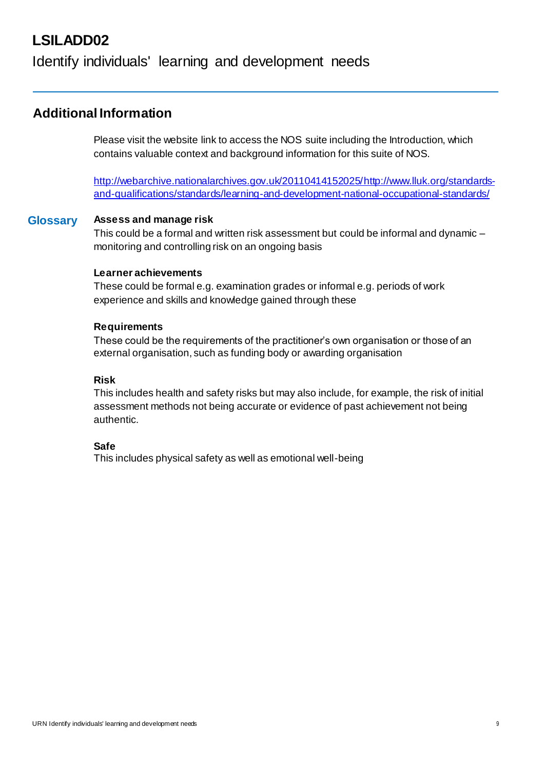# LSILADD02

Identify individuals' learning and development needs

## Additional Information

Please visit the website link to access the NOS suite including the Introduction, which contains valuable context and background information for this suite of NOS.

[http://webarchive.nationalarchives.gov.uk/20110414152025/http://www.lluk.org/standards-and-qualifications/standards/learning-and-development-national-occupational-standards/](http://webarchive.nationalarchives.gov.uk/20110414152025/http://www.lluk.org/standards-and-qualifications/standards/learning-and-development-national-occupational-standards/)

### Glossary

**Assess and manage risk**
This could be a formal and written risk assessment but could be informal and dynamic – monitoring and controlling risk on an ongoing basis

**Learner achievements**
These could be formal e.g. examination grades or informal e.g. periods of work experience and skills and knowledge gained through these

**Requirements**
These could be the requirements of the practitioner's own organisation or those of an external organisation, such as funding body or awarding organisation

**Risk**
This includes health and safety risks but may also include, for example, the risk of initial assessment methods not being accurate or evidence of past achievement not being authentic.

**Safe**
This includes physical safety as well as emotional well-being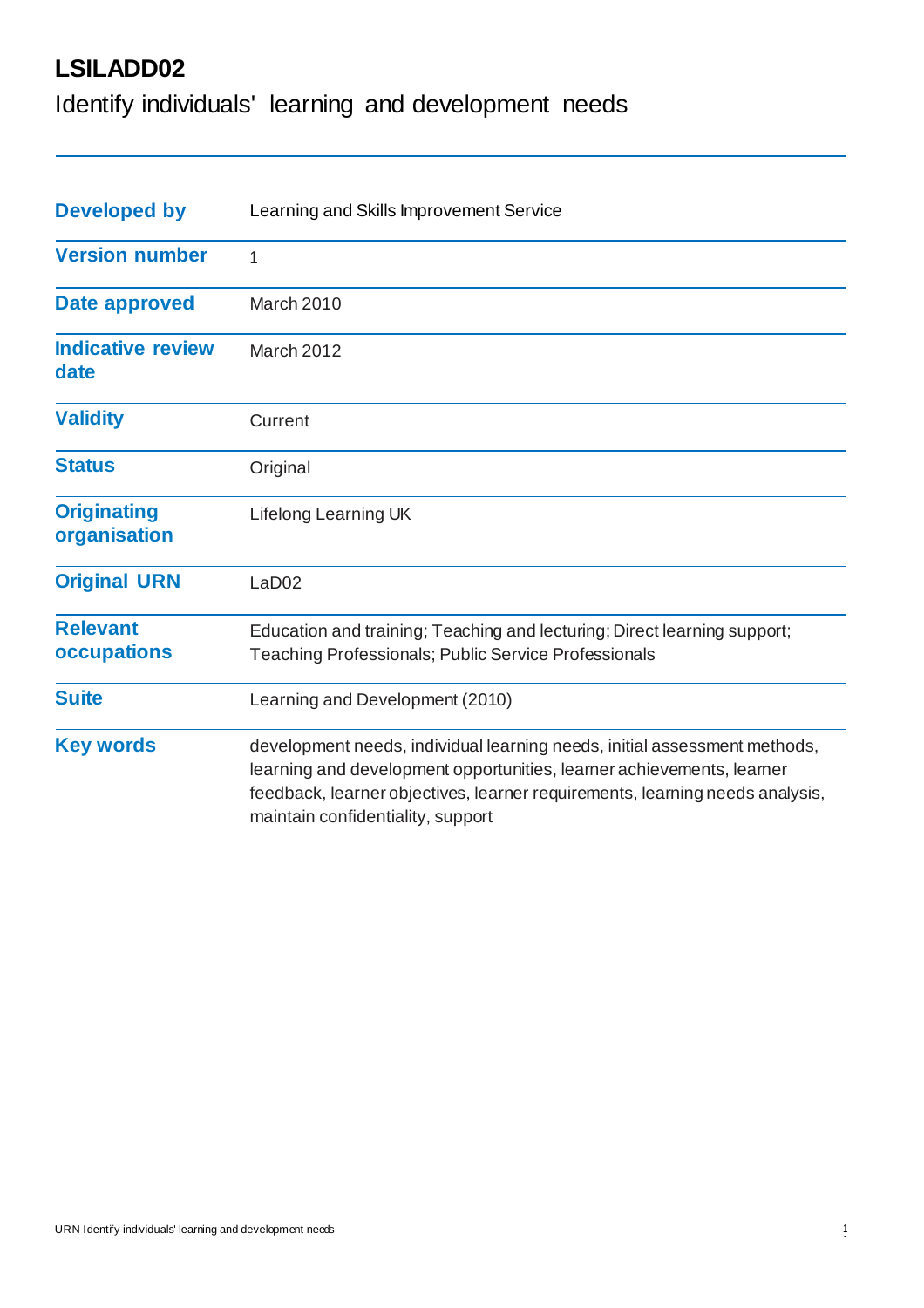# LSILADD02

## Identify individuals' learning and development needs

| | |
|---|---|
| **Developed by** | Learning and Skills Improvement Service |
| **Version number** | 1 |
| **Date approved** | March 2010 |
| **Indicative review date** | March 2012 |
| **Validity** | Current |
| **Status** | Original |
| **Originating organisation** | Lifelong Learning UK |
| **Original URN** | LaD02 |
| **Relevant occupations** | Education and training; Teaching and lecturing; Direct learning support; Teaching Professionals; Public Service Professionals |
| **Suite** | Learning and Development (2010) |
| **Key words** | development needs, individual learning needs, initial assessment methods, learning and development opportunities, learner achievements, learner feedback, learner objectives, learner requirements, learning needs analysis, maintain confidentiality, support |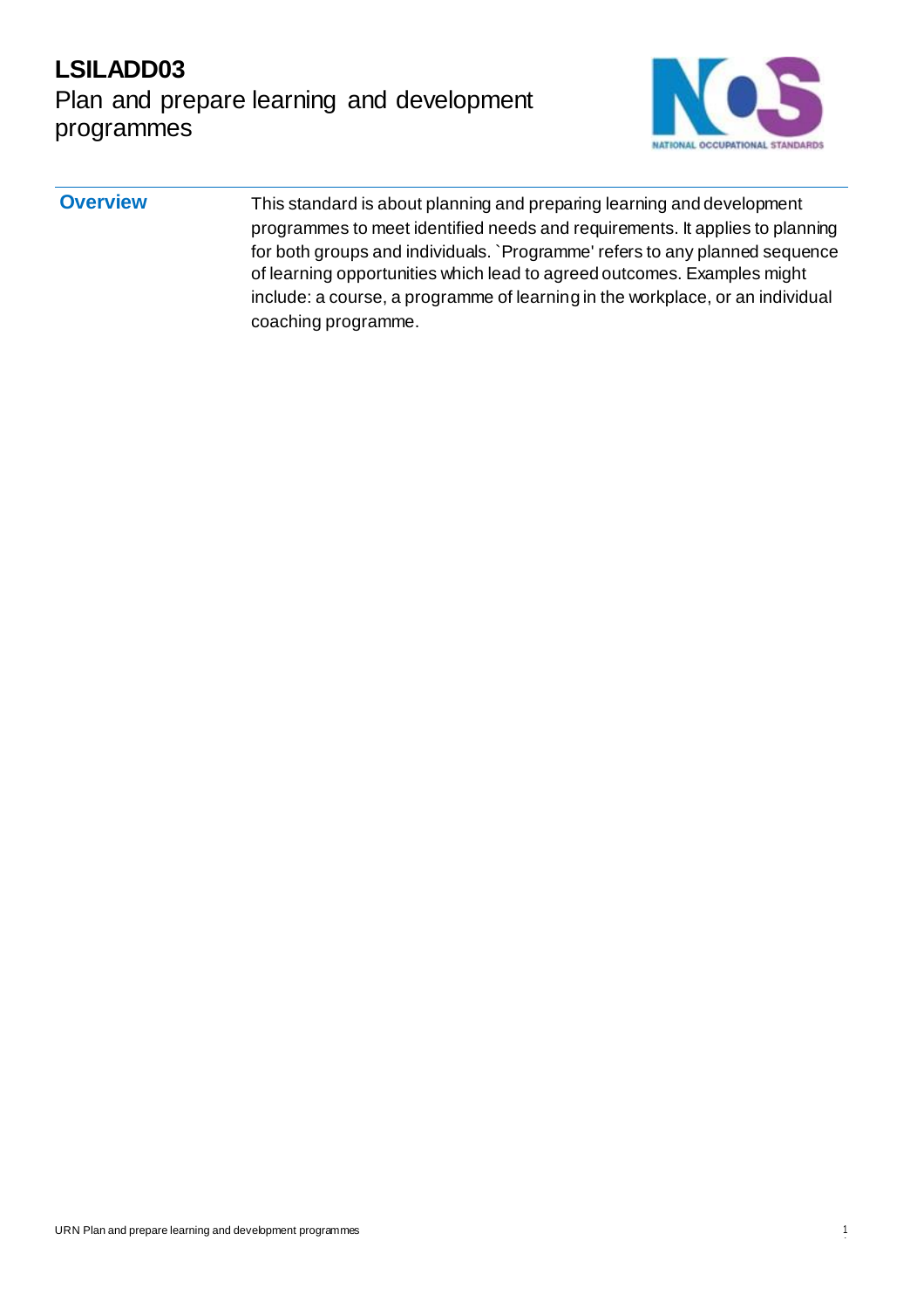# LSILADD03

Plan and prepare learning and development programmes

| | |
|---|---|
| **Overview** | This standard is about planning and preparing learning and development programmes to meet identified needs and requirements. It applies to planning for both groups and individuals. `Programme' refers to any planned sequence of learning opportunities which lead to agreed outcomes. Examples might include: a course, a programme of learning in the workplace, or an individual coaching programme. |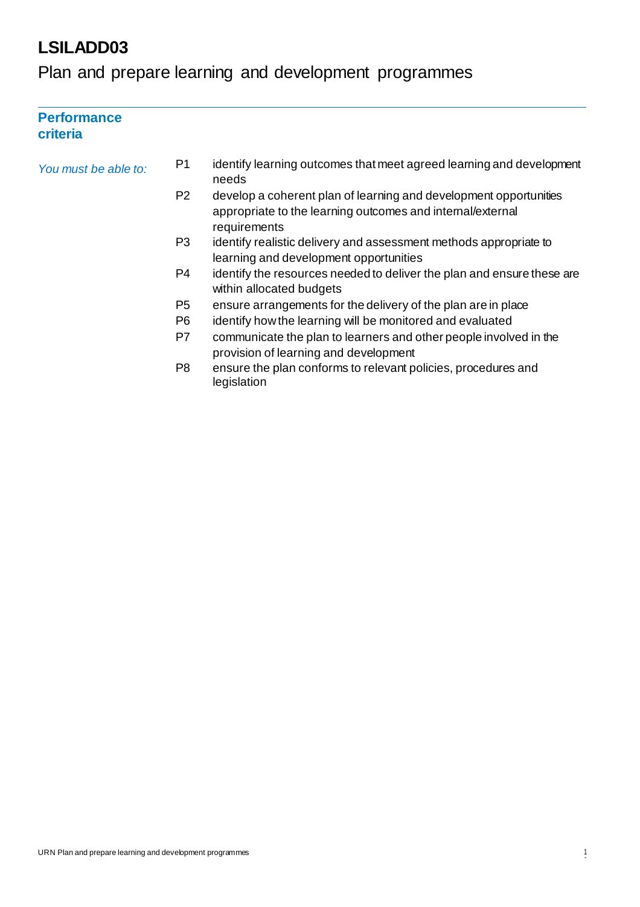# LSILADD03

## Plan and prepare learning and development programmes

---

### Performance criteria

*You must be able to:*

- P1 identify learning outcomes that meet agreed learning and development needs
- P2 develop a coherent plan of learning and development opportunities appropriate to the learning outcomes and internal/external requirements
- P3 identify realistic delivery and assessment methods appropriate to learning and development opportunities
- P4 identify the resources needed to deliver the plan and ensure these are within allocated budgets
- P5 ensure arrangements for the delivery of the plan are in place
- P6 identify how the learning will be monitored and evaluated
- P7 communicate the plan to learners and other people involved in the provision of learning and development
- P8 ensure the plan conforms to relevant policies, procedures and legislation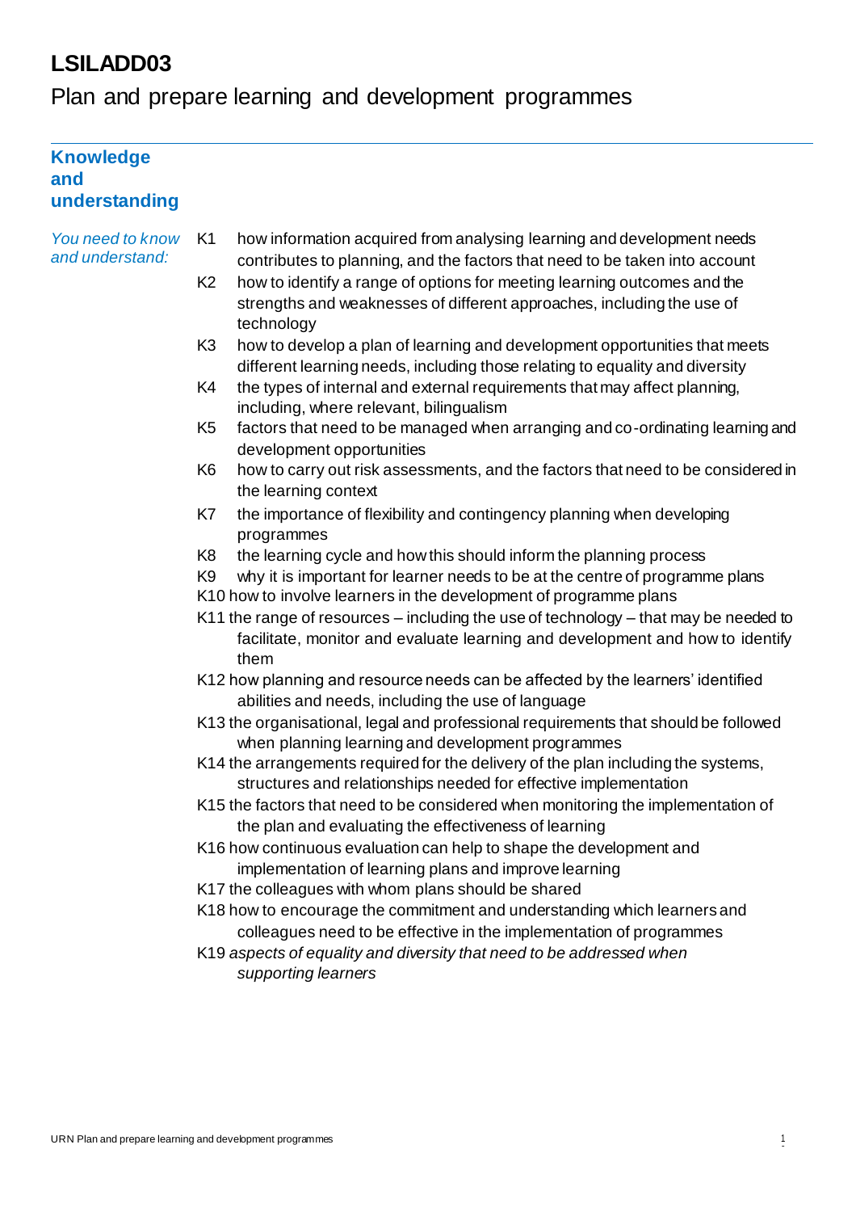# LSILADD03

## Plan and prepare learning and development programmes

### Knowledge and understanding

*You need to know and understand:*

- K1 how information acquired from analysing learning and development needs contributes to planning, and the factors that need to be taken into account
- K2 how to identify a range of options for meeting learning outcomes and the strengths and weaknesses of different approaches, including the use of technology
- K3 how to develop a plan of learning and development opportunities that meets different learning needs, including those relating to equality and diversity
- K4 the types of internal and external requirements that may affect planning, including, where relevant, bilingualism
- K5 factors that need to be managed when arranging and co-ordinating learning and development opportunities
- K6 how to carry out risk assessments, and the factors that need to be considered in the learning context
- K7 the importance of flexibility and contingency planning when developing programmes
- K8 the learning cycle and how this should inform the planning process
- K9 why it is important for learner needs to be at the centre of programme plans
- K10 how to involve learners in the development of programme plans
- K11 the range of resources – including the use of technology – that may be needed to facilitate, monitor and evaluate learning and development and how to identify them
- K12 how planning and resource needs can be affected by the learners' identified abilities and needs, including the use of language
- K13 the organisational, legal and professional requirements that should be followed when planning learning and development programmes
- K14 the arrangements required for the delivery of the plan including the systems, structures and relationships needed for effective implementation
- K15 the factors that need to be considered when monitoring the implementation of the plan and evaluating the effectiveness of learning
- K16 how continuous evaluation can help to shape the development and implementation of learning plans and improve learning
- K17 the colleagues with whom plans should be shared
- K18 how to encourage the commitment and understanding which learners and colleagues need to be effective in the implementation of programmes
- K19 *aspects of equality and diversity that need to be addressed when supporting learners*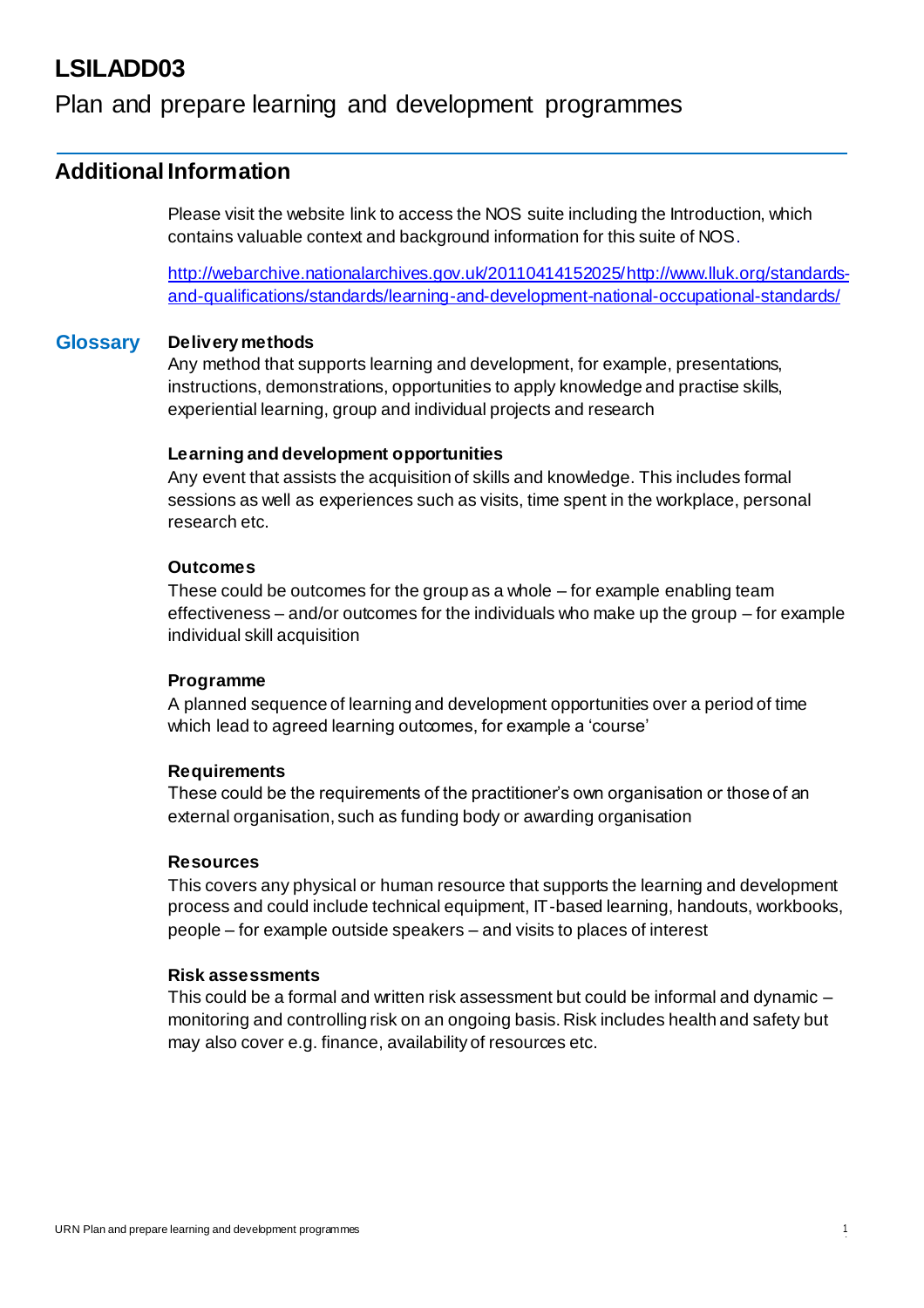# LSILADD03

Plan and prepare learning and development programmes

## Additional Information

Please visit the website link to access the NOS suite including the Introduction, which contains valuable context and background information for this suite of NOS.

http://webarchive.nationalarchives.gov.uk/20110414152025/http://www.lluk.org/standards-and-qualifications/standards/learning-and-development-national-occupational-standards/

## Glossary

**Delivery methods**
Any method that supports learning and development, for example, presentations, instructions, demonstrations, opportunities to apply knowledge and practise skills, experiential learning, group and individual projects and research

**Learning and development opportunities**
Any event that assists the acquisition of skills and knowledge. This includes formal sessions as well as experiences such as visits, time spent in the workplace, personal research etc.

**Outcomes**
These could be outcomes for the group as a whole – for example enabling team effectiveness – and/or outcomes for the individuals who make up the group – for example individual skill acquisition

**Programme**
A planned sequence of learning and development opportunities over a period of time which lead to agreed learning outcomes, for example a 'course'

**Requirements**
These could be the requirements of the practitioner's own organisation or those of an external organisation, such as funding body or awarding organisation

**Resources**
This covers any physical or human resource that supports the learning and development process and could include technical equipment, IT-based learning, handouts, workbooks, people – for example outside speakers – and visits to places of interest

**Risk assessments**
This could be a formal and written risk assessment but could be informal and dynamic – monitoring and controlling risk on an ongoing basis. Risk includes health and safety but may also cover e.g. finance, availability of resources etc.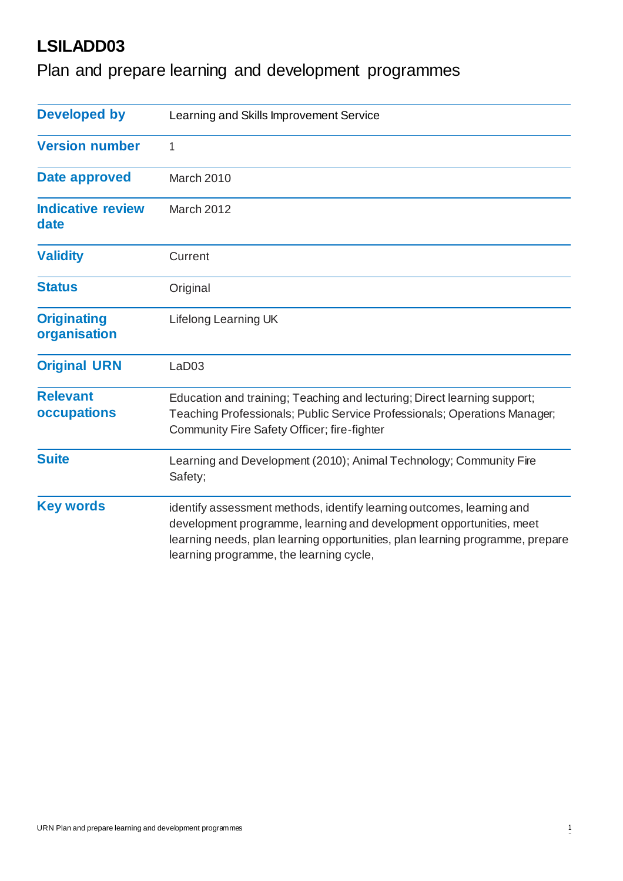# LSILADD03

## Plan and prepare learning and development programmes

| | |
|---|---|
| **Developed by** | Learning and Skills Improvement Service |
| **Version number** | 1 |
| **Date approved** | March 2010 |
| **Indicative review date** | March 2012 |
| **Validity** | Current |
| **Status** | Original |
| **Originating organisation** | Lifelong Learning UK |
| **Original URN** | LaD03 |
| **Relevant occupations** | Education and training; Teaching and lecturing; Direct learning support; Teaching Professionals; Public Service Professionals; Operations Manager; Community Fire Safety Officer; fire-fighter |
| **Suite** | Learning and Development (2010); Animal Technology; Community Fire Safety; |
| **Key words** | identify assessment methods, identify learning outcomes, learning and development programme, learning and development opportunities, meet learning needs, plan learning opportunities, plan learning programme, prepare learning programme, the learning cycle, |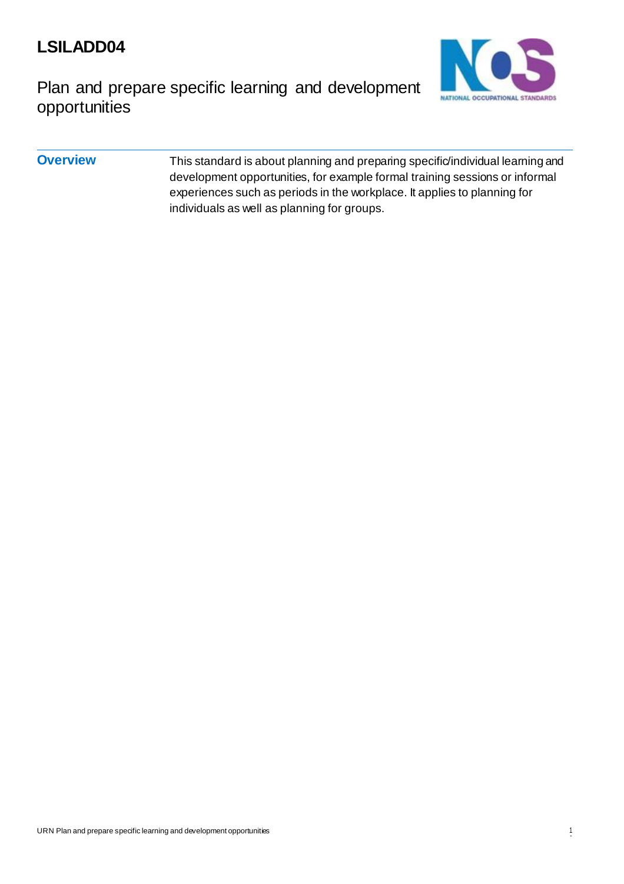# LSILADD04

## Plan and prepare specific learning and development opportunities

### Overview

This standard is about planning and preparing specific/individual learning and development opportunities, for example formal training sessions or informal experiences such as periods in the workplace. It applies to planning for individuals as well as planning for groups.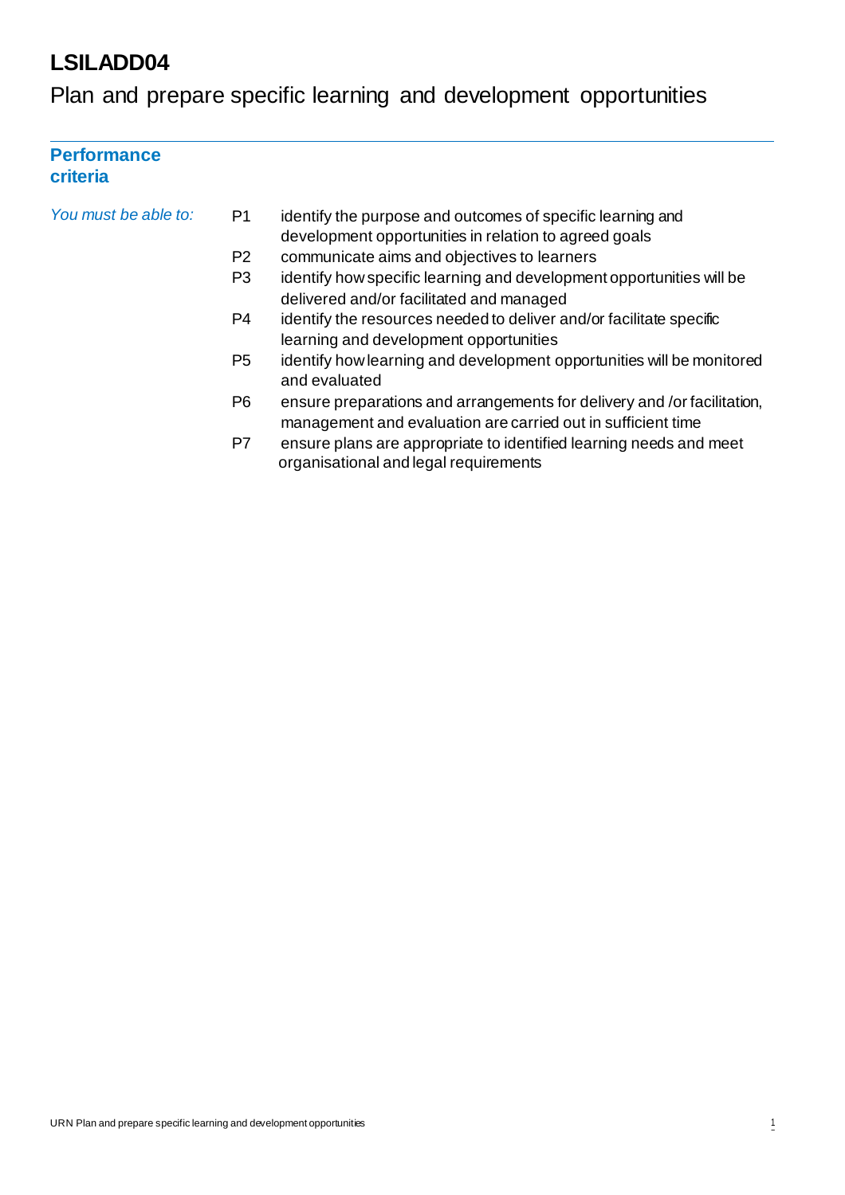# LSILADD04

## Plan and prepare specific learning and development opportunities

---

### Performance criteria

*You must be able to:*

- P1 identify the purpose and outcomes of specific learning and development opportunities in relation to agreed goals
- P2 communicate aims and objectives to learners
- P3 identify how specific learning and development opportunities will be delivered and/or facilitated and managed
- P4 identify the resources needed to deliver and/or facilitate specific learning and development opportunities
- P5 identify how learning and development opportunities will be monitored and evaluated
- P6 ensure preparations and arrangements for delivery and /or facilitation, management and evaluation are carried out in sufficient time
- P7 ensure plans are appropriate to identified learning needs and meet organisational and legal requirements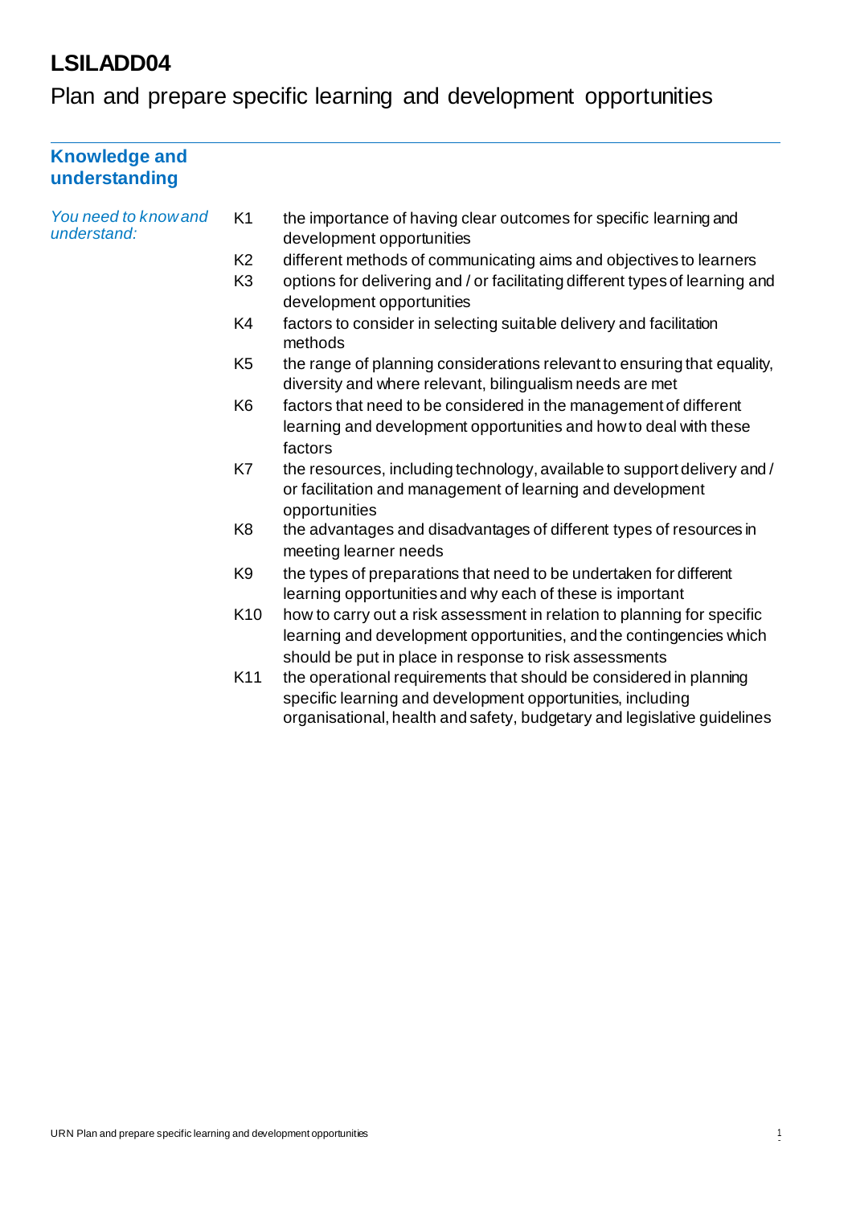# LSILADD04

## Plan and prepare specific learning and development opportunities

### Knowledge and understanding

*You need to know and understand:*

| | |
|---|---|
| K1 | the importance of having clear outcomes for specific learning and development opportunities |
| K2 | different methods of communicating aims and objectives to learners |
| K3 | options for delivering and / or facilitating different types of learning and development opportunities |
| K4 | factors to consider in selecting suitable delivery and facilitation methods |
| K5 | the range of planning considerations relevant to ensuring that equality, diversity and where relevant, bilingualism needs are met |
| K6 | factors that need to be considered in the management of different learning and development opportunities and how to deal with these factors |
| K7 | the resources, including technology, available to support delivery and / or facilitation and management of learning and development opportunities |
| K8 | the advantages and disadvantages of different types of resources in meeting learner needs |
| K9 | the types of preparations that need to be undertaken for different learning opportunities and why each of these is important |
| K10 | how to carry out a risk assessment in relation to planning for specific learning and development opportunities, and the contingencies which should be put in place in response to risk assessments |
| K11 | the operational requirements that should be considered in planning specific learning and development opportunities, including organisational, health and safety, budgetary and legislative guidelines |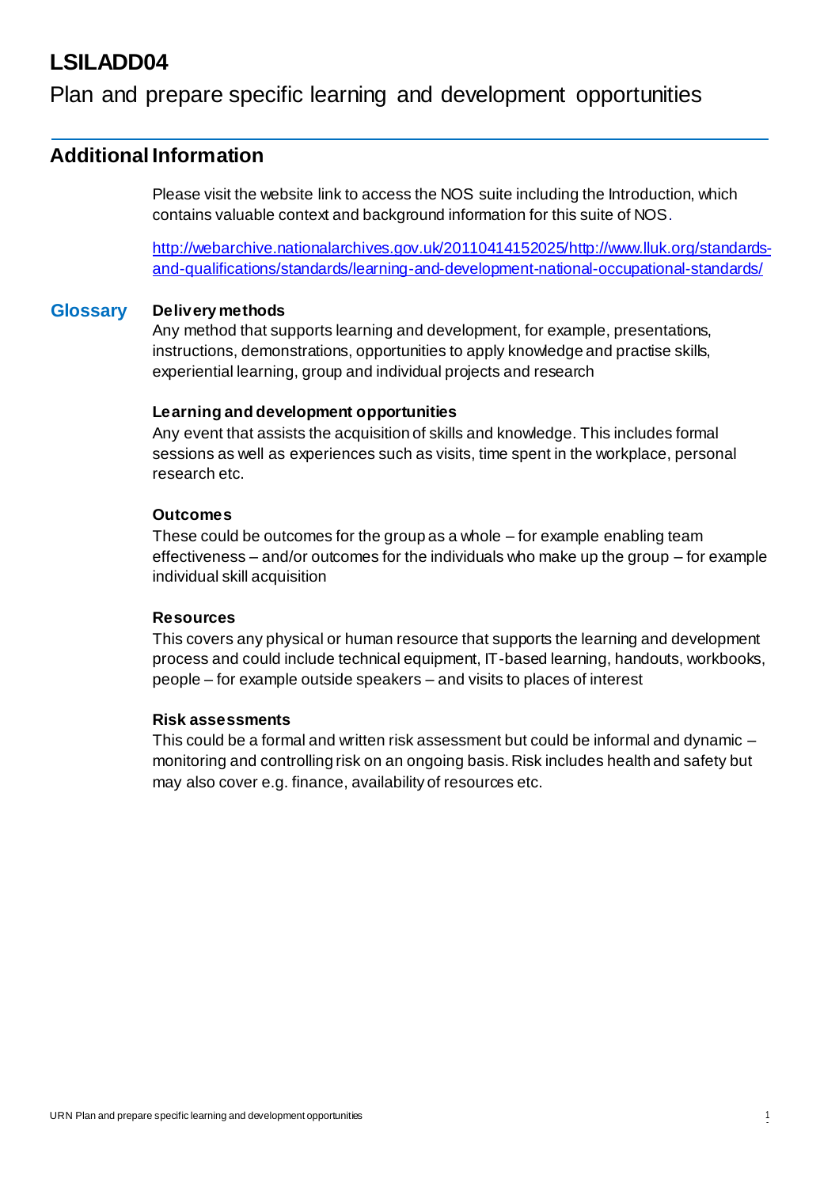# LSILADD04

Plan and prepare specific learning and development opportunities

## Additional Information

Please visit the website link to access the NOS suite including the Introduction, which contains valuable context and background information for this suite of NOS.

http://webarchive.nationalarchives.gov.uk/20110414152025/http://www.lluk.org/standards-and-qualifications/standards/learning-and-development-national-occupational-standards/

## Glossary

**Delivery methods**
Any method that supports learning and development, for example, presentations, instructions, demonstrations, opportunities to apply knowledge and practise skills, experiential learning, group and individual projects and research

**Learning and development opportunities**
Any event that assists the acquisition of skills and knowledge. This includes formal sessions as well as experiences such as visits, time spent in the workplace, personal research etc.

**Outcomes**
These could be outcomes for the group as a whole – for example enabling team effectiveness – and/or outcomes for the individuals who make up the group – for example individual skill acquisition

**Resources**
This covers any physical or human resource that supports the learning and development process and could include technical equipment, IT-based learning, handouts, workbooks, people – for example outside speakers – and visits to places of interest

**Risk assessments**
This could be a formal and written risk assessment but could be informal and dynamic – monitoring and controlling risk on an ongoing basis. Risk includes health and safety but may also cover e.g. finance, availability of resources etc.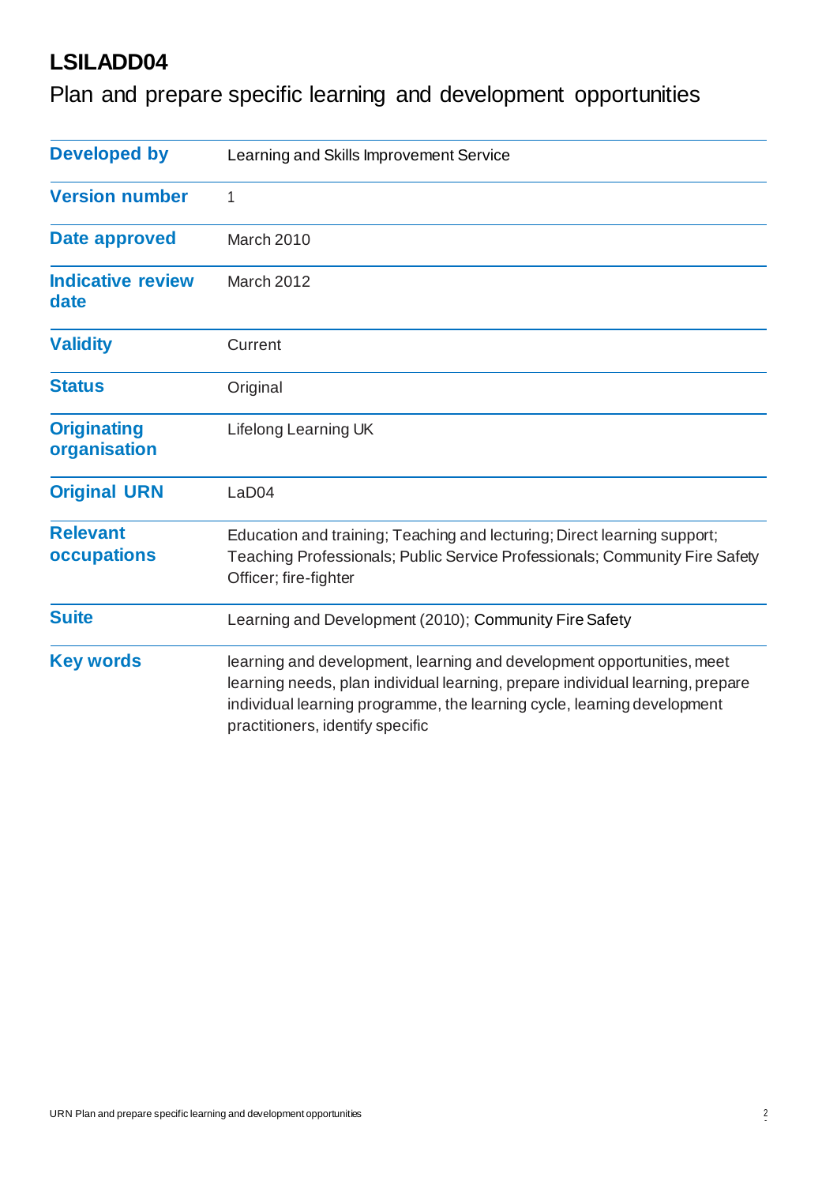# LSILADD04

## Plan and prepare specific learning and development opportunities

| | |
|---|---|
| **Developed by** | Learning and Skills Improvement Service |
| **Version number** | 1 |
| **Date approved** | March 2010 |
| **Indicative review date** | March 2012 |
| **Validity** | Current |
| **Status** | Original |
| **Originating organisation** | Lifelong Learning UK |
| **Original URN** | LaD04 |
| **Relevant occupations** | Education and training; Teaching and lecturing; Direct learning support; Teaching Professionals; Public Service Professionals; Community Fire Safety Officer; fire-fighter |
| **Suite** | Learning and Development (2010); Community Fire Safety |
| **Key words** | learning and development, learning and development opportunities, meet learning needs, plan individual learning, prepare individual learning, prepare individual learning programme, the learning cycle, learning development practitioners, identify specific |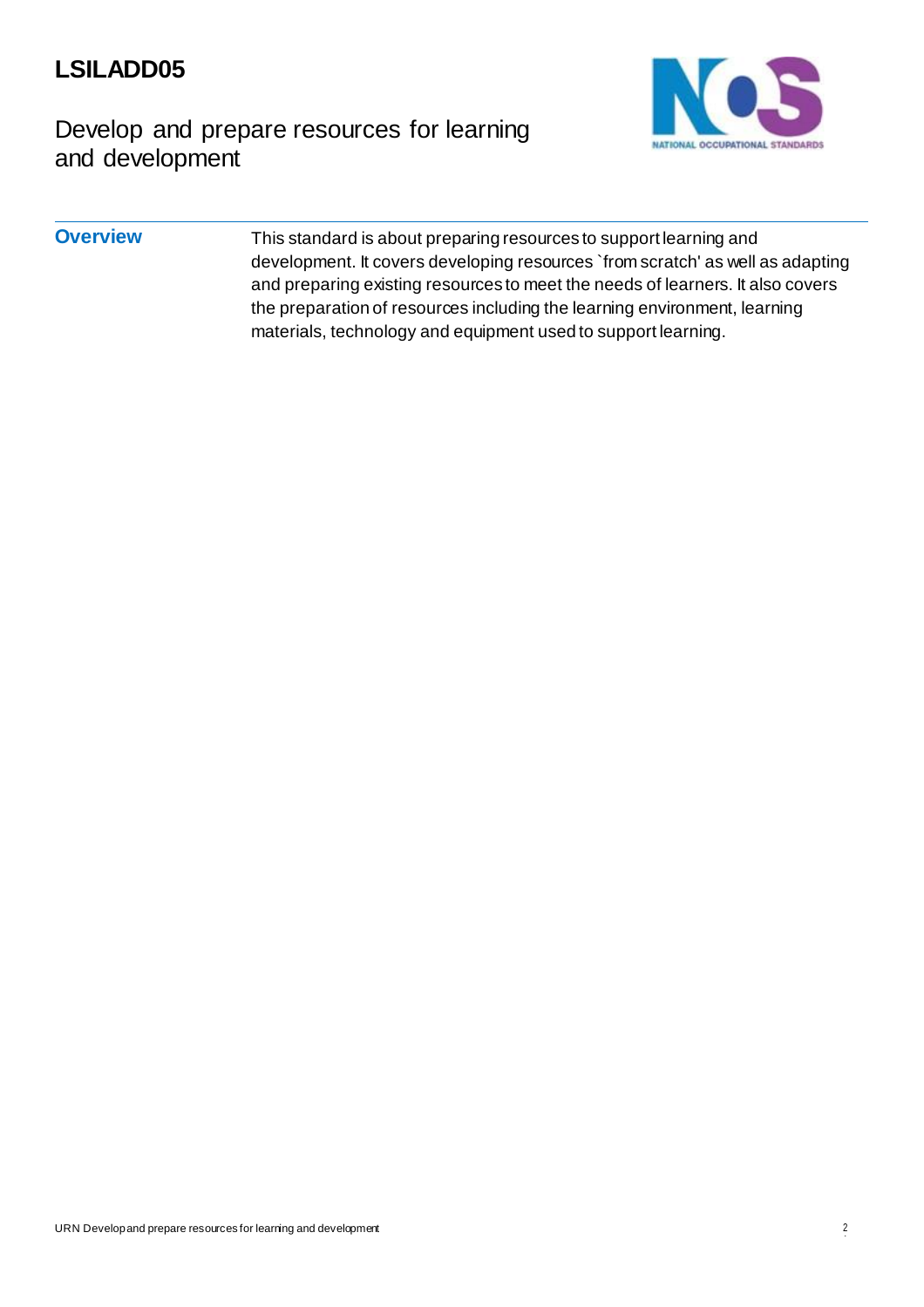# LSILADD05

## Develop and prepare resources for learning and development

**Overview**

This standard is about preparing resources to support learning and development. It covers developing resources `from scratch' as well as adapting and preparing existing resources to meet the needs of learners. It also covers the preparation of resources including the learning environment, learning materials, technology and equipment used to support learning.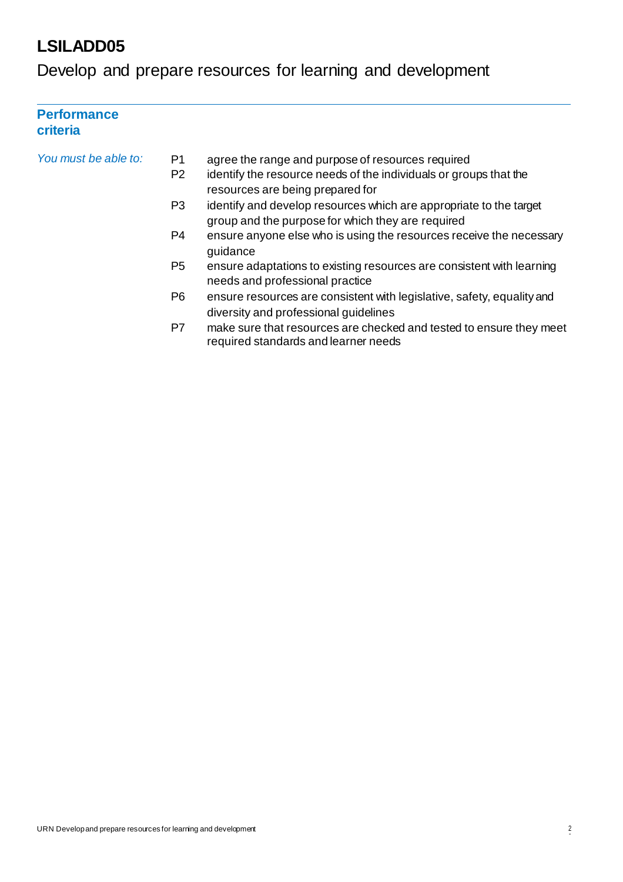# LSILADD05

## Develop and prepare resources for learning and development

---

### Performance criteria

*You must be able to:*

- P1 agree the range and purpose of resources required
- P2 identify the resource needs of the individuals or groups that the resources are being prepared for
- P3 identify and develop resources which are appropriate to the target group and the purpose for which they are required
- P4 ensure anyone else who is using the resources receive the necessary guidance
- P5 ensure adaptations to existing resources are consistent with learning needs and professional practice
- P6 ensure resources are consistent with legislative, safety, equality and diversity and professional guidelines
- P7 make sure that resources are checked and tested to ensure they meet required standards and learner needs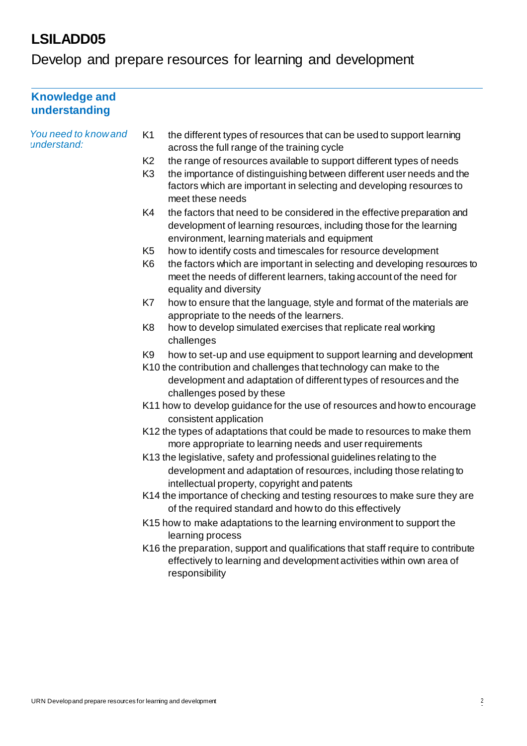# LSILADD05

Develop and prepare resources for learning and development

## Knowledge and understanding

*You need to know and understand:*

- K1 the different types of resources that can be used to support learning across the full range of the training cycle
- K2 the range of resources available to support different types of needs
- K3 the importance of distinguishing between different user needs and the factors which are important in selecting and developing resources to meet these needs
- K4 the factors that need to be considered in the effective preparation and development of learning resources, including those for the learning environment, learning materials and equipment
- K5 how to identify costs and timescales for resource development
- K6 the factors which are important in selecting and developing resources to meet the needs of different learners, taking account of the need for equality and diversity
- K7 how to ensure that the language, style and format of the materials are appropriate to the needs of the learners.
- K8 how to develop simulated exercises that replicate real working challenges
- K9 how to set-up and use equipment to support learning and development
- K10 the contribution and challenges that technology can make to the development and adaptation of different types of resources and the challenges posed by these
- K11 how to develop guidance for the use of resources and how to encourage consistent application
- K12 the types of adaptations that could be made to resources to make them more appropriate to learning needs and user requirements
- K13 the legislative, safety and professional guidelines relating to the development and adaptation of resources, including those relating to intellectual property, copyright and patents
- K14 the importance of checking and testing resources to make sure they are of the required standard and how to do this effectively
- K15 how to make adaptations to the learning environment to support the learning process
- K16 the preparation, support and qualifications that staff require to contribute effectively to learning and development activities within own area of responsibility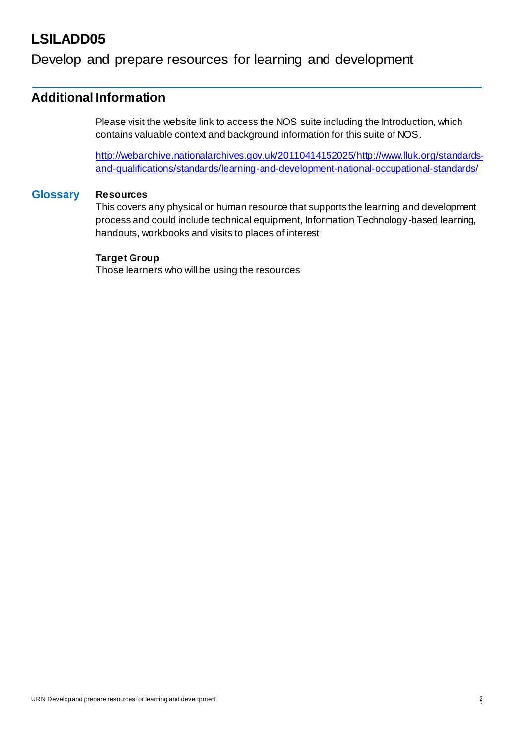# LSILADD05

Develop and prepare resources for learning and development

## Additional Information

Please visit the website link to access the NOS suite including the Introduction, which contains valuable context and background information for this suite of NOS.

http://webarchive.nationalarchives.gov.uk/20110414152025/http://www.lluk.org/standards-and-qualifications/standards/learning-and-development-national-occupational-standards/

### Glossary

**Resources**
This covers any physical or human resource that supports the learning and development process and could include technical equipment, Information Technology-based learning, handouts, workbooks and visits to places of interest

**Target Group**
Those learners who will be using the resources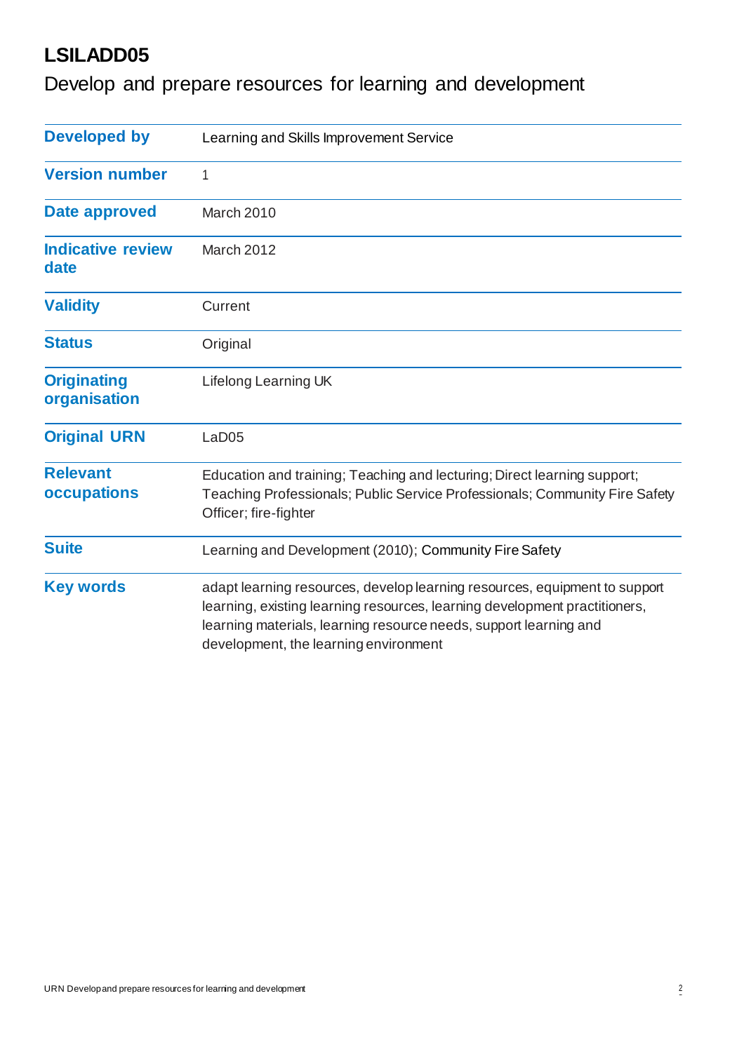# LSILADD05

Develop and prepare resources for learning and development

| | |
|---|---|
| **Developed by** | Learning and Skills Improvement Service |
| **Version number** | 1 |
| **Date approved** | March 2010 |
| **Indicative review date** | March 2012 |
| **Validity** | Current |
| **Status** | Original |
| **Originating organisation** | Lifelong Learning UK |
| **Original URN** | LaD05 |
| **Relevant occupations** | Education and training; Teaching and lecturing; Direct learning support; Teaching Professionals; Public Service Professionals; Community Fire Safety Officer; fire-fighter |
| **Suite** | Learning and Development (2010); Community Fire Safety |
| **Key words** | adapt learning resources, develop learning resources, equipment to support learning, existing learning resources, learning development practitioners, learning materials, learning resource needs, support learning and development, the learning environment |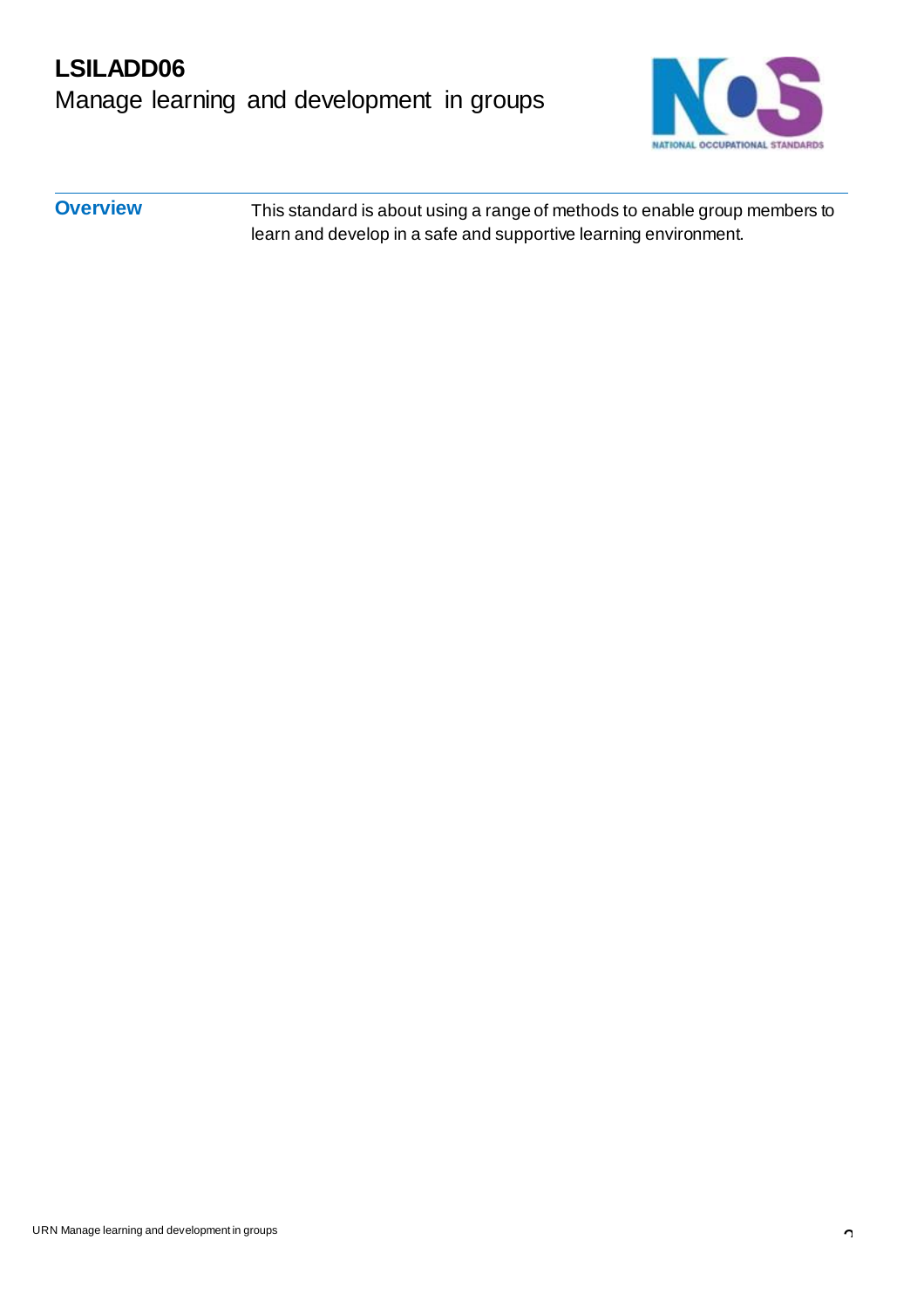# LSILADD06
## Manage learning and development in groups

**Overview**

This standard is about using a range of methods to enable group members to learn and develop in a safe and supportive learning environment.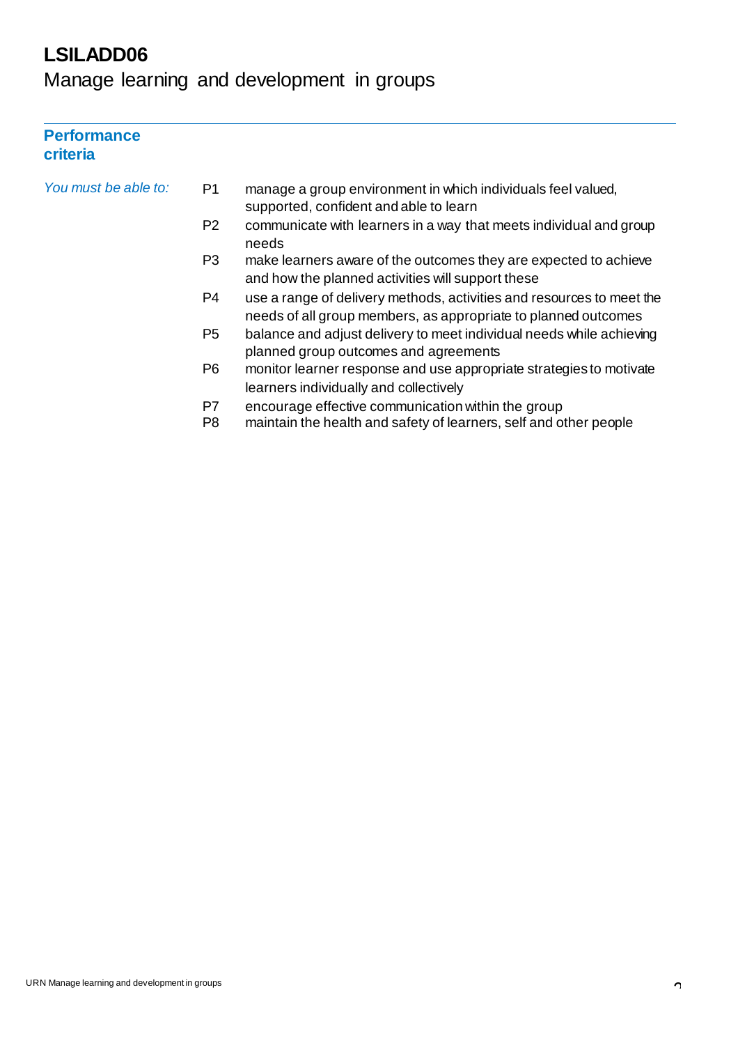# LSILADD06

## Manage learning and development in groups

---

### Performance criteria

*You must be able to:*

| | |
|---|---|
| P1 | manage a group environment in which individuals feel valued, supported, confident and able to learn |
| P2 | communicate with learners in a way that meets individual and group needs |
| P3 | make learners aware of the outcomes they are expected to achieve and how the planned activities will support these |
| P4 | use a range of delivery methods, activities and resources to meet the needs of all group members, as appropriate to planned outcomes |
| P5 | balance and adjust delivery to meet individual needs while achieving planned group outcomes and agreements |
| P6 | monitor learner response and use appropriate strategies to motivate learners individually and collectively |
| P7 | encourage effective communication within the group |
| P8 | maintain the health and safety of learners, self and other people |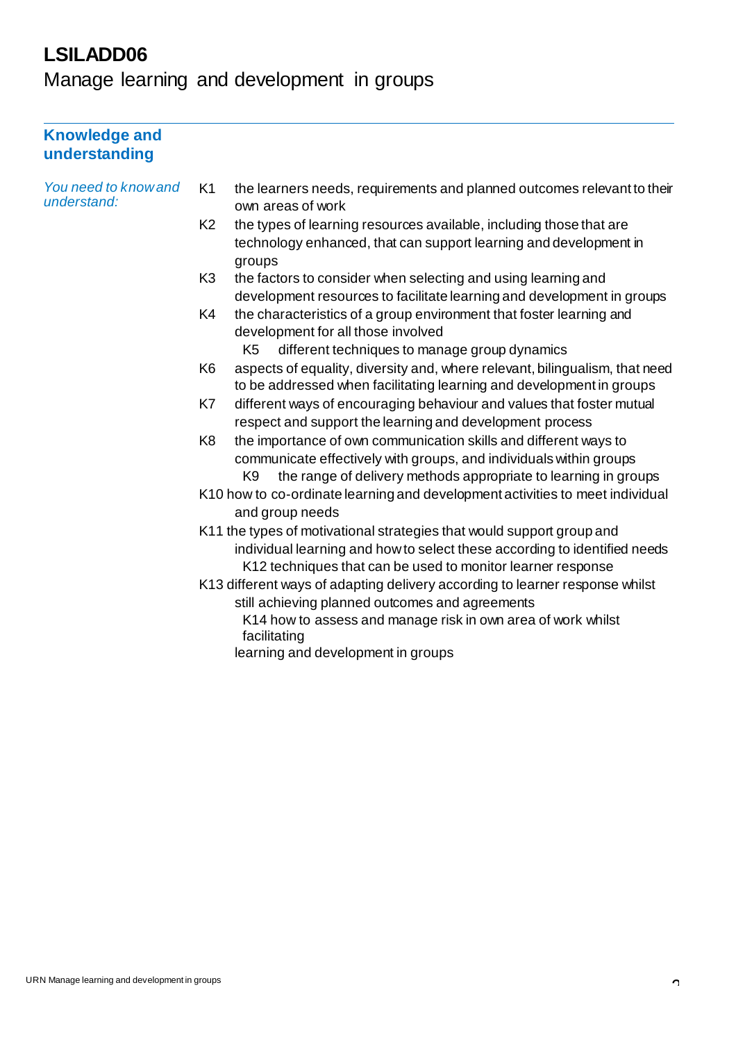# LSILADD06

Manage learning and development in groups

## Knowledge and understanding

*You need to know and understand:*

- K1 the learners needs, requirements and planned outcomes relevant to their own areas of work
- K2 the types of learning resources available, including those that are technology enhanced, that can support learning and development in groups
- K3 the factors to consider when selecting and using learning and development resources to facilitate learning and development in groups
- K4 the characteristics of a group environment that foster learning and development for all those involved
- K5 different techniques to manage group dynamics
- K6 aspects of equality, diversity and, where relevant, bilingualism, that need to be addressed when facilitating learning and development in groups
- K7 different ways of encouraging behaviour and values that foster mutual respect and support the learning and development process
- K8 the importance of own communication skills and different ways to communicate effectively with groups, and individuals within groups
- K9 the range of delivery methods appropriate to learning in groups
- K10 how to co-ordinate learning and development activities to meet individual and group needs
- K11 the types of motivational strategies that would support group and individual learning and how to select these according to identified needs
- K12 techniques that can be used to monitor learner response
- K13 different ways of adapting delivery according to learner response whilst still achieving planned outcomes and agreements
- K14 how to assess and manage risk in own area of work whilst facilitating learning and development in groups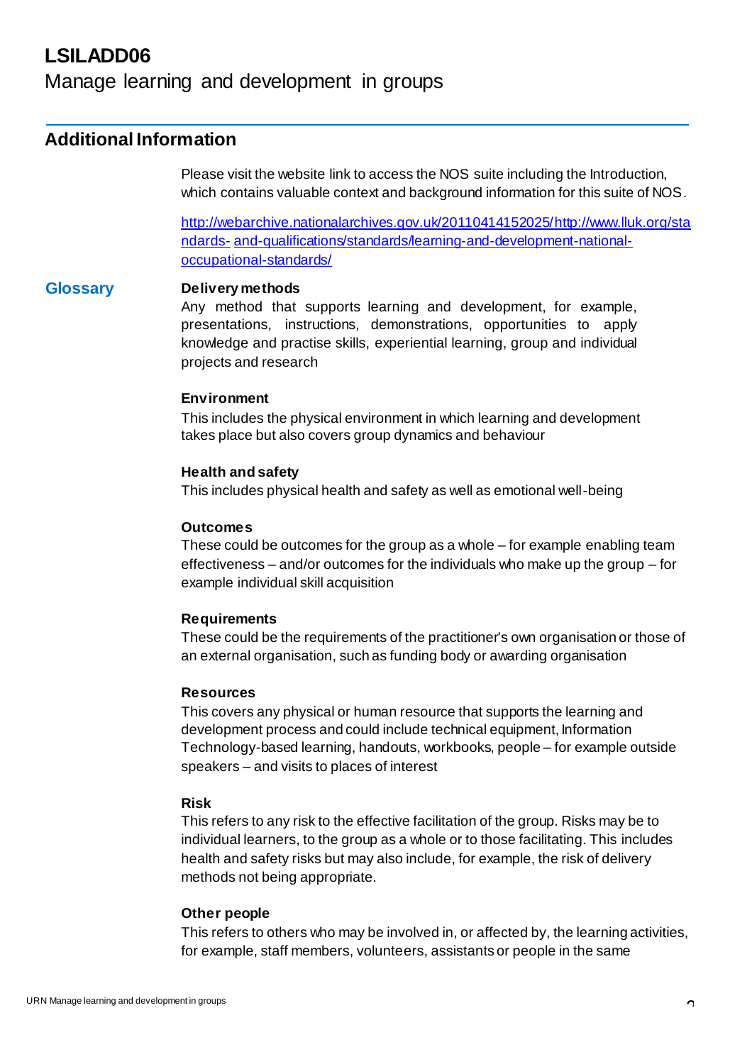# LSILADD06

Manage learning and development in groups

## Additional Information

Please visit the website link to access the NOS suite including the Introduction, which contains valuable context and background information for this suite of NOS.

[http://webarchive.nationalarchives.gov.uk/20110414152025/http://www.lluk.org/standards- and-qualifications/standards/learning-and-development-national-occupational-standards/](http://webarchive.nationalarchives.gov.uk/20110414152025/http://www.lluk.org/standards-and-qualifications/standards/learning-and-development-national-occupational-standards/)

## Glossary

**Delivery methods**
Any method that supports learning and development, for example, presentations, instructions, demonstrations, opportunities to apply knowledge and practise skills, experiential learning, group and individual projects and research

**Environment**
This includes the physical environment in which learning and development takes place but also covers group dynamics and behaviour

**Health and safety**
This includes physical health and safety as well as emotional well-being

**Outcomes**
These could be outcomes for the group as a whole – for example enabling team effectiveness – and/or outcomes for the individuals who make up the group – for example individual skill acquisition

**Requirements**
These could be the requirements of the practitioner's own organisation or those of an external organisation, such as funding body or awarding organisation

**Resources**
This covers any physical or human resource that supports the learning and development process and could include technical equipment, Information Technology-based learning, handouts, workbooks, people – for example outside speakers – and visits to places of interest

**Risk**
This refers to any risk to the effective facilitation of the group. Risks may be to individual learners, to the group as a whole or to those facilitating. This includes health and safety risks but may also include, for example, the risk of delivery methods not being appropriate.

**Other people**
This refers to others who may be involved in, or affected by, the learning activities, for example, staff members, volunteers, assistants or people in the same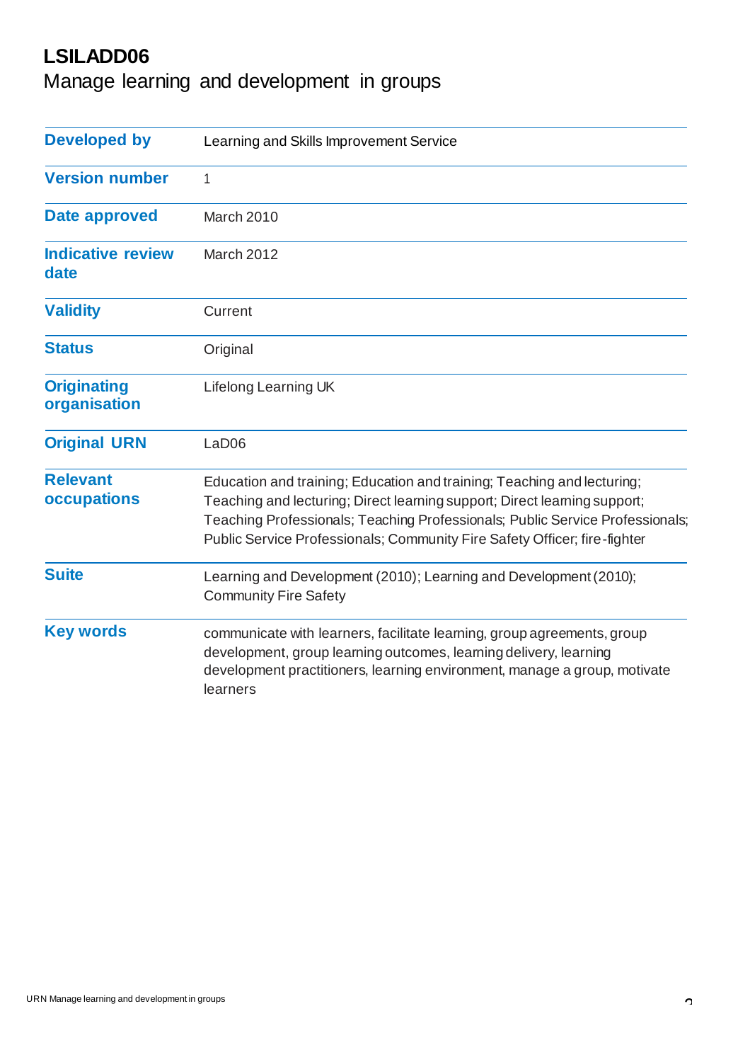# LSILADD06

## Manage learning and development in groups

| Developed by | Learning and Skills Improvement Service |
|---|---|
| Version number | 1 |
| Date approved | March 2010 |
| Indicative review date | March 2012 |
| Validity | Current |
| Status | Original |
| Originating organisation | Lifelong Learning UK |
| Original URN | LaD06 |
| Relevant occupations | Education and training; Education and training; Teaching and lecturing; Teaching and lecturing; Direct learning support; Direct learning support; Teaching Professionals; Teaching Professionals; Public Service Professionals; Public Service Professionals; Community Fire Safety Officer; fire-fighter |
| Suite | Learning and Development (2010); Learning and Development (2010); Community Fire Safety |
| Key words | communicate with learners, facilitate learning, group agreements, group development, group learning outcomes, learning delivery, learning development practitioners, learning environment, manage a group, motivate learners |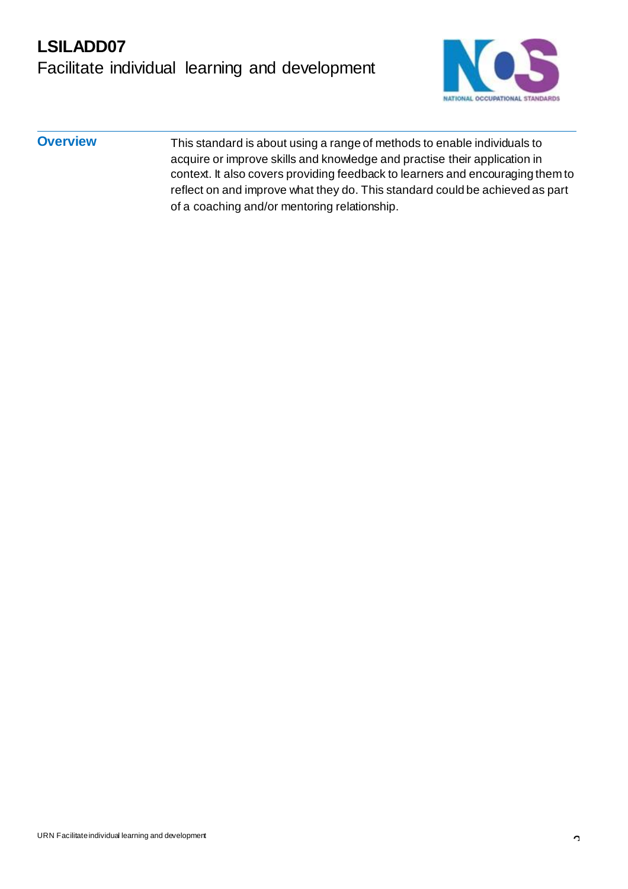# LSILADD07
## Facilitate individual learning and development

### Overview

This standard is about using a range of methods to enable individuals to acquire or improve skills and knowledge and practise their application in context. It also covers providing feedback to learners and encouraging them to reflect on and improve what they do. This standard could be achieved as part of a coaching and/or mentoring relationship.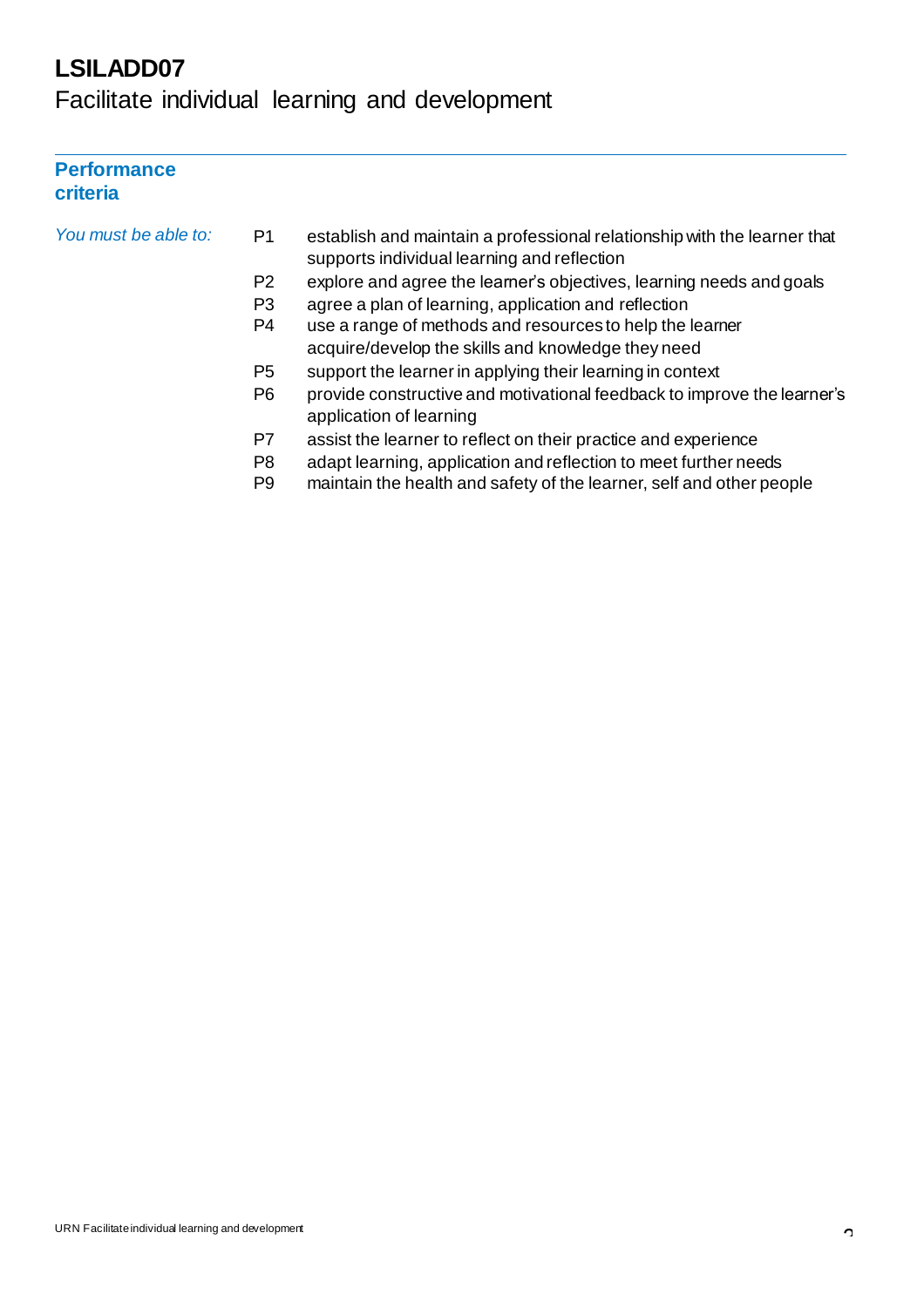# LSILADD07

Facilitate individual learning and development

## Performance criteria

*You must be able to:*

| | |
|---|---|
| P1 | establish and maintain a professional relationship with the learner that supports individual learning and reflection |
| P2 | explore and agree the learner's objectives, learning needs and goals |
| P3 | agree a plan of learning, application and reflection |
| P4 | use a range of methods and resources to help the learner acquire/develop the skills and knowledge they need |
| P5 | support the learner in applying their learning in context |
| P6 | provide constructive and motivational feedback to improve the learner's application of learning |
| P7 | assist the learner to reflect on their practice and experience |
| P8 | adapt learning, application and reflection to meet further needs |
| P9 | maintain the health and safety of the learner, self and other people |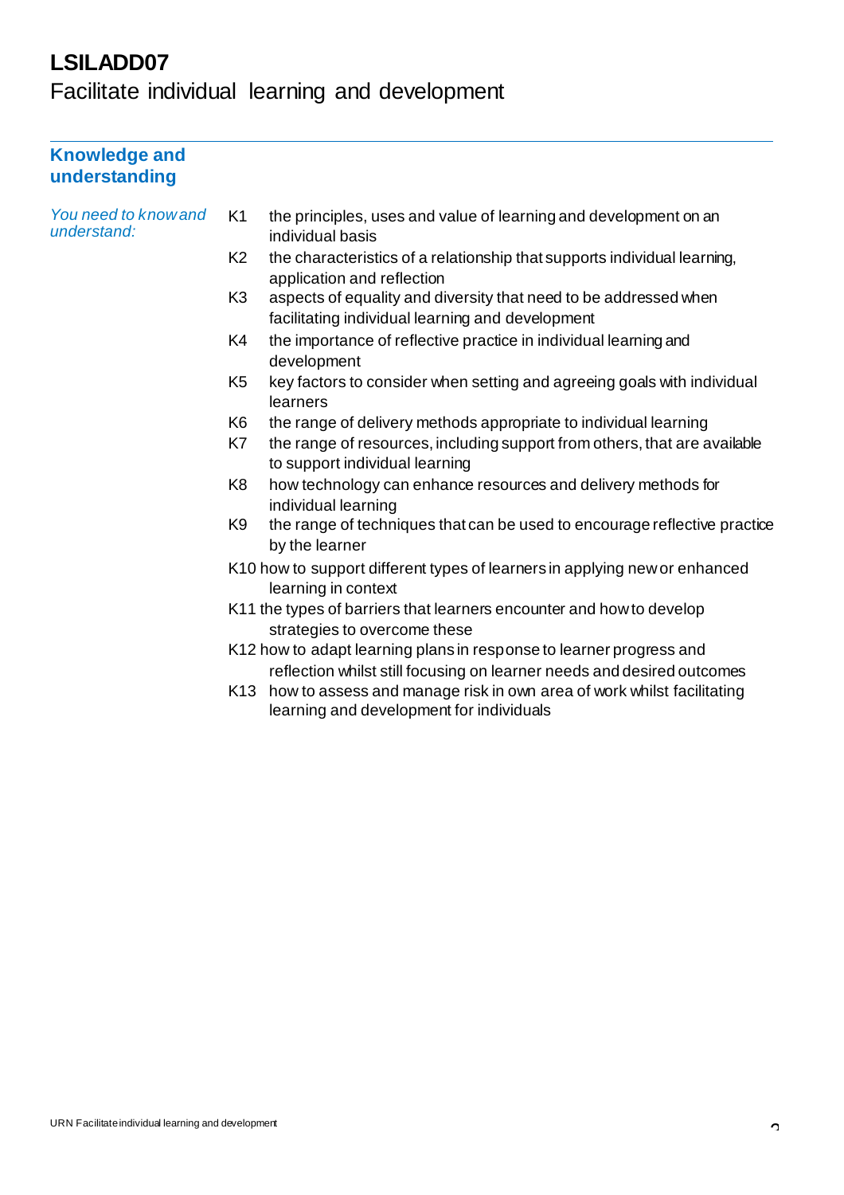# LSILADD07

Facilitate individual learning and development

## Knowledge and understanding

*You need to know and understand:*

- K1 the principles, uses and value of learning and development on an individual basis
- K2 the characteristics of a relationship that supports individual learning, application and reflection
- K3 aspects of equality and diversity that need to be addressed when facilitating individual learning and development
- K4 the importance of reflective practice in individual learning and development
- K5 key factors to consider when setting and agreeing goals with individual learners
- K6 the range of delivery methods appropriate to individual learning
- K7 the range of resources, including support from others, that are available to support individual learning
- K8 how technology can enhance resources and delivery methods for individual learning
- K9 the range of techniques that can be used to encourage reflective practice by the learner
- K10 how to support different types of learners in applying new or enhanced learning in context
- K11 the types of barriers that learners encounter and how to develop strategies to overcome these
- K12 how to adapt learning plans in response to learner progress and reflection whilst still focusing on learner needs and desired outcomes
- K13 how to assess and manage risk in own area of work whilst facilitating learning and development for individuals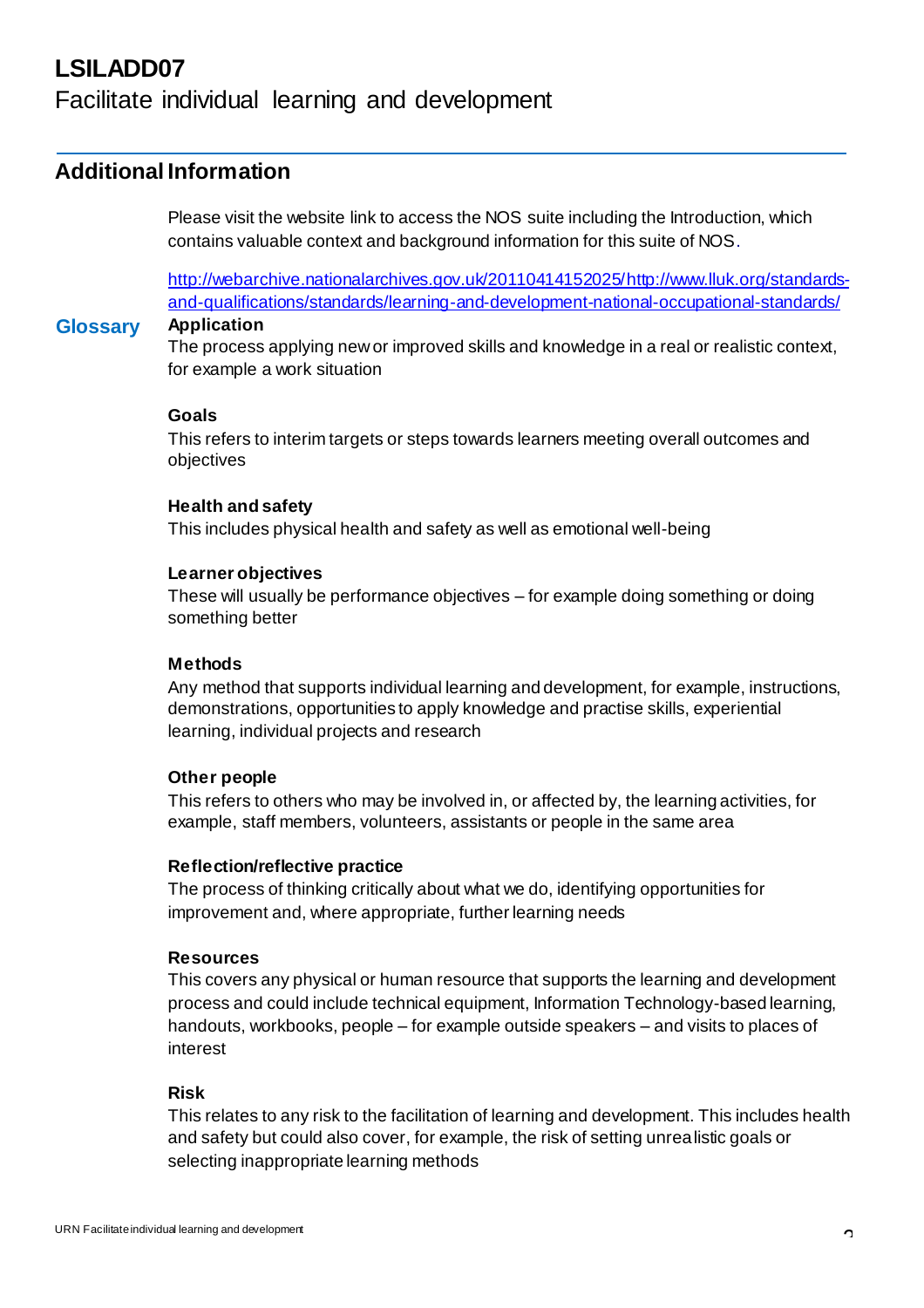# LSILADD07
Facilitate individual learning and development

## Additional Information

Please visit the website link to access the NOS suite including the Introduction, which contains valuable context and background information for this suite of NOS.

http://webarchive.nationalarchives.gov.uk/20110414152025/http://www.lluk.org/standards-and-qualifications/standards/learning-and-development-national-occupational-standards/

## Glossary

**Application**
The process applying new or improved skills and knowledge in a real or realistic context, for example a work situation

**Goals**
This refers to interim targets or steps towards learners meeting overall outcomes and objectives

**Health and safety**
This includes physical health and safety as well as emotional well-being

**Learner objectives**
These will usually be performance objectives – for example doing something or doing something better

**Methods**
Any method that supports individual learning and development, for example, instructions, demonstrations, opportunities to apply knowledge and practise skills, experiential learning, individual projects and research

**Other people**
This refers to others who may be involved in, or affected by, the learning activities, for example, staff members, volunteers, assistants or people in the same area

**Reflection/reflective practice**
The process of thinking critically about what we do, identifying opportunities for improvement and, where appropriate, further learning needs

**Resources**
This covers any physical or human resource that supports the learning and development process and could include technical equipment, Information Technology-based learning, handouts, workbooks, people – for example outside speakers – and visits to places of interest

**Risk**
This relates to any risk to the facilitation of learning and development. This includes health and safety but could also cover, for example, the risk of setting unrealistic goals or selecting inappropriate learning methods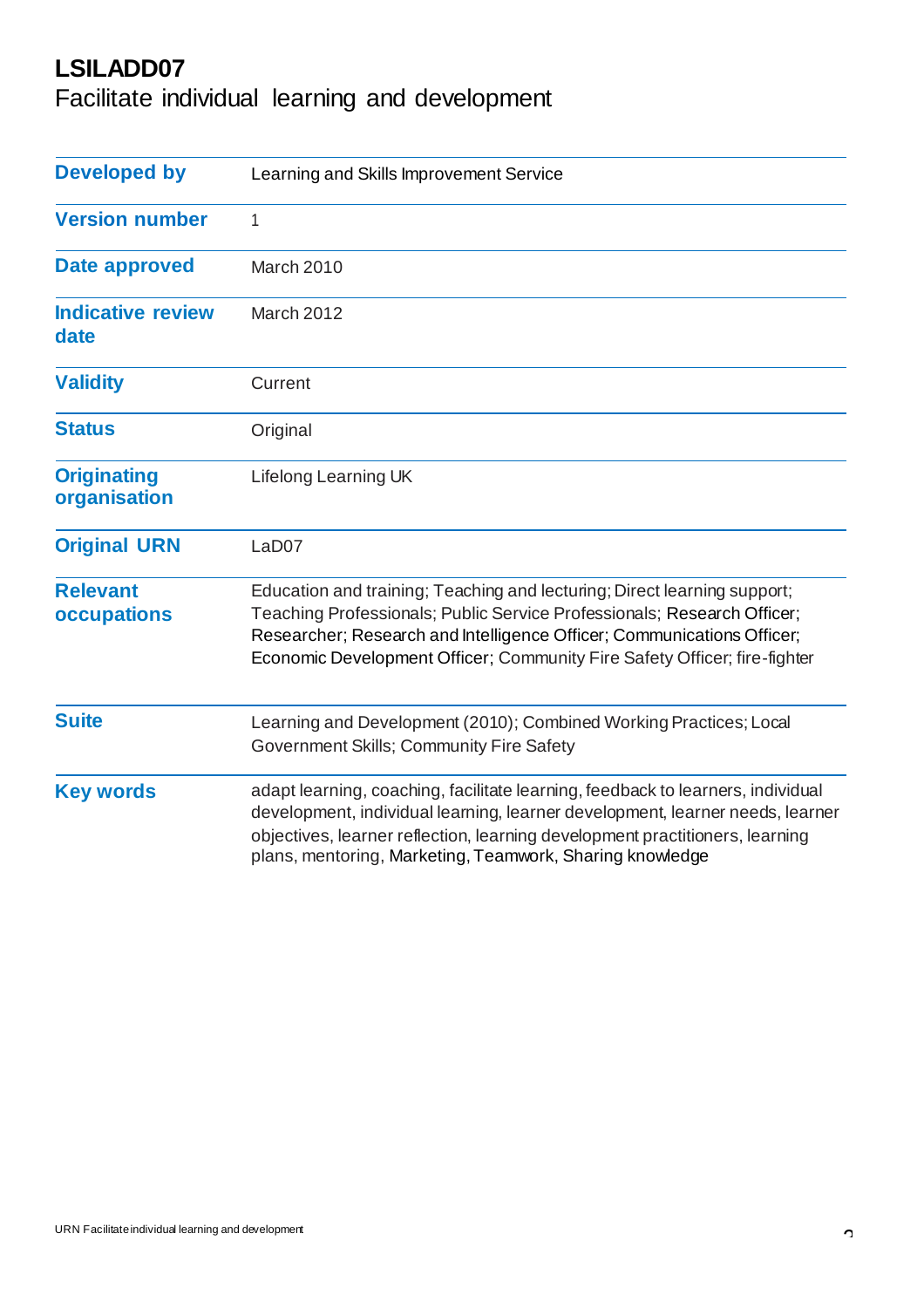# LSILADD07

## Facilitate individual learning and development

| | |
|---|---|
| **Developed by** | Learning and Skills Improvement Service |
| **Version number** | 1 |
| **Date approved** | March 2010 |
| **Indicative review date** | March 2012 |
| **Validity** | Current |
| **Status** | Original |
| **Originating organisation** | Lifelong Learning UK |
| **Original URN** | LaD07 |
| **Relevant occupations** | Education and training; Teaching and lecturing; Direct learning support; Teaching Professionals; Public Service Professionals; Research Officer; Researcher; Research and Intelligence Officer; Communications Officer; Economic Development Officer; Community Fire Safety Officer; fire-fighter |
| **Suite** | Learning and Development (2010); Combined Working Practices; Local Government Skills; Community Fire Safety |
| **Key words** | adapt learning, coaching, facilitate learning, feedback to learners, individual development, individual learning, learner development, learner needs, learner objectives, learner reflection, learning development practitioners, learning plans, mentoring, Marketing, Teamwork, Sharing knowledge |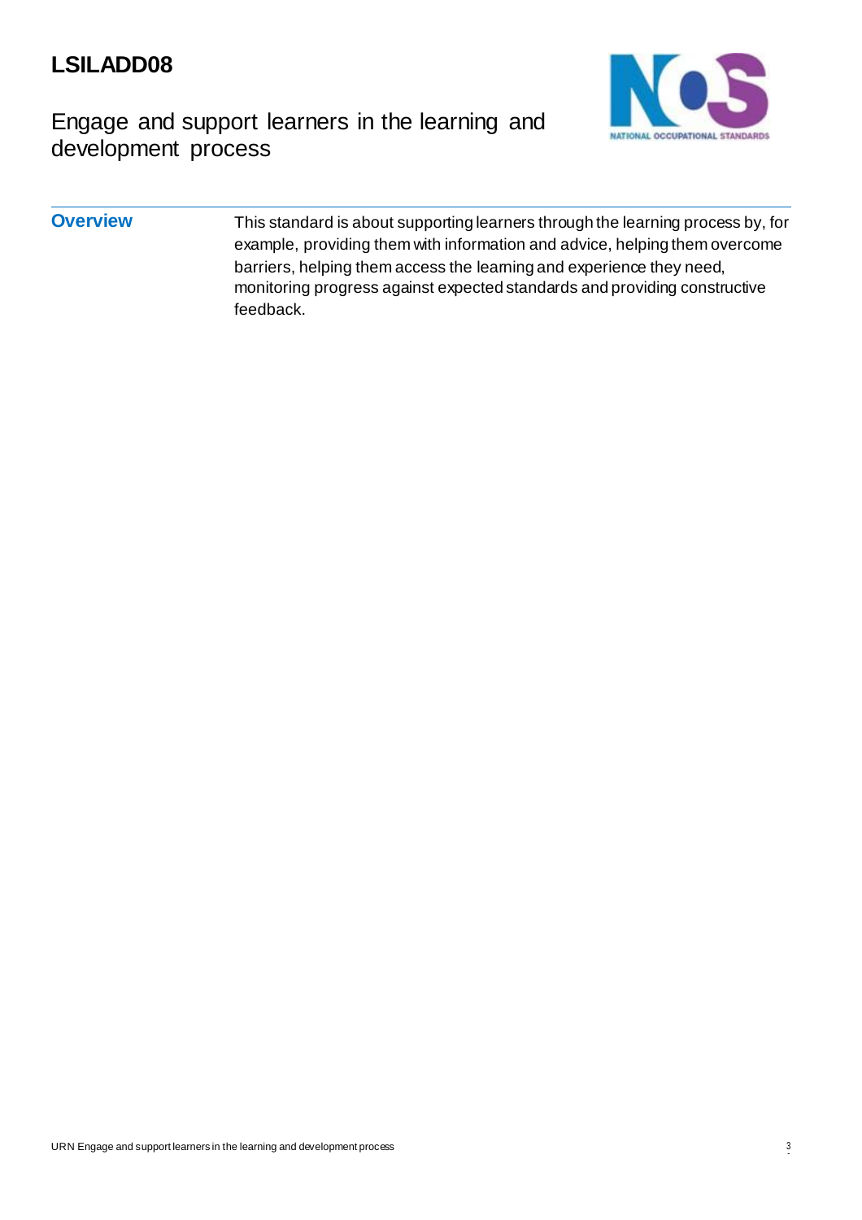# LSILADD08

## Engage and support learners in the learning and development process

| | |
|---|---|
| **Overview** | This standard is about supporting learners through the learning process by, for example, providing them with information and advice, helping them overcome barriers, helping them access the learning and experience they need, monitoring progress against expected standards and providing constructive feedback. |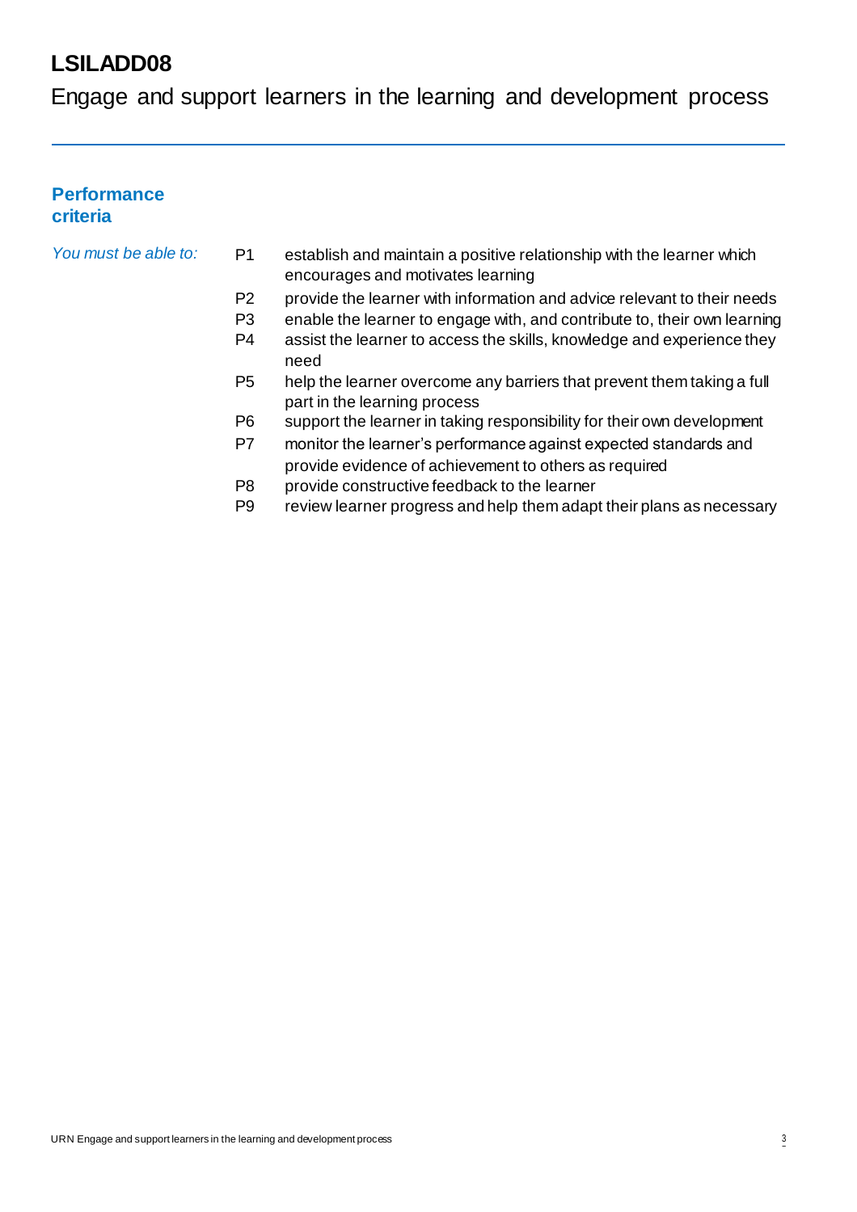# LSILADD08

Engage and support learners in the learning and development process

## Performance criteria

*You must be able to:*

- P1 establish and maintain a positive relationship with the learner which encourages and motivates learning
- P2 provide the learner with information and advice relevant to their needs
- P3 enable the learner to engage with, and contribute to, their own learning
- P4 assist the learner to access the skills, knowledge and experience they need
- P5 help the learner overcome any barriers that prevent them taking a full part in the learning process
- P6 support the learner in taking responsibility for their own development
- P7 monitor the learner's performance against expected standards and provide evidence of achievement to others as required
- P8 provide constructive feedback to the learner
- P9 review learner progress and help them adapt their plans as necessary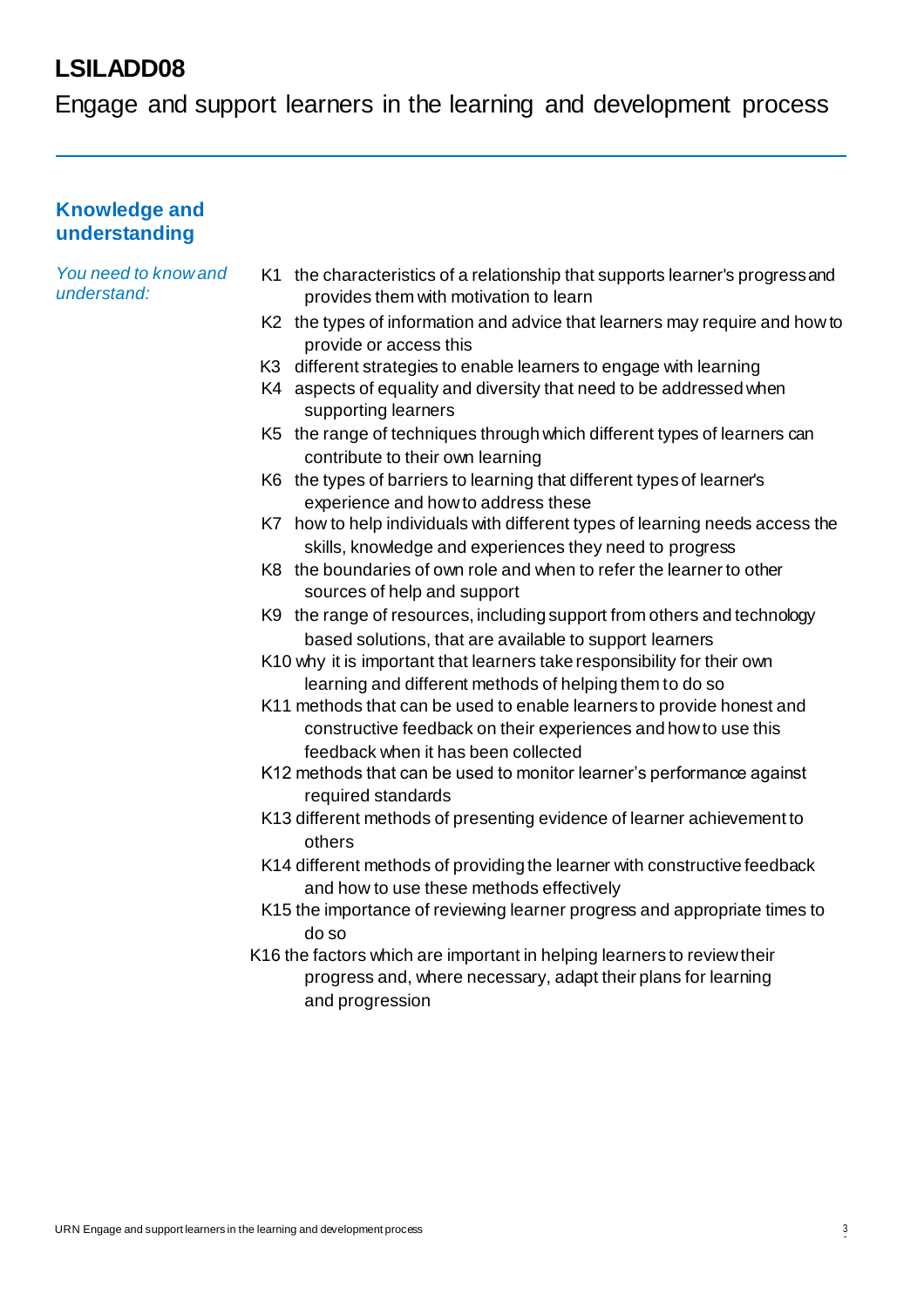# LSILADD08

Engage and support learners in the learning and development process

## Knowledge and understanding

*You need to know and understand:*

- K1 the characteristics of a relationship that supports learner's progress and provides them with motivation to learn
- K2 the types of information and advice that learners may require and how to provide or access this
- K3 different strategies to enable learners to engage with learning
- K4 aspects of equality and diversity that need to be addressed when supporting learners
- K5 the range of techniques through which different types of learners can contribute to their own learning
- K6 the types of barriers to learning that different types of learner's experience and how to address these
- K7 how to help individuals with different types of learning needs access the skills, knowledge and experiences they need to progress
- K8 the boundaries of own role and when to refer the learner to other sources of help and support
- K9 the range of resources, including support from others and technology based solutions, that are available to support learners
- K10 why it is important that learners take responsibility for their own learning and different methods of helping them to do so
- K11 methods that can be used to enable learners to provide honest and constructive feedback on their experiences and how to use this feedback when it has been collected
- K12 methods that can be used to monitor learner's performance against required standards
- K13 different methods of presenting evidence of learner achievement to others
- K14 different methods of providing the learner with constructive feedback and how to use these methods effectively
- K15 the importance of reviewing learner progress and appropriate times to do so
- K16 the factors which are important in helping learners to review their progress and, where necessary, adapt their plans for learning and progression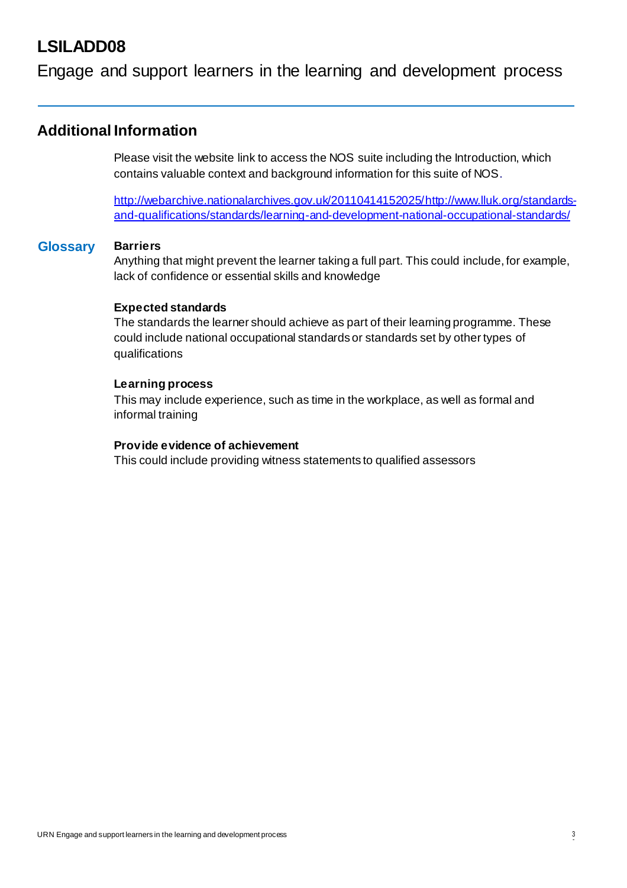# LSILADD08

Engage and support learners in the learning and development process

## Additional Information

Please visit the website link to access the NOS suite including the Introduction, which contains valuable context and background information for this suite of NOS.

http://webarchive.nationalarchives.gov.uk/20110414152025/http://www.lluk.org/standards-and-qualifications/standards/learning-and-development-national-occupational-standards/

### Glossary

**Barriers**
Anything that might prevent the learner taking a full part. This could include, for example, lack of confidence or essential skills and knowledge

**Expected standards**
The standards the learner should achieve as part of their learning programme. These could include national occupational standards or standards set by other types of qualifications

**Learning process**
This may include experience, such as time in the workplace, as well as formal and informal training

**Provide evidence of achievement**
This could include providing witness statements to qualified assessors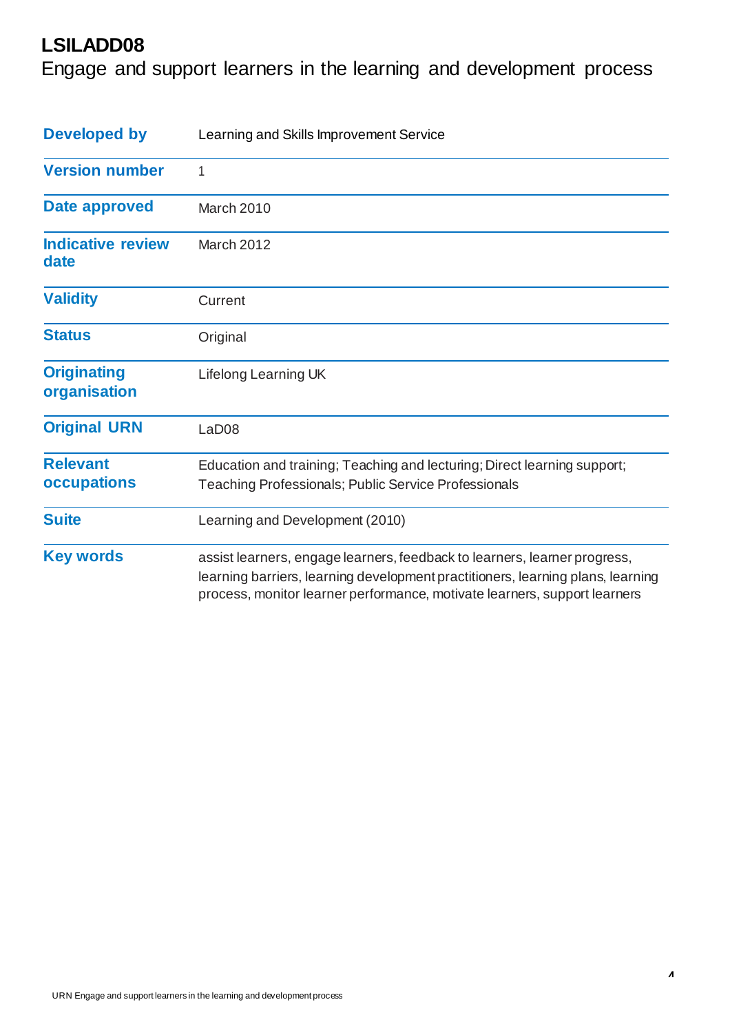# LSILADD08

Engage and support learners in the learning and development process

| | |
|---|---|
| **Developed by** | Learning and Skills Improvement Service |
| **Version number** | 1 |
| **Date approved** | March 2010 |
| **Indicative review date** | March 2012 |
| **Validity** | Current |
| **Status** | Original |
| **Originating organisation** | Lifelong Learning UK |
| **Original URN** | LaD08 |
| **Relevant occupations** | Education and training; Teaching and lecturing; Direct learning support; Teaching Professionals; Public Service Professionals |
| **Suite** | Learning and Development (2010) |
| **Key words** | assist learners, engage learners, feedback to learners, learner progress, learning barriers, learning development practitioners, learning plans, learning process, monitor learner performance, motivate learners, support learners |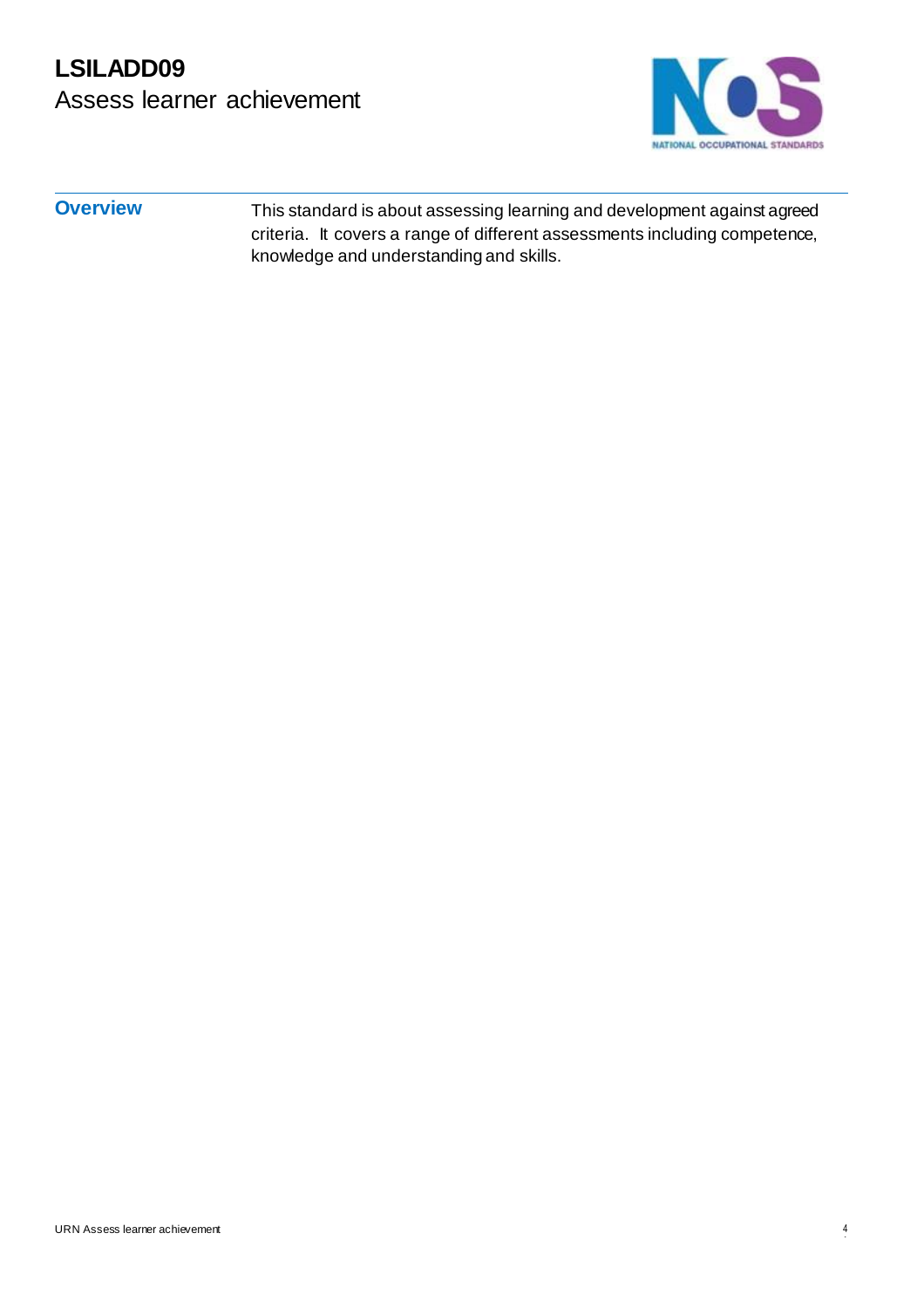# LSILADD09
## Assess learner achievement

### Overview

This standard is about assessing learning and development against agreed criteria. It covers a range of different assessments including competence, knowledge and understanding and skills.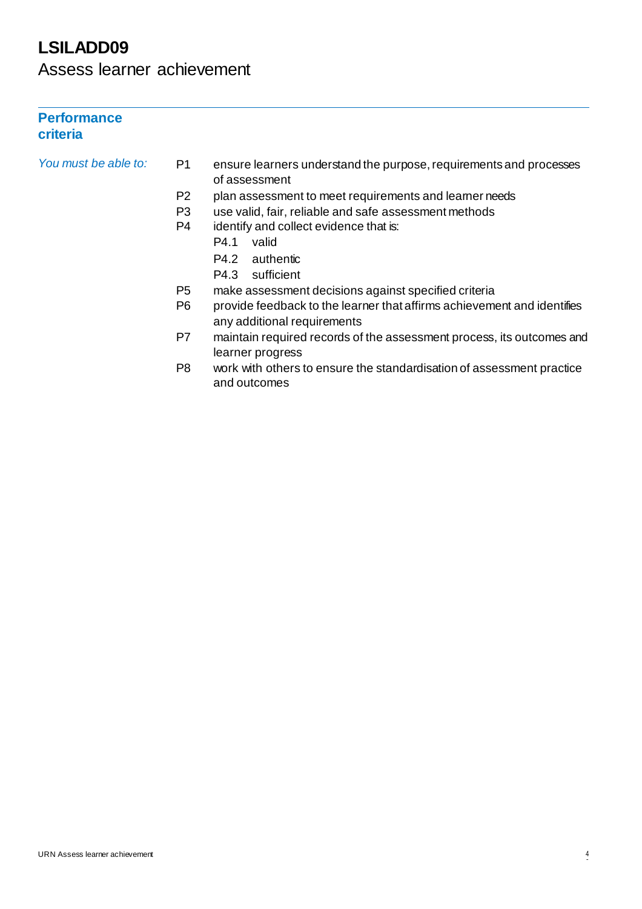# LSILADD09

## Assess learner achievement

### Performance criteria

*You must be able to:*

- P1 ensure learners understand the purpose, requirements and processes of assessment
- P2 plan assessment to meet requirements and learner needs
- P3 use valid, fair, reliable and safe assessment methods
- P4 identify and collect evidence that is:
  - P4.1 valid
  - P4.2 authentic
  - P4.3 sufficient
- P5 make assessment decisions against specified criteria
- P6 provide feedback to the learner that affirms achievement and identifies any additional requirements
- P7 maintain required records of the assessment process, its outcomes and learner progress
- P8 work with others to ensure the standardisation of assessment practice and outcomes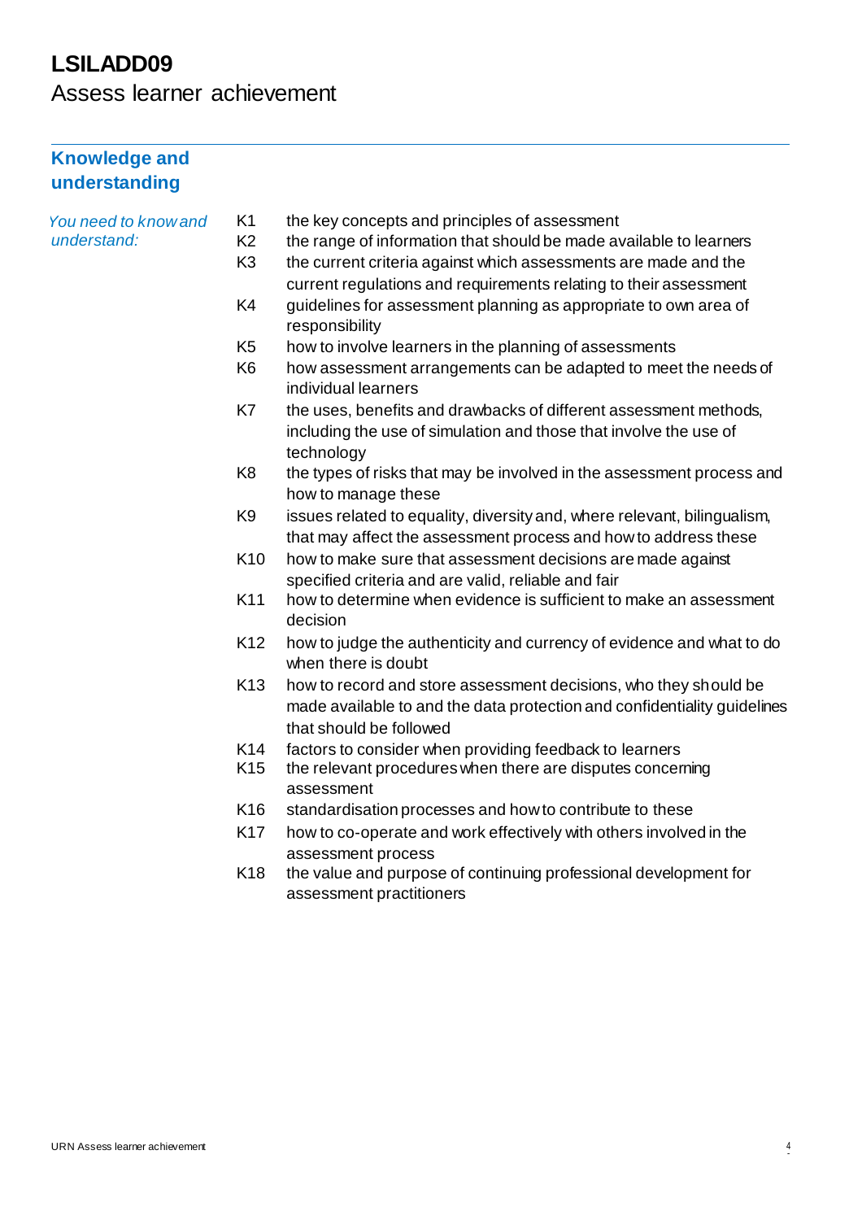# LSILADD09

Assess learner achievement

## Knowledge and understanding

*You need to know and understand:*

| | |
|---|---|
| K1 | the key concepts and principles of assessment |
| K2 | the range of information that should be made available to learners |
| K3 | the current criteria against which assessments are made and the current regulations and requirements relating to their assessment |
| K4 | guidelines for assessment planning as appropriate to own area of responsibility |
| K5 | how to involve learners in the planning of assessments |
| K6 | how assessment arrangements can be adapted to meet the needs of individual learners |
| K7 | the uses, benefits and drawbacks of different assessment methods, including the use of simulation and those that involve the use of technology |
| K8 | the types of risks that may be involved in the assessment process and how to manage these |
| K9 | issues related to equality, diversity and, where relevant, bilingualism, that may affect the assessment process and how to address these |
| K10 | how to make sure that assessment decisions are made against specified criteria and are valid, reliable and fair |
| K11 | how to determine when evidence is sufficient to make an assessment decision |
| K12 | how to judge the authenticity and currency of evidence and what to do when there is doubt |
| K13 | how to record and store assessment decisions, who they should be made available to and the data protection and confidentiality guidelines that should be followed |
| K14 | factors to consider when providing feedback to learners |
| K15 | the relevant procedures when there are disputes concerning assessment |
| K16 | standardisation processes and how to contribute to these |
| K17 | how to co-operate and work effectively with others involved in the assessment process |
| K18 | the value and purpose of continuing professional development for assessment practitioners |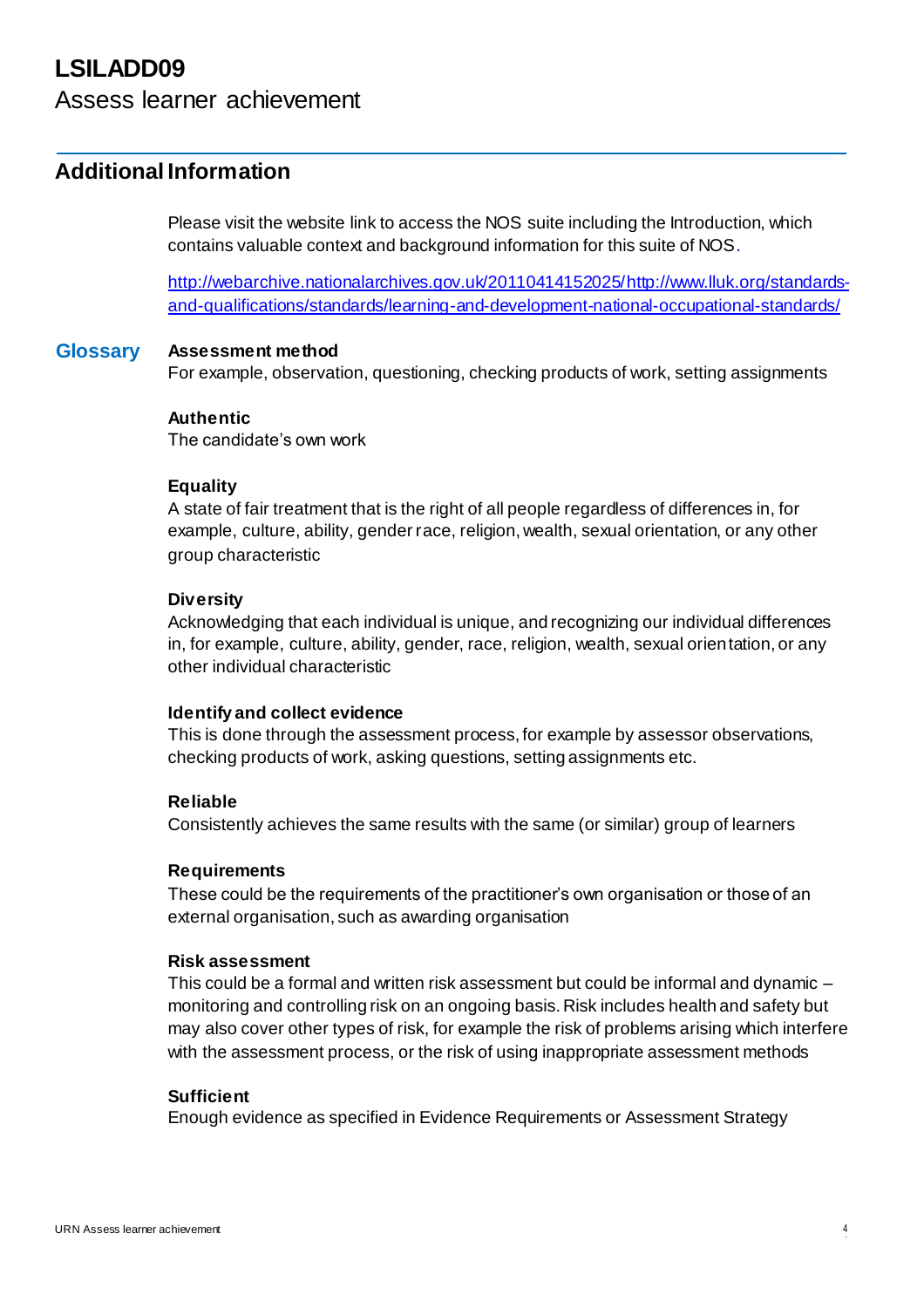# LSILADD09

Assess learner achievement

## Additional Information

Please visit the website link to access the NOS suite including the Introduction, which contains valuable context and background information for this suite of NOS.

http://webarchive.nationalarchives.gov.uk/20110414152025/http://www.lluk.org/standards-and-qualifications/standards/learning-and-development-national-occupational-standards/

### Glossary

**Assessment method**
For example, observation, questioning, checking products of work, setting assignments

**Authentic**
The candidate's own work

**Equality**
A state of fair treatment that is the right of all people regardless of differences in, for example, culture, ability, gender race, religion, wealth, sexual orientation, or any other group characteristic

**Diversity**
Acknowledging that each individual is unique, and recognizing our individual differences in, for example, culture, ability, gender, race, religion, wealth, sexual orientation, or any other individual characteristic

**Identify and collect evidence**
This is done through the assessment process, for example by assessor observations, checking products of work, asking questions, setting assignments etc.

**Reliable**
Consistently achieves the same results with the same (or similar) group of learners

**Requirements**
These could be the requirements of the practitioner's own organisation or those of an external organisation, such as awarding organisation

**Risk assessment**
This could be a formal and written risk assessment but could be informal and dynamic – monitoring and controlling risk on an ongoing basis. Risk includes health and safety but may also cover other types of risk, for example the risk of problems arising which interfere with the assessment process, or the risk of using inappropriate assessment methods

**Sufficient**
Enough evidence as specified in Evidence Requirements or Assessment Strategy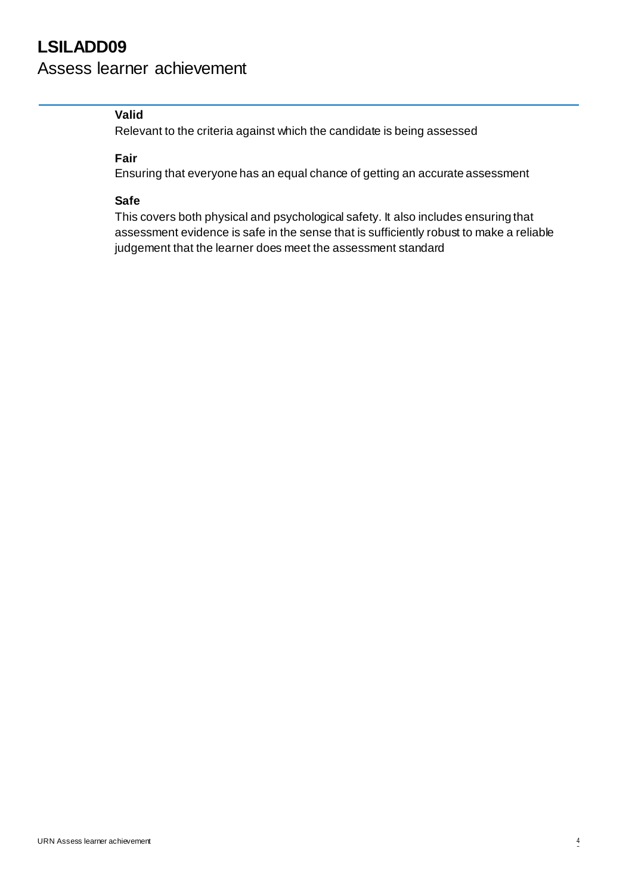**Valid**

Relevant to the criteria against which the candidate is being assessed

**Fair**

Ensuring that everyone has an equal chance of getting an accurate assessment

**Safe**

This covers both physical and psychological safety. It also includes ensuring that assessment evidence is safe in the sense that is sufficiently robust to make a reliable judgement that the learner does meet the assessment standard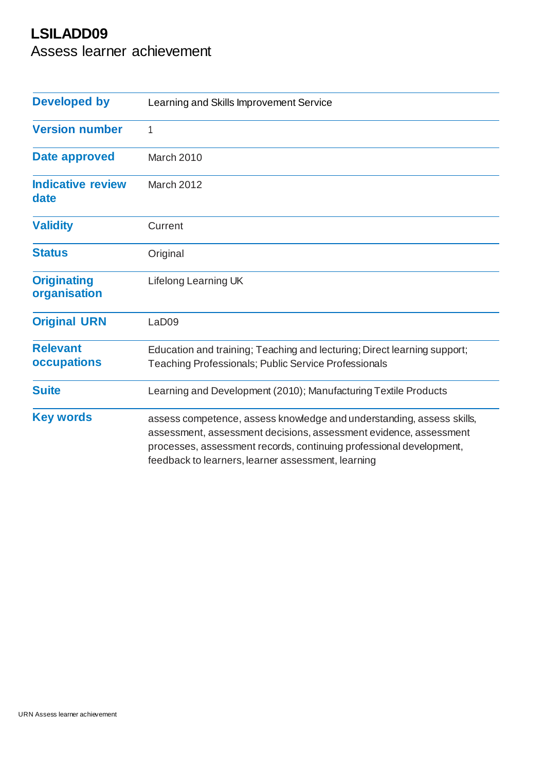# LSILADD09

## Assess learner achievement

| Developed by | Learning and Skills Improvement Service |
|---|---|
| Version number | 1 |
| Date approved | March 2010 |
| Indicative review date | March 2012 |
| Validity | Current |
| Status | Original |
| Originating organisation | Lifelong Learning UK |
| Original URN | LaD09 |
| Relevant occupations | Education and training; Teaching and lecturing; Direct learning support; Teaching Professionals; Public Service Professionals |
| Suite | Learning and Development (2010); Manufacturing Textile Products |
| Key words | assess competence, assess knowledge and understanding, assess skills, assessment, assessment decisions, assessment evidence, assessment processes, assessment records, continuing professional development, feedback to learners, learner assessment, learning |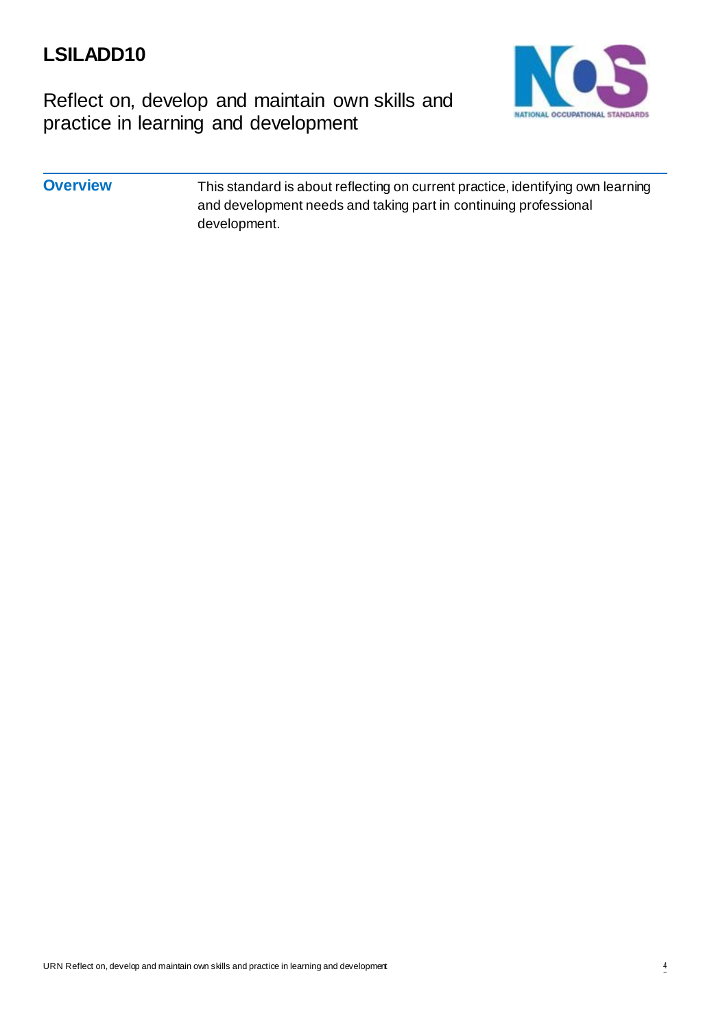# LSILADD10

## Reflect on, develop and maintain own skills and practice in learning and development

**Overview**

This standard is about reflecting on current practice, identifying own learning and development needs and taking part in continuing professional development.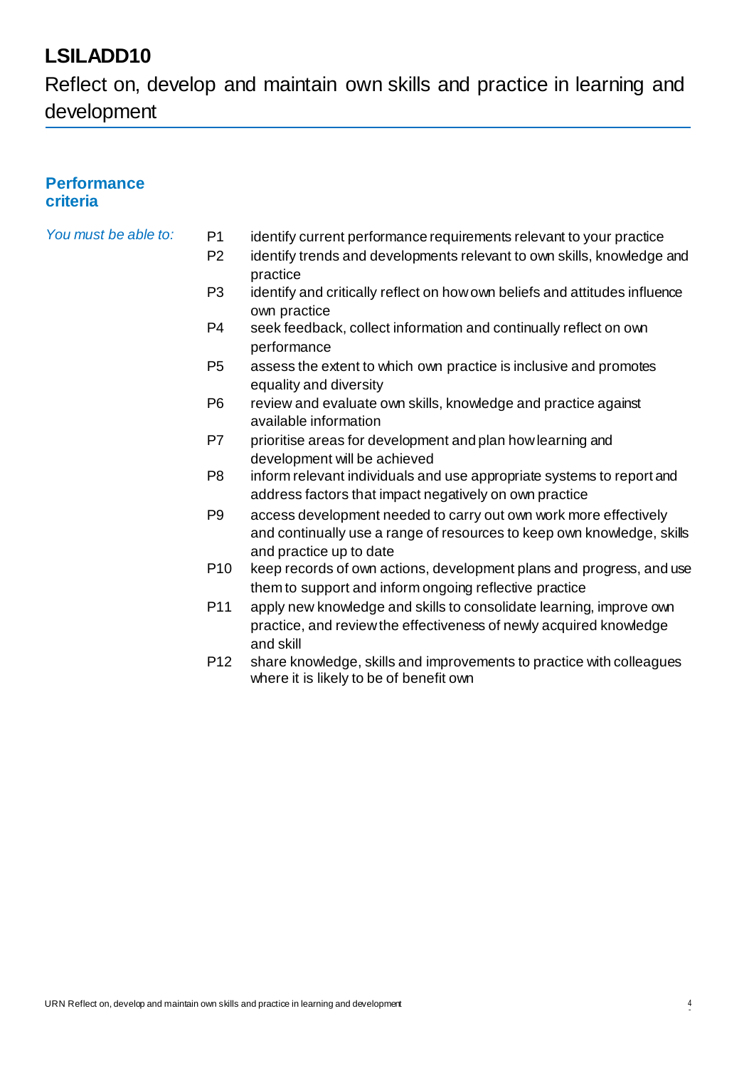# LSILADD10

Reflect on, develop and maintain own skills and practice in learning and development

## Performance criteria

*You must be able to:*

- P1 identify current performance requirements relevant to your practice
- P2 identify trends and developments relevant to own skills, knowledge and practice
- P3 identify and critically reflect on how own beliefs and attitudes influence own practice
- P4 seek feedback, collect information and continually reflect on own performance
- P5 assess the extent to which own practice is inclusive and promotes equality and diversity
- P6 review and evaluate own skills, knowledge and practice against available information
- P7 prioritise areas for development and plan how learning and development will be achieved
- P8 inform relevant individuals and use appropriate systems to report and address factors that impact negatively on own practice
- P9 access development needed to carry out own work more effectively and continually use a range of resources to keep own knowledge, skills and practice up to date
- P10 keep records of own actions, development plans and progress, and use them to support and inform ongoing reflective practice
- P11 apply new knowledge and skills to consolidate learning, improve own practice, and review the effectiveness of newly acquired knowledge and skill
- P12 share knowledge, skills and improvements to practice with colleagues where it is likely to be of benefit own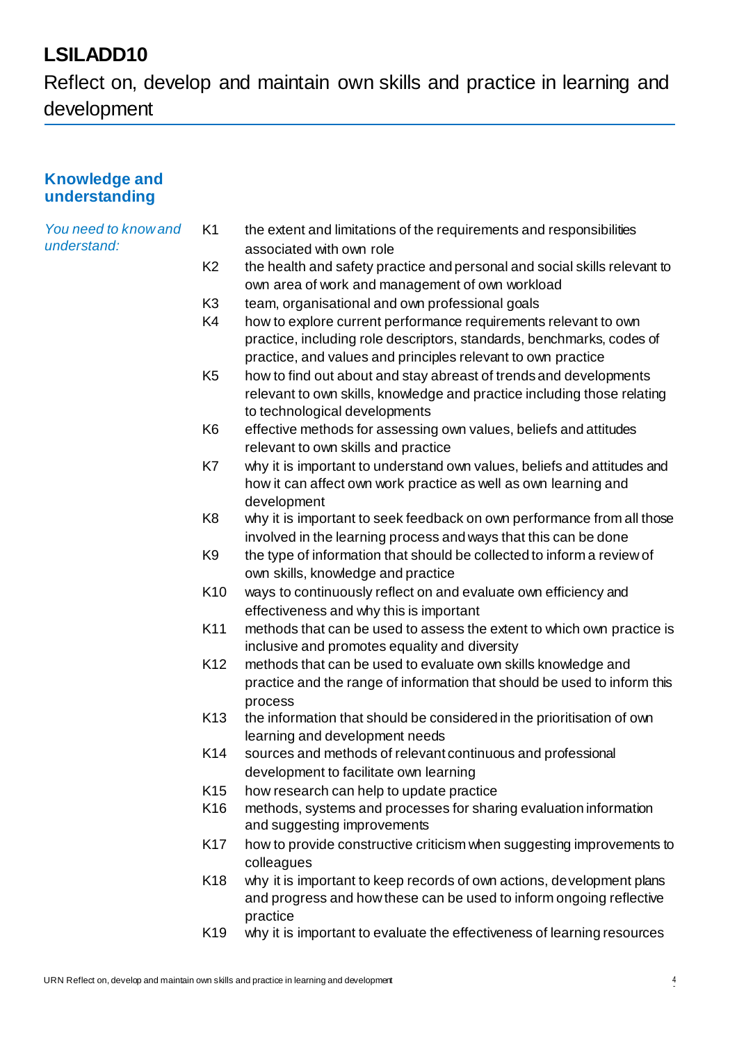# LSILADD10

Reflect on, develop and maintain own skills and practice in learning and development

## Knowledge and understanding

*You need to know and understand:*

| | |
|---|---|
| K1 | the extent and limitations of the requirements and responsibilities associated with own role |
| K2 | the health and safety practice and personal and social skills relevant to own area of work and management of own workload |
| K3 | team, organisational and own professional goals |
| K4 | how to explore current performance requirements relevant to own practice, including role descriptors, standards, benchmarks, codes of practice, and values and principles relevant to own practice |
| K5 | how to find out about and stay abreast of trends and developments relevant to own skills, knowledge and practice including those relating to technological developments |
| K6 | effective methods for assessing own values, beliefs and attitudes relevant to own skills and practice |
| K7 | why it is important to understand own values, beliefs and attitudes and how it can affect own work practice as well as own learning and development |
| K8 | why it is important to seek feedback on own performance from all those involved in the learning process and ways that this can be done |
| K9 | the type of information that should be collected to inform a review of own skills, knowledge and practice |
| K10 | ways to continuously reflect on and evaluate own efficiency and effectiveness and why this is important |
| K11 | methods that can be used to assess the extent to which own practice is inclusive and promotes equality and diversity |
| K12 | methods that can be used to evaluate own skills knowledge and practice and the range of information that should be used to inform this process |
| K13 | the information that should be considered in the prioritisation of own learning and development needs |
| K14 | sources and methods of relevant continuous and professional development to facilitate own learning |
| K15 | how research can help to update practice |
| K16 | methods, systems and processes for sharing evaluation information and suggesting improvements |
| K17 | how to provide constructive criticism when suggesting improvements to colleagues |
| K18 | why it is important to keep records of own actions, development plans and progress and how these can be used to inform ongoing reflective practice |
| K19 | why it is important to evaluate the effectiveness of learning resources |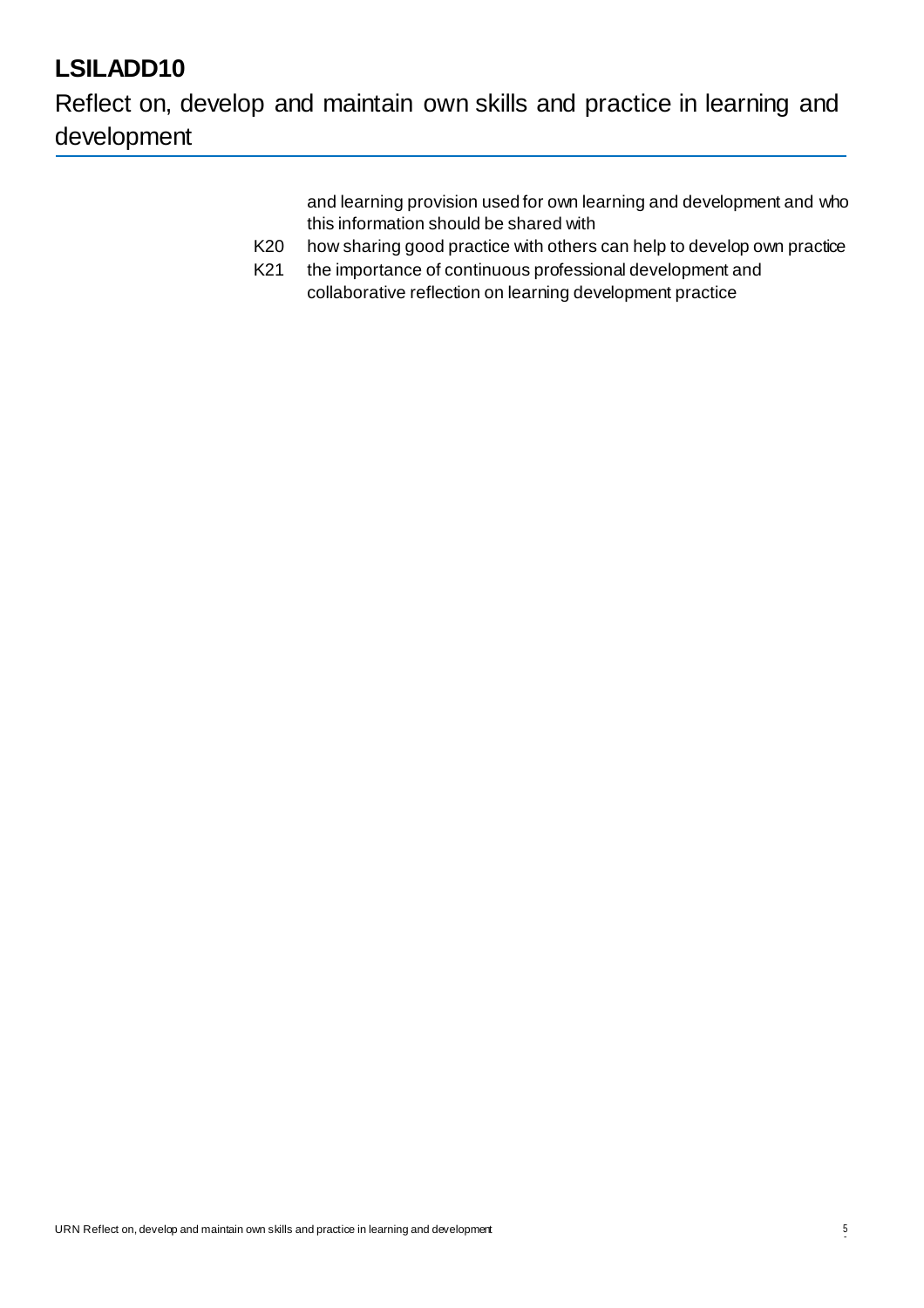and learning provision used for own learning and development and who this information should be shared with

K20 how sharing good practice with others can help to develop own practice

K21 the importance of continuous professional development and collaborative reflection on learning development practice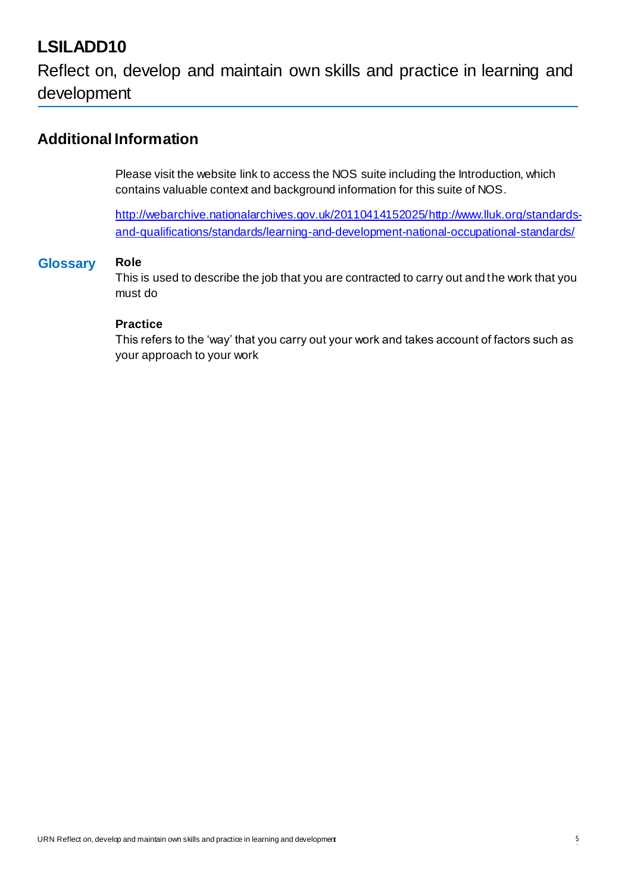# LSILADD10

Reflect on, develop and maintain own skills and practice in learning and development

## Additional Information

Please visit the website link to access the NOS suite including the Introduction, which contains valuable context and background information for this suite of NOS.

http://webarchive.nationalarchives.gov.uk/20110414152025/http://www.lluk.org/standards-and-qualifications/standards/learning-and-development-national-occupational-standards/

### Glossary

**Role**
This is used to describe the job that you are contracted to carry out and the work that you must do

**Practice**
This refers to the 'way' that you carry out your work and takes account of factors such as your approach to your work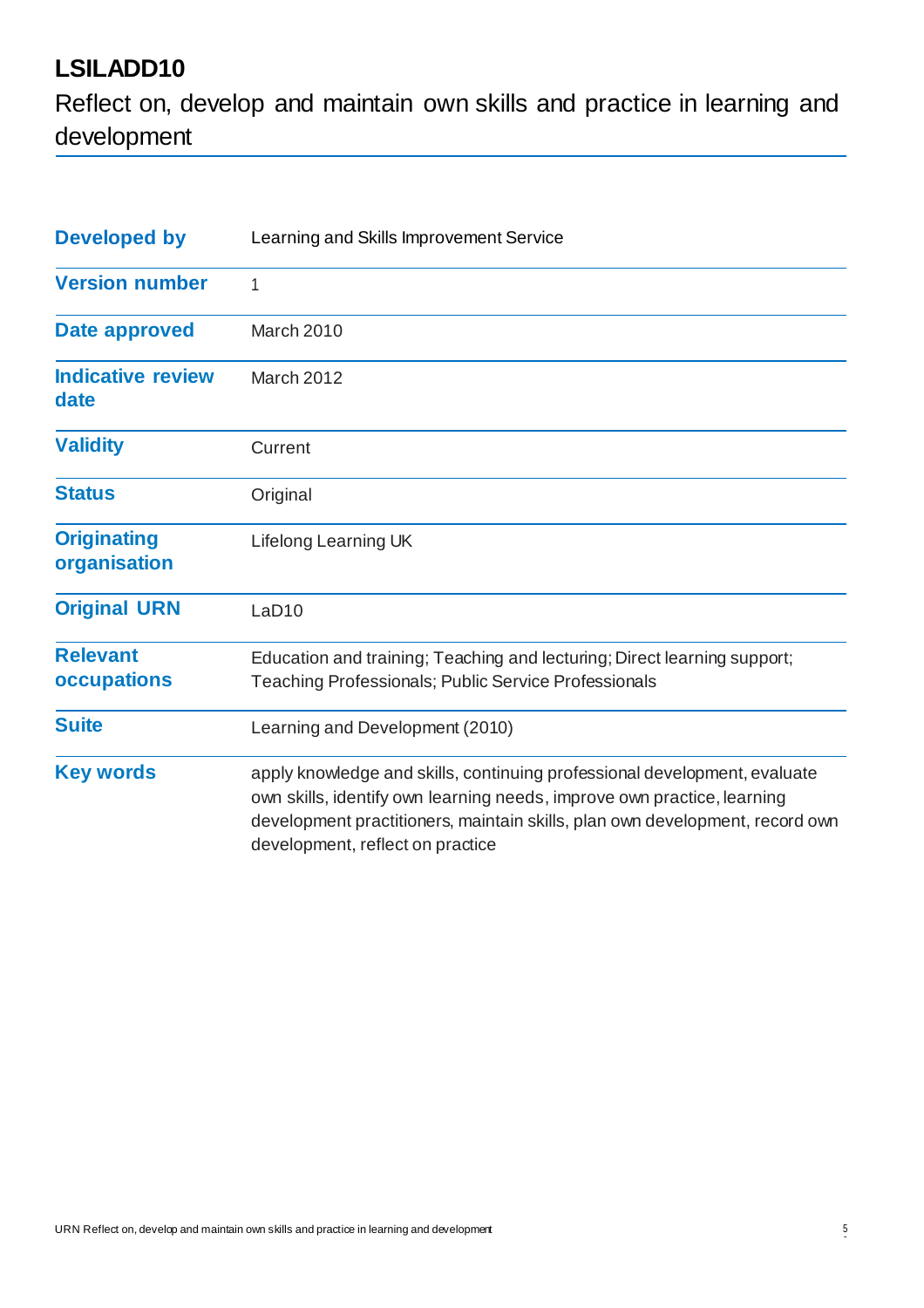# LSILADD10

## Reflect on, develop and maintain own skills and practice in learning and development

| | |
|---|---|
| **Developed by** | Learning and Skills Improvement Service |
| **Version number** | 1 |
| **Date approved** | March 2010 |
| **Indicative review date** | March 2012 |
| **Validity** | Current |
| **Status** | Original |
| **Originating organisation** | Lifelong Learning UK |
| **Original URN** | LaD10 |
| **Relevant occupations** | Education and training; Teaching and lecturing; Direct learning support; Teaching Professionals; Public Service Professionals |
| **Suite** | Learning and Development (2010) |
| **Key words** | apply knowledge and skills, continuing professional development, evaluate own skills, identify own learning needs, improve own practice, learning development practitioners, maintain skills, plan own development, record own development, reflect on practice |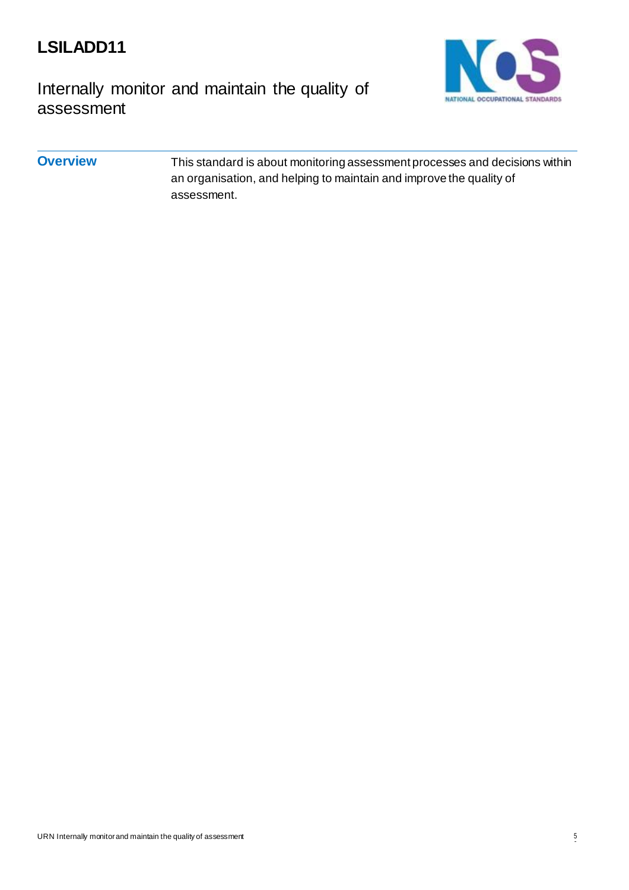# LSILADD11

## Internally monitor and maintain the quality of assessment

| **Overview** | This standard is about monitoring assessment processes and decisions within an organisation, and helping to maintain and improve the quality of assessment. |
| --- | --- |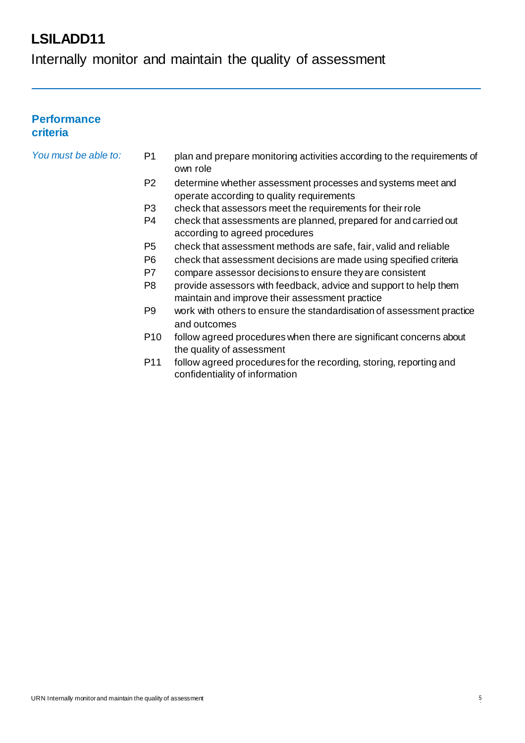# LSILADD11

Internally monitor and maintain the quality of assessment

## Performance criteria

*You must be able to:*

- P1 plan and prepare monitoring activities according to the requirements of own role
- P2 determine whether assessment processes and systems meet and operate according to quality requirements
- P3 check that assessors meet the requirements for their role
- P4 check that assessments are planned, prepared for and carried out according to agreed procedures
- P5 check that assessment methods are safe, fair, valid and reliable
- P6 check that assessment decisions are made using specified criteria
- P7 compare assessor decisions to ensure they are consistent
- P8 provide assessors with feedback, advice and support to help them maintain and improve their assessment practice
- P9 work with others to ensure the standardisation of assessment practice and outcomes
- P10 follow agreed procedures when there are significant concerns about the quality of assessment
- P11 follow agreed procedures for the recording, storing, reporting and confidentiality of information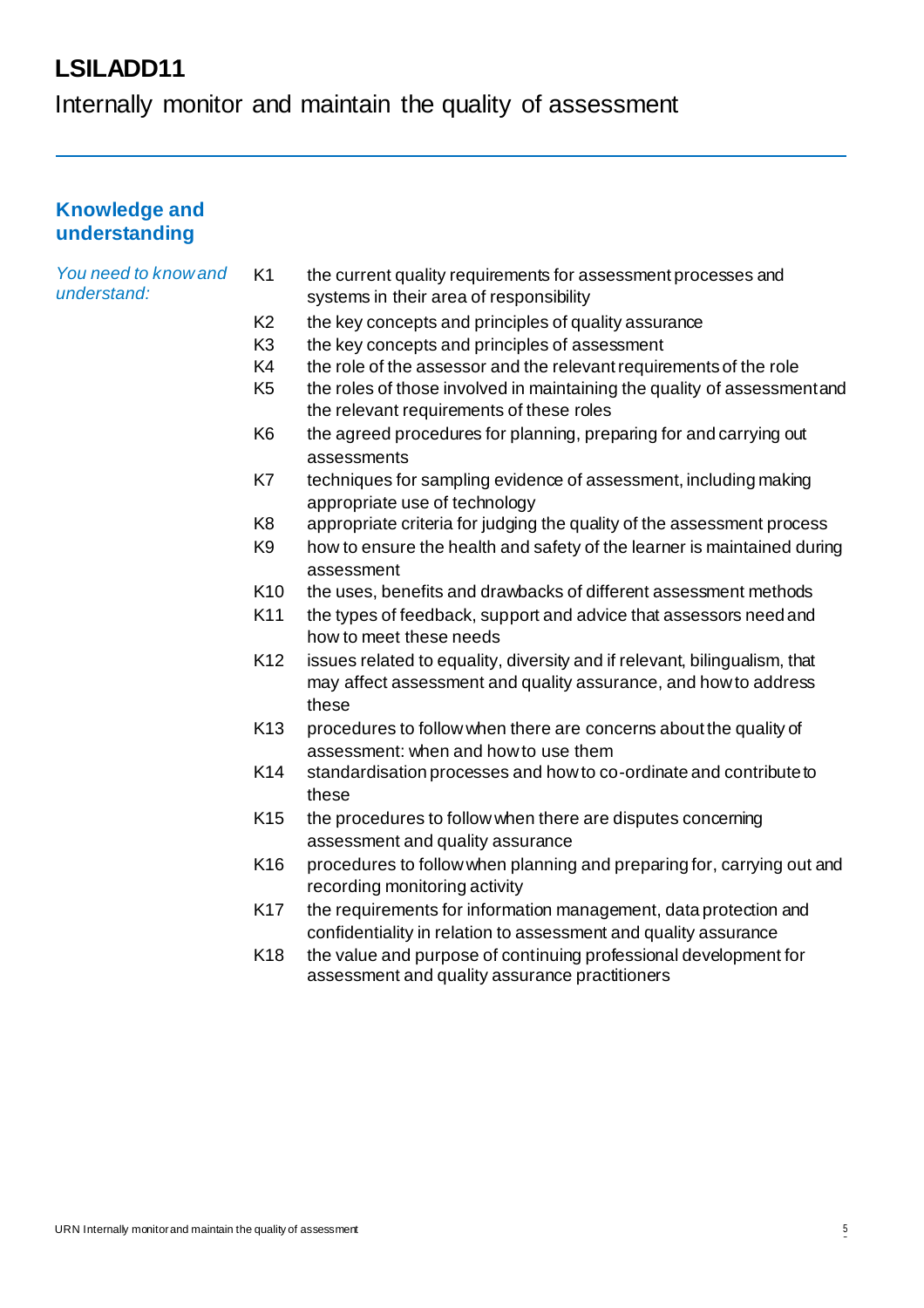# LSILADD11

## Internally monitor and maintain the quality of assessment

### Knowledge and understanding

*You need to know and understand:*

| | |
|---|---|
| K1 | the current quality requirements for assessment processes and systems in their area of responsibility |
| K2 | the key concepts and principles of quality assurance |
| K3 | the key concepts and principles of assessment |
| K4 | the role of the assessor and the relevant requirements of the role |
| K5 | the roles of those involved in maintaining the quality of assessment and the relevant requirements of these roles |
| K6 | the agreed procedures for planning, preparing for and carrying out assessments |
| K7 | techniques for sampling evidence of assessment, including making appropriate use of technology |
| K8 | appropriate criteria for judging the quality of the assessment process |
| K9 | how to ensure the health and safety of the learner is maintained during assessment |
| K10 | the uses, benefits and drawbacks of different assessment methods |
| K11 | the types of feedback, support and advice that assessors need and how to meet these needs |
| K12 | issues related to equality, diversity and if relevant, bilingualism, that may affect assessment and quality assurance, and how to address these |
| K13 | procedures to follow when there are concerns about the quality of assessment: when and how to use them |
| K14 | standardisation processes and how to co-ordinate and contribute to these |
| K15 | the procedures to follow when there are disputes concerning assessment and quality assurance |
| K16 | procedures to follow when planning and preparing for, carrying out and recording monitoring activity |
| K17 | the requirements for information management, data protection and confidentiality in relation to assessment and quality assurance |
| K18 | the value and purpose of continuing professional development for assessment and quality assurance practitioners |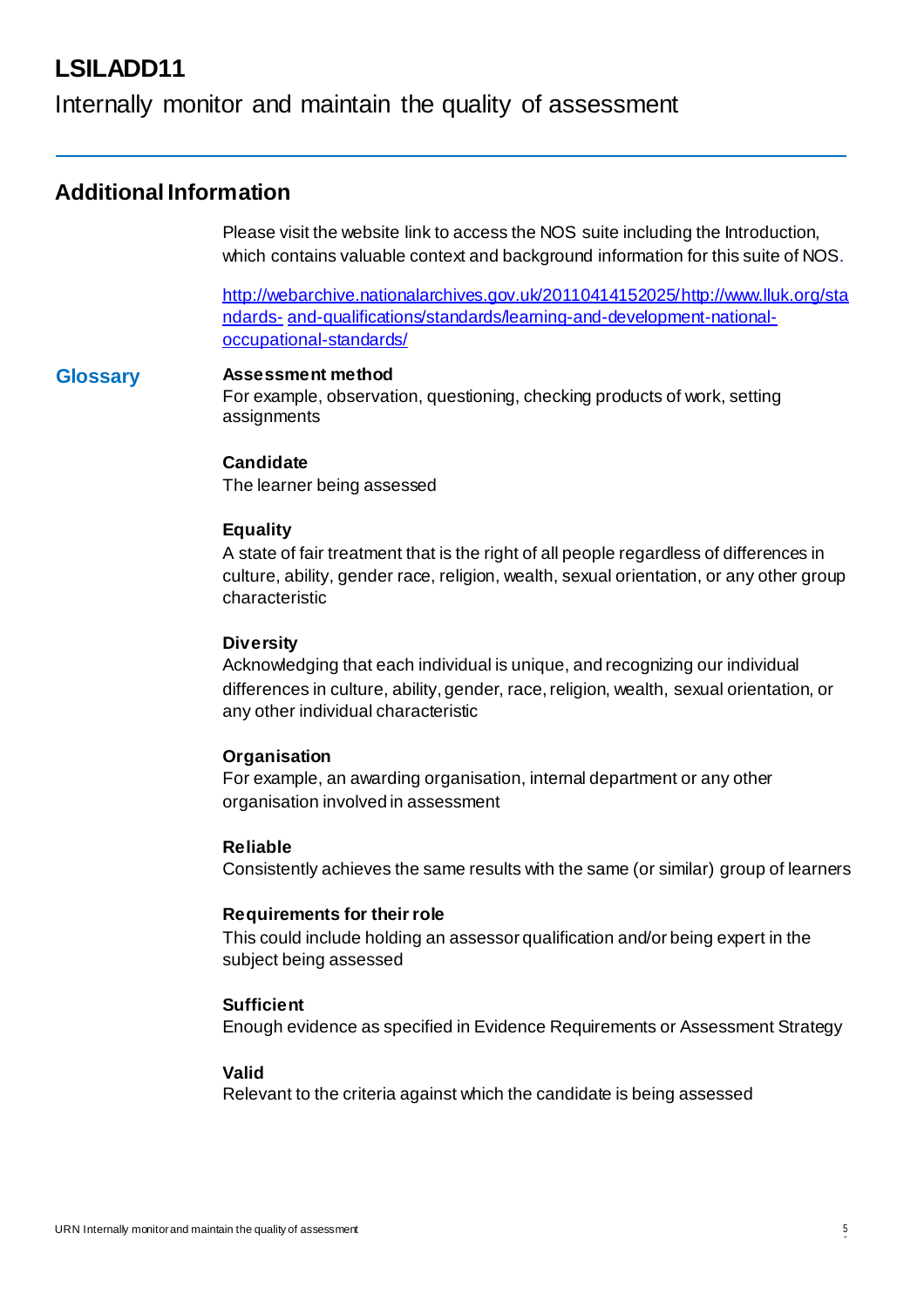# LSILADD11

Internally monitor and maintain the quality of assessment

## Additional Information

Please visit the website link to access the NOS suite including the Introduction, which contains valuable context and background information for this suite of NOS.

http://webarchive.nationalarchives.gov.uk/20110414152025/http://www.lluk.org/standards-and-qualifications/standards/learning-and-development-national-occupational-standards/

### Glossary

**Assessment method**
For example, observation, questioning, checking products of work, setting assignments

**Candidate**
The learner being assessed

**Equality**
A state of fair treatment that is the right of all people regardless of differences in culture, ability, gender race, religion, wealth, sexual orientation, or any other group characteristic

**Diversity**
Acknowledging that each individual is unique, and recognizing our individual differences in culture, ability, gender, race, religion, wealth, sexual orientation, or any other individual characteristic

**Organisation**
For example, an awarding organisation, internal department or any other organisation involved in assessment

**Reliable**
Consistently achieves the same results with the same (or similar) group of learners

**Requirements for their role**
This could include holding an assessor qualification and/or being expert in the subject being assessed

**Sufficient**
Enough evidence as specified in Evidence Requirements or Assessment Strategy

**Valid**
Relevant to the criteria against which the candidate is being assessed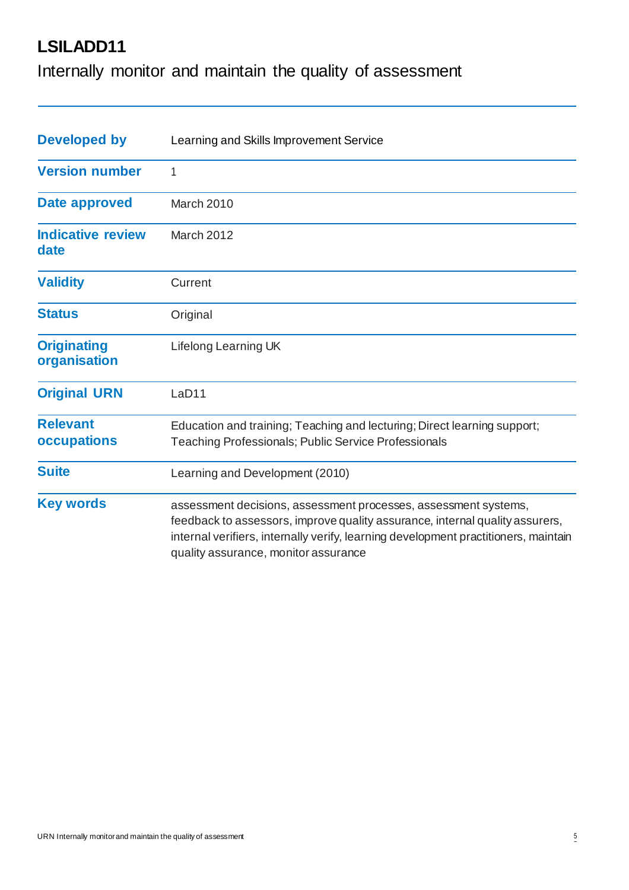# LSILADD11

Internally monitor and maintain the quality of assessment

| | |
|---|---|
| **Developed by** | Learning and Skills Improvement Service |
| **Version number** | 1 |
| **Date approved** | March 2010 |
| **Indicative review date** | March 2012 |
| **Validity** | Current |
| **Status** | Original |
| **Originating organisation** | Lifelong Learning UK |
| **Original URN** | LaD11 |
| **Relevant occupations** | Education and training; Teaching and lecturing; Direct learning support; Teaching Professionals; Public Service Professionals |
| **Suite** | Learning and Development (2010) |
| **Key words** | assessment decisions, assessment processes, assessment systems, feedback to assessors, improve quality assurance, internal quality assurers, internal verifiers, internally verify, learning development practitioners, maintain quality assurance, monitor assurance |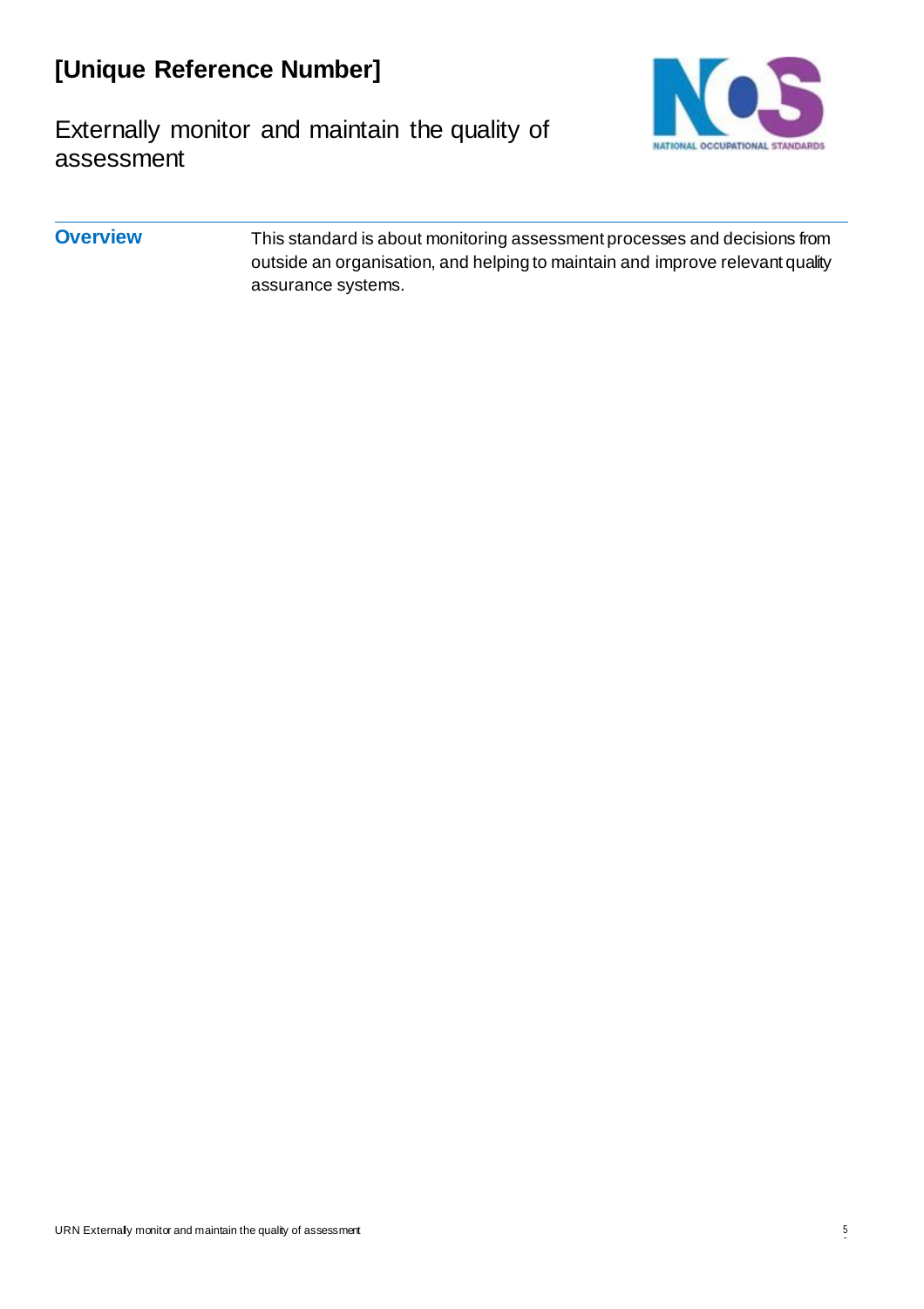# [Unique Reference Number]

## Externally monitor and maintain the quality of assessment

| | |
|---|---|
| **Overview** | This standard is about monitoring assessment processes and decisions from outside an organisation, and helping to maintain and improve relevant quality assurance systems. |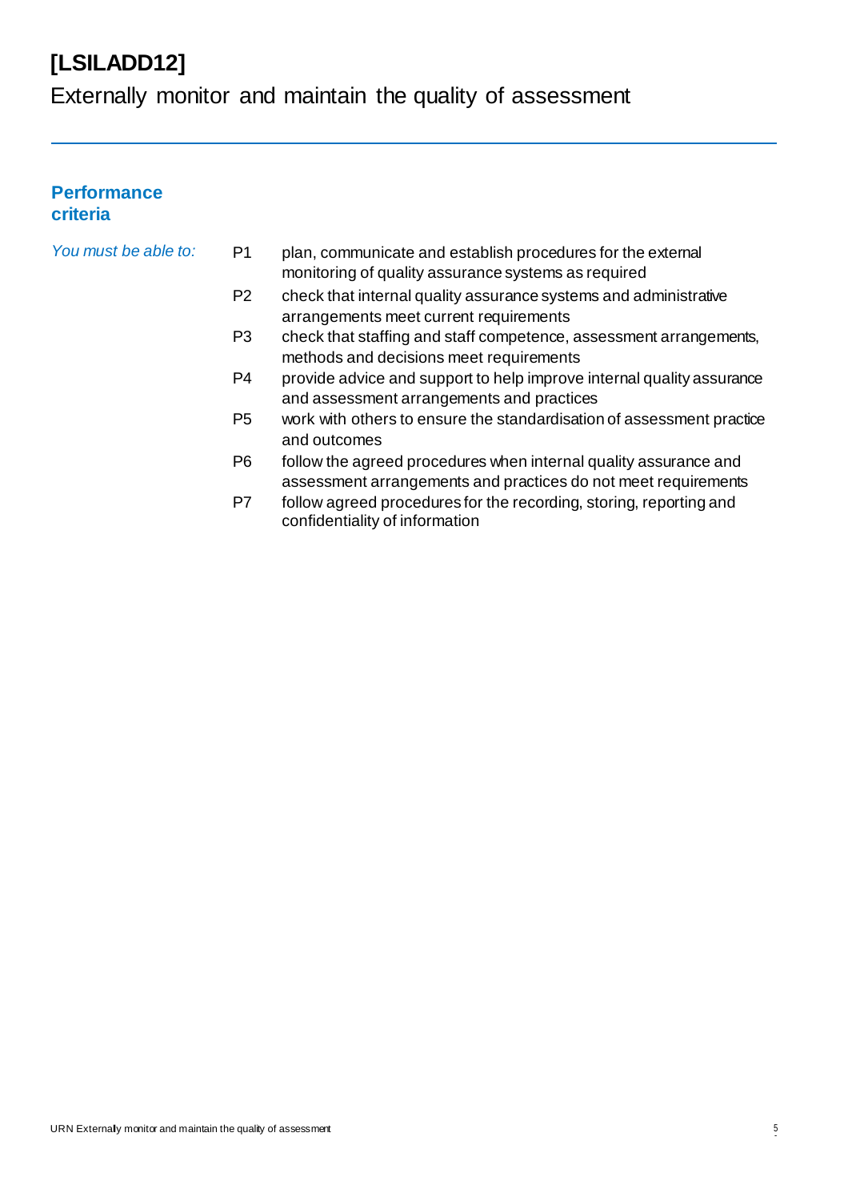# [LSILADD12]

## Externally monitor and maintain the quality of assessment

---

### Performance criteria

*You must be able to:*

| | |
|---|---|
| P1 | plan, communicate and establish procedures for the external monitoring of quality assurance systems as required |
| P2 | check that internal quality assurance systems and administrative arrangements meet current requirements |
| P3 | check that staffing and staff competence, assessment arrangements, methods and decisions meet requirements |
| P4 | provide advice and support to help improve internal quality assurance and assessment arrangements and practices |
| P5 | work with others to ensure the standardisation of assessment practice and outcomes |
| P6 | follow the agreed procedures when internal quality assurance and assessment arrangements and practices do not meet requirements |
| P7 | follow agreed procedures for the recording, storing, reporting and confidentiality of information |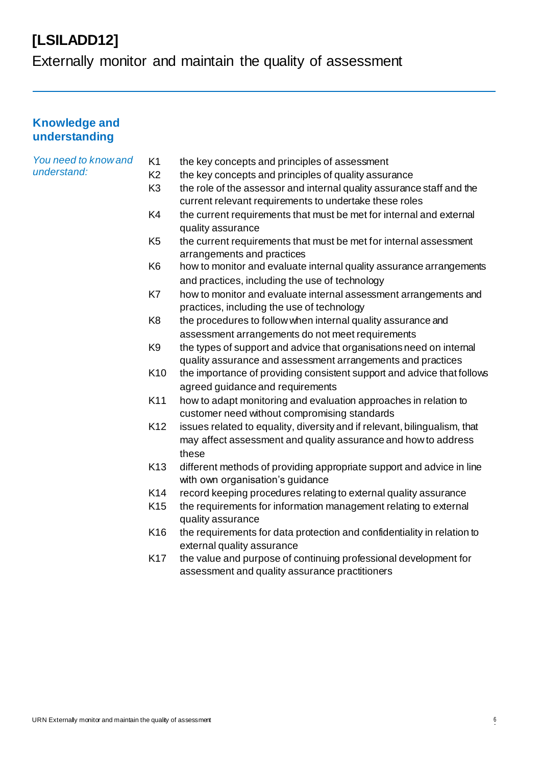# [LSILADD12]

Externally monitor and maintain the quality of assessment

## Knowledge and understanding

*You need to know and understand:*

- K1 the key concepts and principles of assessment
- K2 the key concepts and principles of quality assurance
- K3 the role of the assessor and internal quality assurance staff and the current relevant requirements to undertake these roles
- K4 the current requirements that must be met for internal and external quality assurance
- K5 the current requirements that must be met for internal assessment arrangements and practices
- K6 how to monitor and evaluate internal quality assurance arrangements and practices, including the use of technology
- K7 how to monitor and evaluate internal assessment arrangements and practices, including the use of technology
- K8 the procedures to follow when internal quality assurance and assessment arrangements do not meet requirements
- K9 the types of support and advice that organisations need on internal quality assurance and assessment arrangements and practices
- K10 the importance of providing consistent support and advice that follows agreed guidance and requirements
- K11 how to adapt monitoring and evaluation approaches in relation to customer need without compromising standards
- K12 issues related to equality, diversity and if relevant, bilingualism, that may affect assessment and quality assurance and how to address these
- K13 different methods of providing appropriate support and advice in line with own organisation's guidance
- K14 record keeping procedures relating to external quality assurance
- K15 the requirements for information management relating to external quality assurance
- K16 the requirements for data protection and confidentiality in relation to external quality assurance
- K17 the value and purpose of continuing professional development for assessment and quality assurance practitioners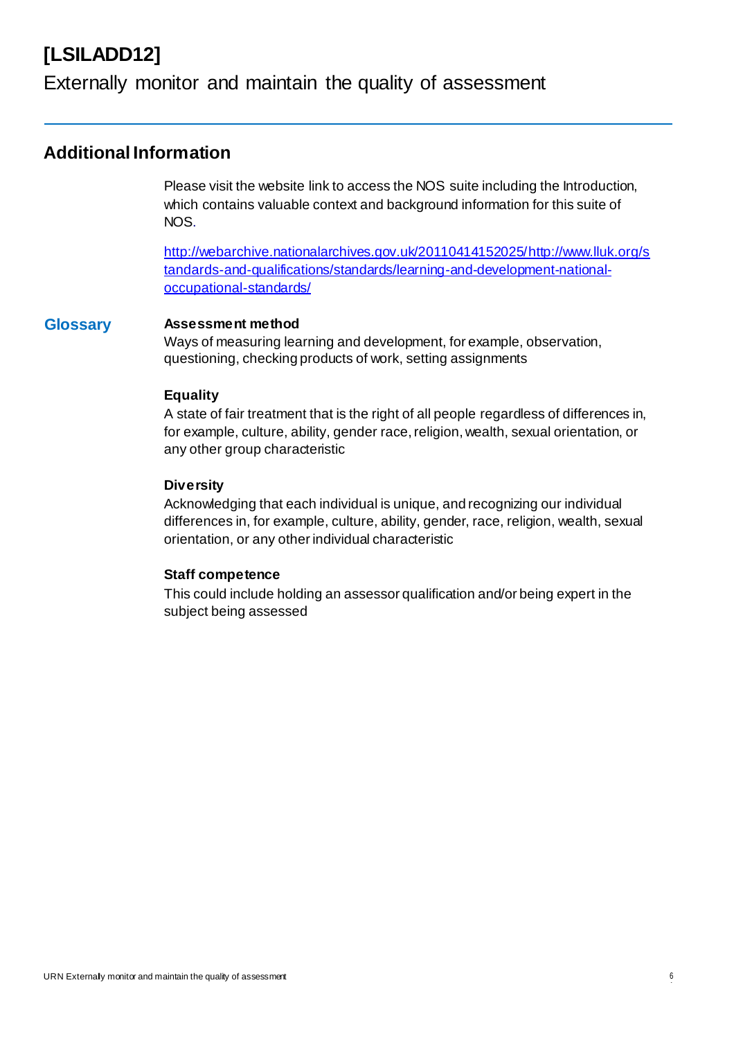# [LSILADD12]

Externally monitor and maintain the quality of assessment

## Additional Information

Please visit the website link to access the NOS suite including the Introduction, which contains valuable context and background information for this suite of NOS.

http://webarchive.nationalarchives.gov.uk/20110414152025/http://www.lluk.org/standards-and-qualifications/standards/learning-and-development-national-occupational-standards/

### Glossary

**Assessment method**
Ways of measuring learning and development, for example, observation, questioning, checking products of work, setting assignments

**Equality**
A state of fair treatment that is the right of all people regardless of differences in, for example, culture, ability, gender race, religion, wealth, sexual orientation, or any other group characteristic

**Diversity**
Acknowledging that each individual is unique, and recognizing our individual differences in, for example, culture, ability, gender, race, religion, wealth, sexual orientation, or any other individual characteristic

**Staff competence**
This could include holding an assessor qualification and/or being expert in the subject being assessed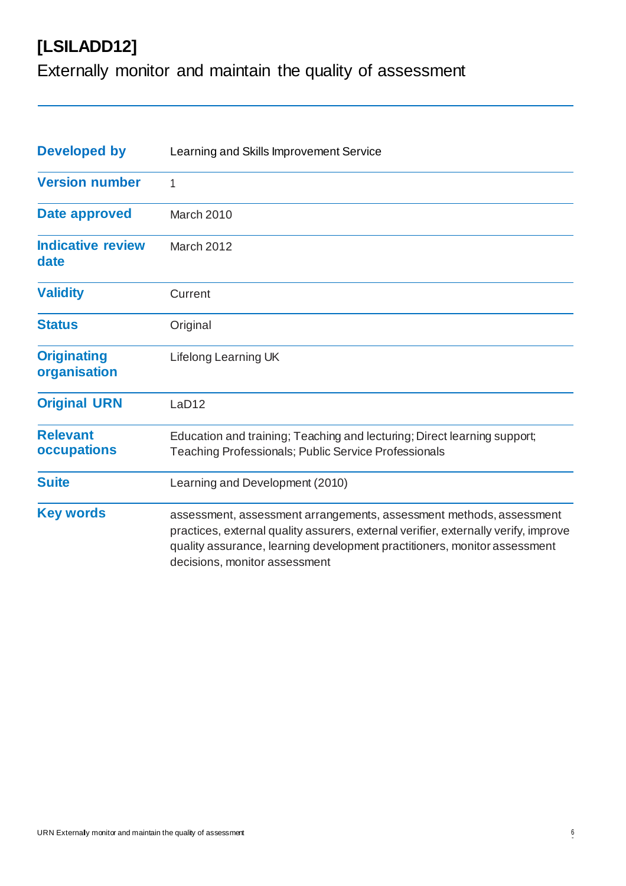# [LSILADD12]

## Externally monitor and maintain the quality of assessment

| | |
|---|---|
| **Developed by** | Learning and Skills Improvement Service |
| **Version number** | 1 |
| **Date approved** | March 2010 |
| **Indicative review date** | March 2012 |
| **Validity** | Current |
| **Status** | Original |
| **Originating organisation** | Lifelong Learning UK |
| **Original URN** | LaD12 |
| **Relevant occupations** | Education and training; Teaching and lecturing; Direct learning support; Teaching Professionals; Public Service Professionals |
| **Suite** | Learning and Development (2010) |
| **Key words** | assessment, assessment arrangements, assessment methods, assessment practices, external quality assurers, external verifier, externally verify, improve quality assurance, learning development practitioners, monitor assessment decisions, monitor assessment |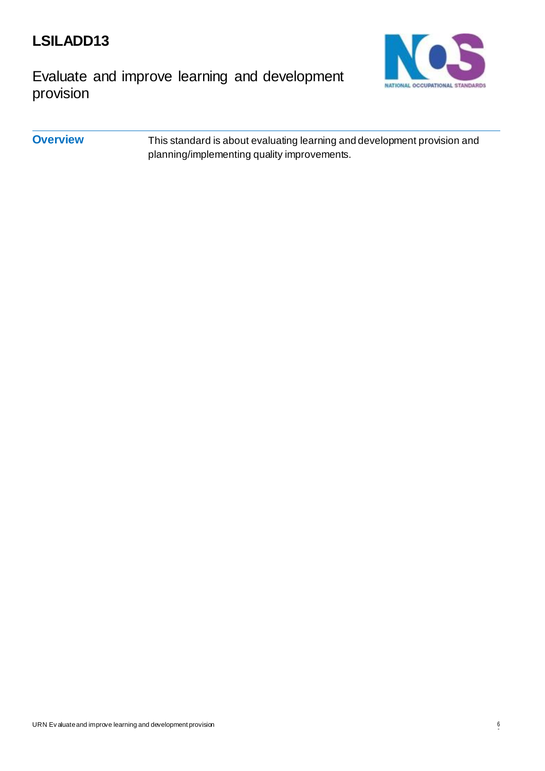# LSILADD13

## Evaluate and improve learning and development provision

| | |
|---|---|
| **Overview** | This standard is about evaluating learning and development provision and planning/implementing quality improvements. |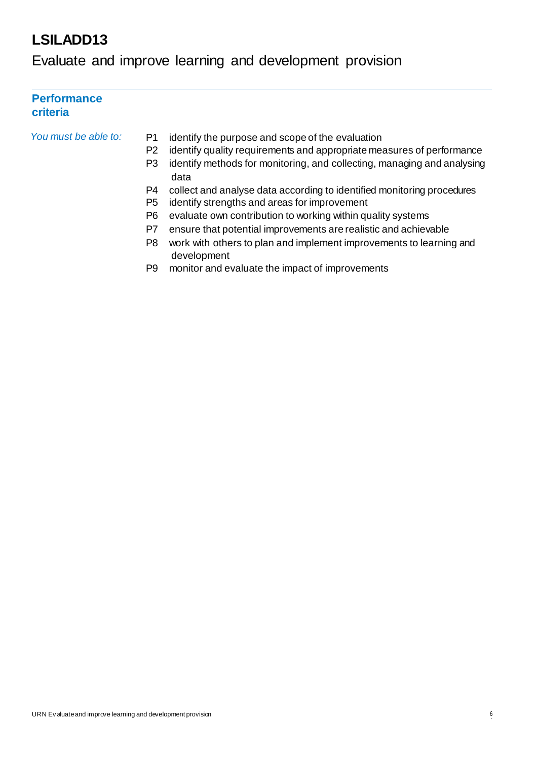# LSILADD13

## Evaluate and improve learning and development provision

### Performance criteria

*You must be able to:*

- P1 identify the purpose and scope of the evaluation
- P2 identify quality requirements and appropriate measures of performance
- P3 identify methods for monitoring, and collecting, managing and analysing data
- P4 collect and analyse data according to identified monitoring procedures
- P5 identify strengths and areas for improvement
- P6 evaluate own contribution to working within quality systems
- P7 ensure that potential improvements are realistic and achievable
- P8 work with others to plan and implement improvements to learning and development
- P9 monitor and evaluate the impact of improvements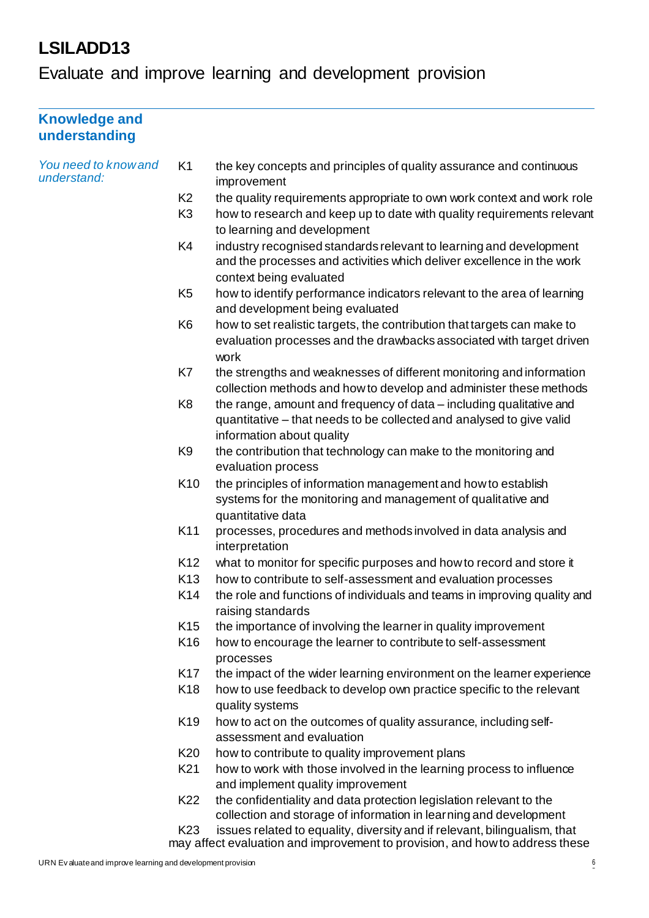# LSILADD13

## Evaluate and improve learning and development provision

### Knowledge and understanding

*You need to know and understand:*

| | |
|---|---|
| K1 | the key concepts and principles of quality assurance and continuous improvement |
| K2 | the quality requirements appropriate to own work context and work role |
| K3 | how to research and keep up to date with quality requirements relevant to learning and development |
| K4 | industry recognised standards relevant to learning and development and the processes and activities which deliver excellence in the work context being evaluated |
| K5 | how to identify performance indicators relevant to the area of learning and development being evaluated |
| K6 | how to set realistic targets, the contribution that targets can make to evaluation processes and the drawbacks associated with target driven work |
| K7 | the strengths and weaknesses of different monitoring and information collection methods and how to develop and administer these methods |
| K8 | the range, amount and frequency of data – including qualitative and quantitative – that needs to be collected and analysed to give valid information about quality |
| K9 | the contribution that technology can make to the monitoring and evaluation process |
| K10 | the principles of information management and how to establish systems for the monitoring and management of qualitative and quantitative data |
| K11 | processes, procedures and methods involved in data analysis and interpretation |
| K12 | what to monitor for specific purposes and how to record and store it |
| K13 | how to contribute to self-assessment and evaluation processes |
| K14 | the role and functions of individuals and teams in improving quality and raising standards |
| K15 | the importance of involving the learner in quality improvement |
| K16 | how to encourage the learner to contribute to self-assessment processes |
| K17 | the impact of the wider learning environment on the learner experience |
| K18 | how to use feedback to develop own practice specific to the relevant quality systems |
| K19 | how to act on the outcomes of quality assurance, including self-assessment and evaluation |
| K20 | how to contribute to quality improvement plans |
| K21 | how to work with those involved in the learning process to influence and implement quality improvement |
| K22 | the confidentiality and data protection legislation relevant to the collection and storage of information in learning and development |
| K23 | issues related to equality, diversity and if relevant, bilingualism, that may affect evaluation and improvement to provision, and how to address these |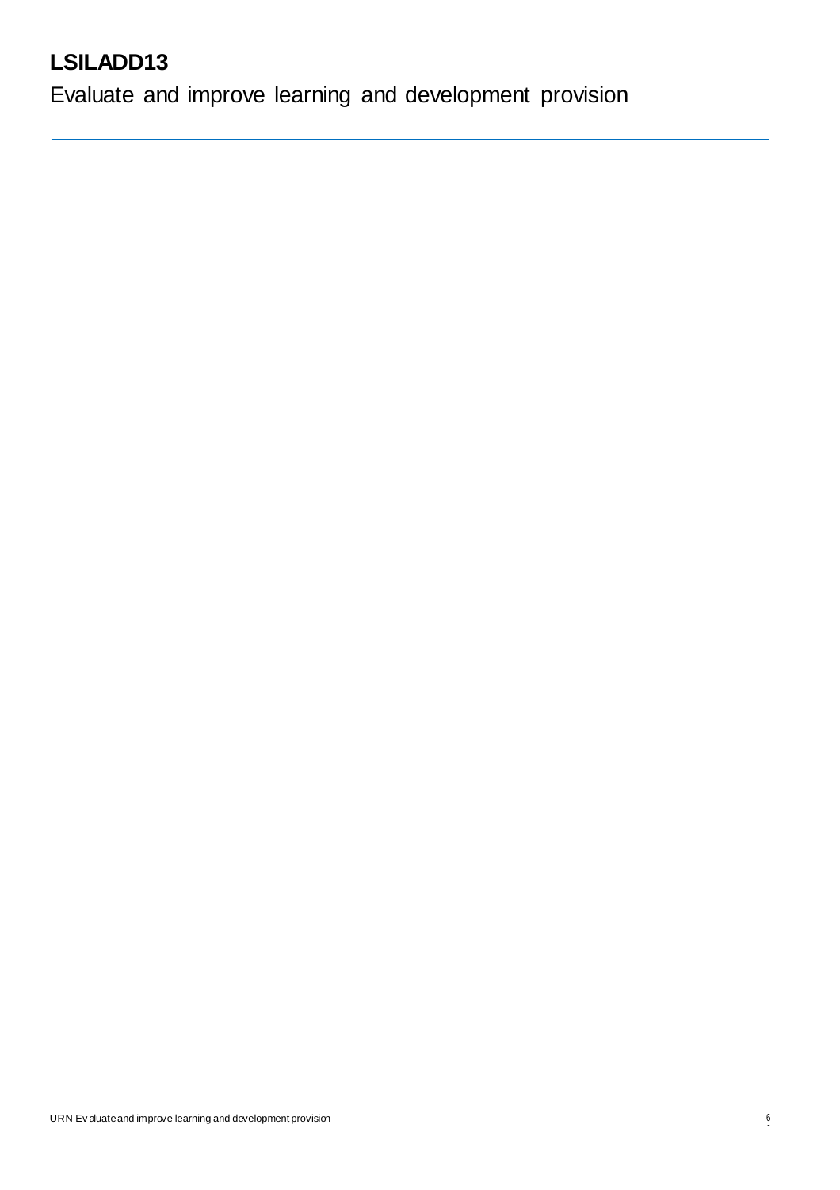# LSILADD13

Evaluate and improve learning and development provision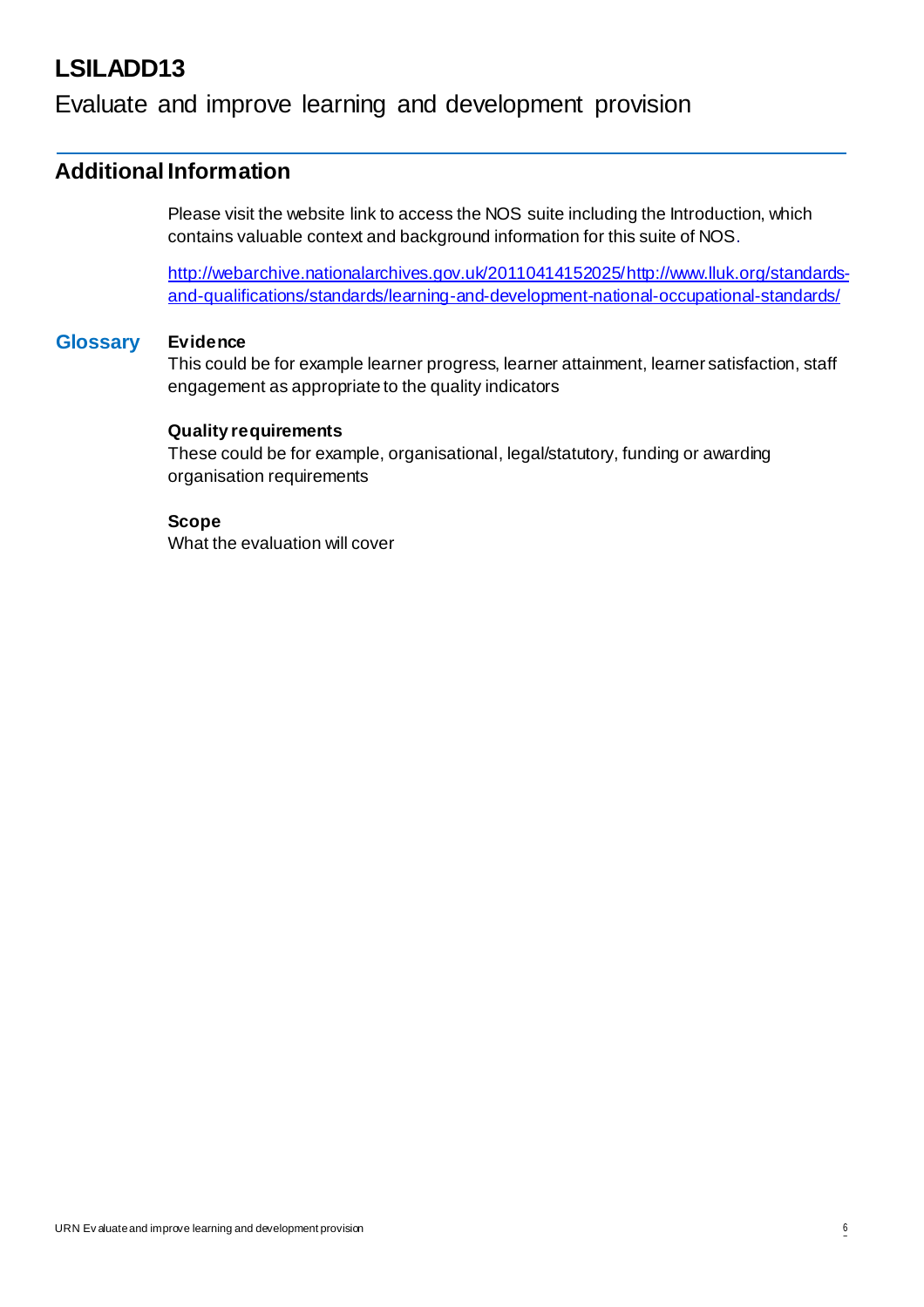# LSILADD13

Evaluate and improve learning and development provision

## Additional Information

Please visit the website link to access the NOS suite including the Introduction, which contains valuable context and background information for this suite of NOS.

http://webarchive.nationalarchives.gov.uk/20110414152025/http://www.lluk.org/standards-and-qualifications/standards/learning-and-development-national-occupational-standards/

### Glossary

**Evidence**
This could be for example learner progress, learner attainment, learner satisfaction, staff engagement as appropriate to the quality indicators

**Quality requirements**
These could be for example, organisational, legal/statutory, funding or awarding organisation requirements

**Scope**
What the evaluation will cover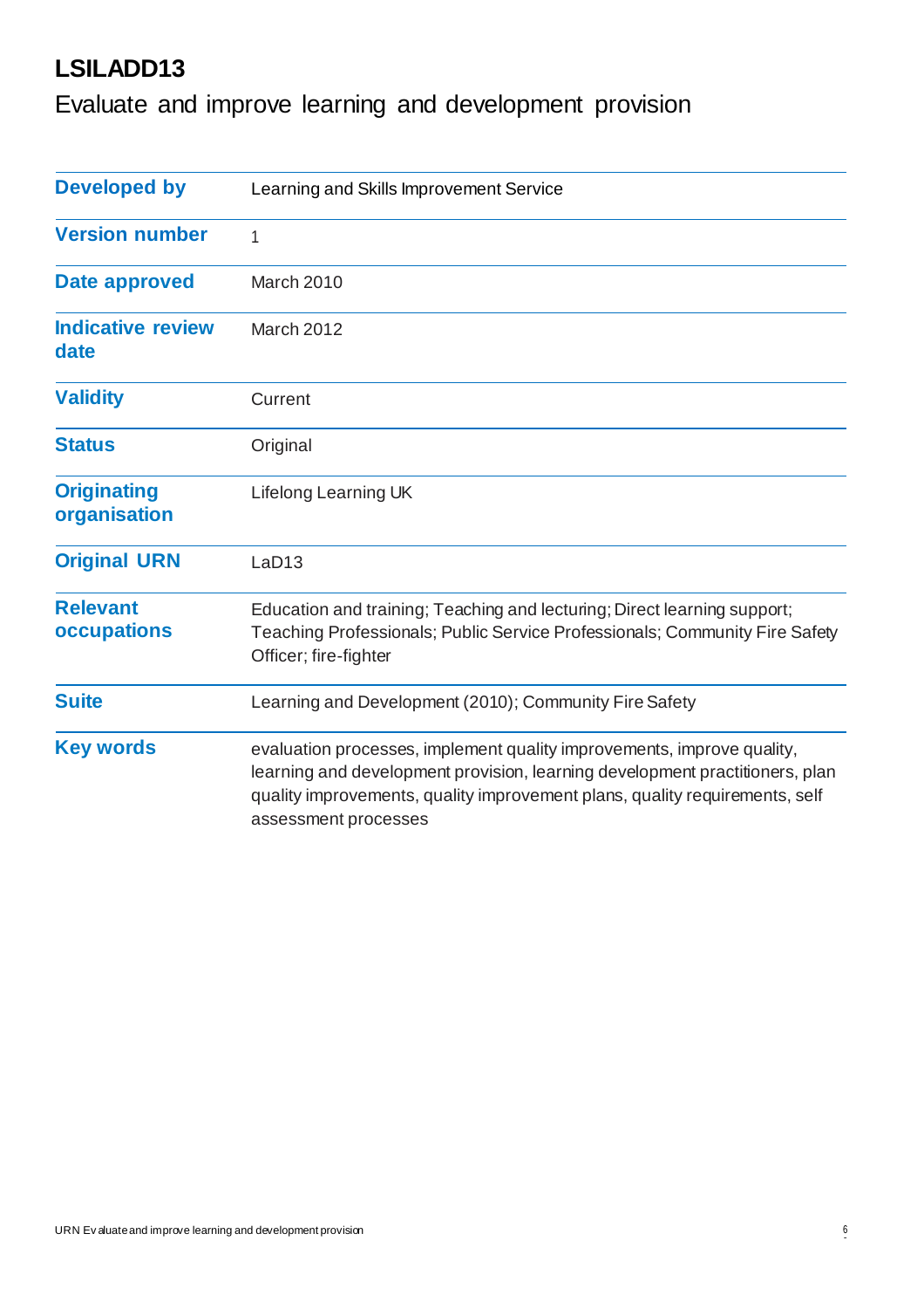# LSILADD13

## Evaluate and improve learning and development provision

| | |
|---|---|
| **Developed by** | Learning and Skills Improvement Service |
| **Version number** | 1 |
| **Date approved** | March 2010 |
| **Indicative review date** | March 2012 |
| **Validity** | Current |
| **Status** | Original |
| **Originating organisation** | Lifelong Learning UK |
| **Original URN** | LaD13 |
| **Relevant occupations** | Education and training; Teaching and lecturing; Direct learning support; Teaching Professionals; Public Service Professionals; Community Fire Safety Officer; fire-fighter |
| **Suite** | Learning and Development (2010); Community Fire Safety |
| **Key words** | evaluation processes, implement quality improvements, improve quality, learning and development provision, learning development practitioners, plan quality improvements, quality improvement plans, quality requirements, self assessment processes |